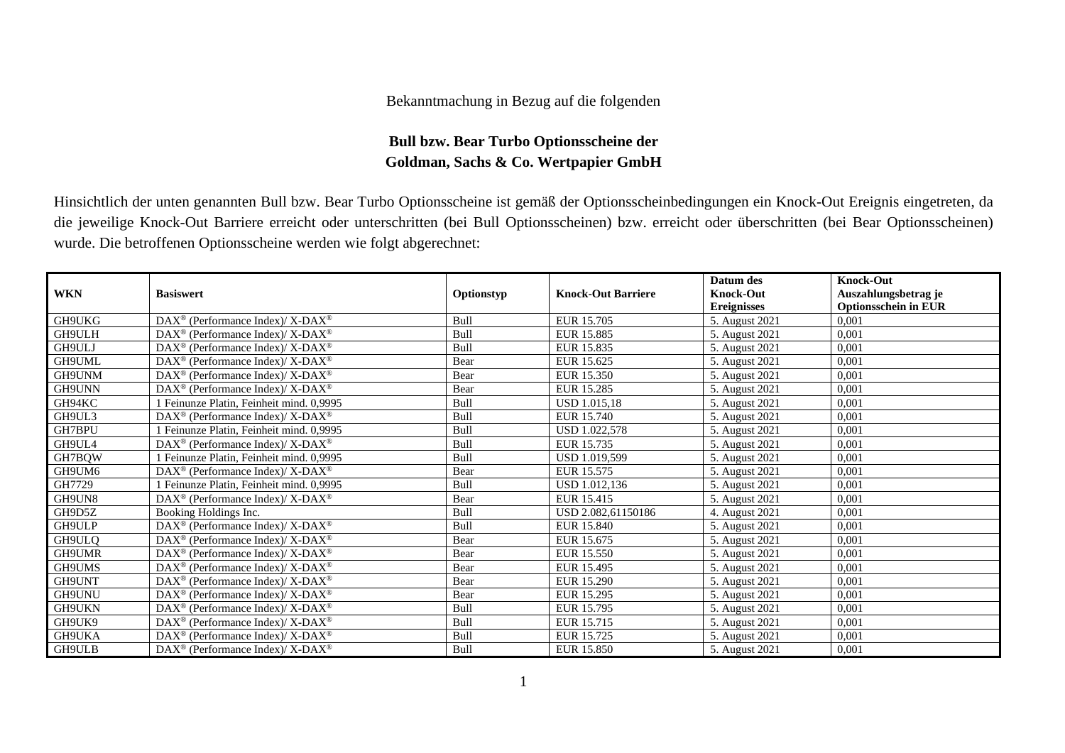Bekanntmachung in Bezug auf die folgenden

**Bull bzw. Bear Turbo Optionsscheine der Goldman, Sachs & Co. Wertpapier GmbH**

Hinsichtlich der unten genannten Bull bzw. Bear Turbo Optionsscheine ist gemäß der Optionsscheinbedingungen ein Knock-Out Ereignis eingetreten, da die jeweilige Knock-Out Barriere erreicht oder unterschritten (bei Bull Optionsscheinen) bzw. erreicht oder überschritten (bei Bear Optionsscheinen) wurde. Die betroffenen Optionsscheine werden wie folgt abgerechnet:

| WKN | Basiswert | Optionstyp | Knock-Out Barriere | Datum des Knock-Out Ereignisses | Knock-Out Auszahlungsbetrag je Optionsschein in EUR |
|---|---|---|---|---|---|
| GH9UKG | DAX® (Performance Index)/ X-DAX® | Bull | EUR 15.705 | 5. August 2021 | 0,001 |
| GH9ULH | DAX® (Performance Index)/ X-DAX® | Bull | EUR 15.885 | 5. August 2021 | 0,001 |
| GH9ULJ | DAX® (Performance Index)/ X-DAX® | Bull | EUR 15.835 | 5. August 2021 | 0,001 |
| GH9UML | DAX® (Performance Index)/ X-DAX® | Bear | EUR 15.625 | 5. August 2021 | 0,001 |
| GH9UNM | DAX® (Performance Index)/ X-DAX® | Bear | EUR 15.350 | 5. August 2021 | 0,001 |
| GH9UNN | DAX® (Performance Index)/ X-DAX® | Bear | EUR 15.285 | 5. August 2021 | 0,001 |
| GH94KC | 1 Feinunze Platin, Feinheit mind. 0,9995 | Bull | USD 1.015,18 | 5. August 2021 | 0,001 |
| GH9UL3 | DAX® (Performance Index)/ X-DAX® | Bull | EUR 15.740 | 5. August 2021 | 0,001 |
| GH7BPU | 1 Feinunze Platin, Feinheit mind. 0,9995 | Bull | USD 1.022,578 | 5. August 2021 | 0,001 |
| GH9UL4 | DAX® (Performance Index)/ X-DAX® | Bull | EUR 15.735 | 5. August 2021 | 0,001 |
| GH7BQW | 1 Feinunze Platin, Feinheit mind. 0,9995 | Bull | USD 1.019,599 | 5. August 2021 | 0,001 |
| GH9UM6 | DAX® (Performance Index)/ X-DAX® | Bear | EUR 15.575 | 5. August 2021 | 0,001 |
| GH7729 | 1 Feinunze Platin, Feinheit mind. 0,9995 | Bull | USD 1.012,136 | 5. August 2021 | 0,001 |
| GH9UN8 | DAX® (Performance Index)/ X-DAX® | Bear | EUR 15.415 | 5. August 2021 | 0,001 |
| GH9D5Z | Booking Holdings Inc. | Bull | USD 2.082,61150186 | 4. August 2021 | 0,001 |
| GH9ULP | DAX® (Performance Index)/ X-DAX® | Bull | EUR 15.840 | 5. August 2021 | 0,001 |
| GH9ULQ | DAX® (Performance Index)/ X-DAX® | Bear | EUR 15.675 | 5. August 2021 | 0,001 |
| GH9UMR | DAX® (Performance Index)/ X-DAX® | Bear | EUR 15.550 | 5. August 2021 | 0,001 |
| GH9UMS | DAX® (Performance Index)/ X-DAX® | Bear | EUR 15.495 | 5. August 2021 | 0,001 |
| GH9UNT | DAX® (Performance Index)/ X-DAX® | Bear | EUR 15.290 | 5. August 2021 | 0,001 |
| GH9UNU | DAX® (Performance Index)/ X-DAX® | Bear | EUR 15.295 | 5. August 2021 | 0,001 |
| GH9UKN | DAX® (Performance Index)/ X-DAX® | Bull | EUR 15.795 | 5. August 2021 | 0,001 |
| GH9UK9 | DAX® (Performance Index)/ X-DAX® | Bull | EUR 15.715 | 5. August 2021 | 0,001 |
| GH9UKA | DAX® (Performance Index)/ X-DAX® | Bull | EUR 15.725 | 5. August 2021 | 0,001 |
| GH9ULB | DAX® (Performance Index)/ X-DAX® | Bull | EUR 15.850 | 5. August 2021 | 0,001 |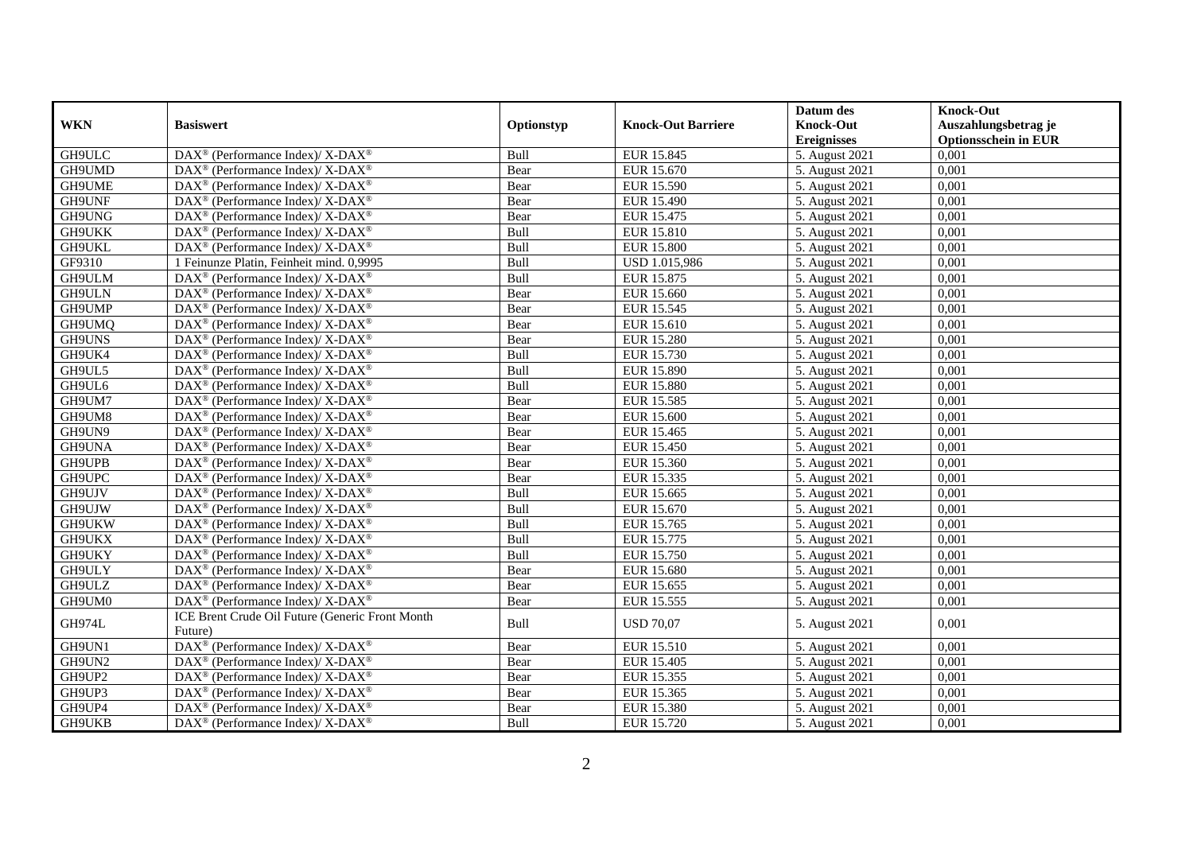| WKN | Basiswert | Optionstyp | Knock-Out Barriere | Datum des Knock-Out Ereignisses | Knock-Out Auszahlungsbetrag je Optionsschein in EUR |
|---|---|---|---|---|---|
| GH9ULC | DAX® (Performance Index)/ X-DAX® | Bull | EUR 15.845 | 5. August 2021 | 0,001 |
| GH9UMD | DAX® (Performance Index)/ X-DAX® | Bear | EUR 15.670 | 5. August 2021 | 0,001 |
| GH9UME | DAX® (Performance Index)/ X-DAX® | Bear | EUR 15.590 | 5. August 2021 | 0,001 |
| GH9UNF | DAX® (Performance Index)/ X-DAX® | Bear | EUR 15.490 | 5. August 2021 | 0,001 |
| GH9UNG | DAX® (Performance Index)/ X-DAX® | Bear | EUR 15.475 | 5. August 2021 | 0,001 |
| GH9UKK | DAX® (Performance Index)/ X-DAX® | Bull | EUR 15.810 | 5. August 2021 | 0,001 |
| GH9UKL | DAX® (Performance Index)/ X-DAX® | Bull | EUR 15.800 | 5. August 2021 | 0,001 |
| GF9310 | 1 Feinunze Platin, Feinheit mind. 0,9995 | Bull | USD 1.015,986 | 5. August 2021 | 0,001 |
| GH9ULM | DAX® (Performance Index)/ X-DAX® | Bull | EUR 15.875 | 5. August 2021 | 0,001 |
| GH9ULN | DAX® (Performance Index)/ X-DAX® | Bear | EUR 15.660 | 5. August 2021 | 0,001 |
| GH9UMP | DAX® (Performance Index)/ X-DAX® | Bear | EUR 15.545 | 5. August 2021 | 0,001 |
| GH9UMQ | DAX® (Performance Index)/ X-DAX® | Bear | EUR 15.610 | 5. August 2021 | 0,001 |
| GH9UNS | DAX® (Performance Index)/ X-DAX® | Bear | EUR 15.280 | 5. August 2021 | 0,001 |
| GH9UK4 | DAX® (Performance Index)/ X-DAX® | Bull | EUR 15.730 | 5. August 2021 | 0,001 |
| GH9UL5 | DAX® (Performance Index)/ X-DAX® | Bull | EUR 15.890 | 5. August 2021 | 0,001 |
| GH9UL6 | DAX® (Performance Index)/ X-DAX® | Bull | EUR 15.880 | 5. August 2021 | 0,001 |
| GH9UM7 | DAX® (Performance Index)/ X-DAX® | Bear | EUR 15.585 | 5. August 2021 | 0,001 |
| GH9UM8 | DAX® (Performance Index)/ X-DAX® | Bear | EUR 15.600 | 5. August 2021 | 0,001 |
| GH9UN9 | DAX® (Performance Index)/ X-DAX® | Bear | EUR 15.465 | 5. August 2021 | 0,001 |
| GH9UNA | DAX® (Performance Index)/ X-DAX® | Bear | EUR 15.450 | 5. August 2021 | 0,001 |
| GH9UPB | DAX® (Performance Index)/ X-DAX® | Bear | EUR 15.360 | 5. August 2021 | 0,001 |
| GH9UPC | DAX® (Performance Index)/ X-DAX® | Bear | EUR 15.335 | 5. August 2021 | 0,001 |
| GH9UJV | DAX® (Performance Index)/ X-DAX® | Bull | EUR 15.665 | 5. August 2021 | 0,001 |
| GH9UJW | DAX® (Performance Index)/ X-DAX® | Bull | EUR 15.670 | 5. August 2021 | 0,001 |
| GH9UKW | DAX® (Performance Index)/ X-DAX® | Bull | EUR 15.765 | 5. August 2021 | 0,001 |
| GH9UKX | DAX® (Performance Index)/ X-DAX® | Bull | EUR 15.775 | 5. August 2021 | 0,001 |
| GH9UKY | DAX® (Performance Index)/ X-DAX® | Bull | EUR 15.750 | 5. August 2021 | 0,001 |
| GH9ULY | DAX® (Performance Index)/ X-DAX® | Bear | EUR 15.680 | 5. August 2021 | 0,001 |
| GH9ULZ | DAX® (Performance Index)/ X-DAX® | Bear | EUR 15.655 | 5. August 2021 | 0,001 |
| GH9UM0 | DAX® (Performance Index)/ X-DAX® | Bear | EUR 15.555 | 5. August 2021 | 0,001 |
| GH974L | ICE Brent Crude Oil Future (Generic Front Month Future) | Bull | USD 70,07 | 5. August 2021 | 0,001 |
| GH9UN1 | DAX® (Performance Index)/ X-DAX® | Bear | EUR 15.510 | 5. August 2021 | 0,001 |
| GH9UN2 | DAX® (Performance Index)/ X-DAX® | Bear | EUR 15.405 | 5. August 2021 | 0,001 |
| GH9UP2 | DAX® (Performance Index)/ X-DAX® | Bear | EUR 15.355 | 5. August 2021 | 0,001 |
| GH9UP3 | DAX® (Performance Index)/ X-DAX® | Bear | EUR 15.365 | 5. August 2021 | 0,001 |
| GH9UP4 | DAX® (Performance Index)/ X-DAX® | Bear | EUR 15.380 | 5. August 2021 | 0,001 |
| GH9UKB | DAX® (Performance Index)/ X-DAX® | Bull | EUR 15.720 | 5. August 2021 | 0,001 |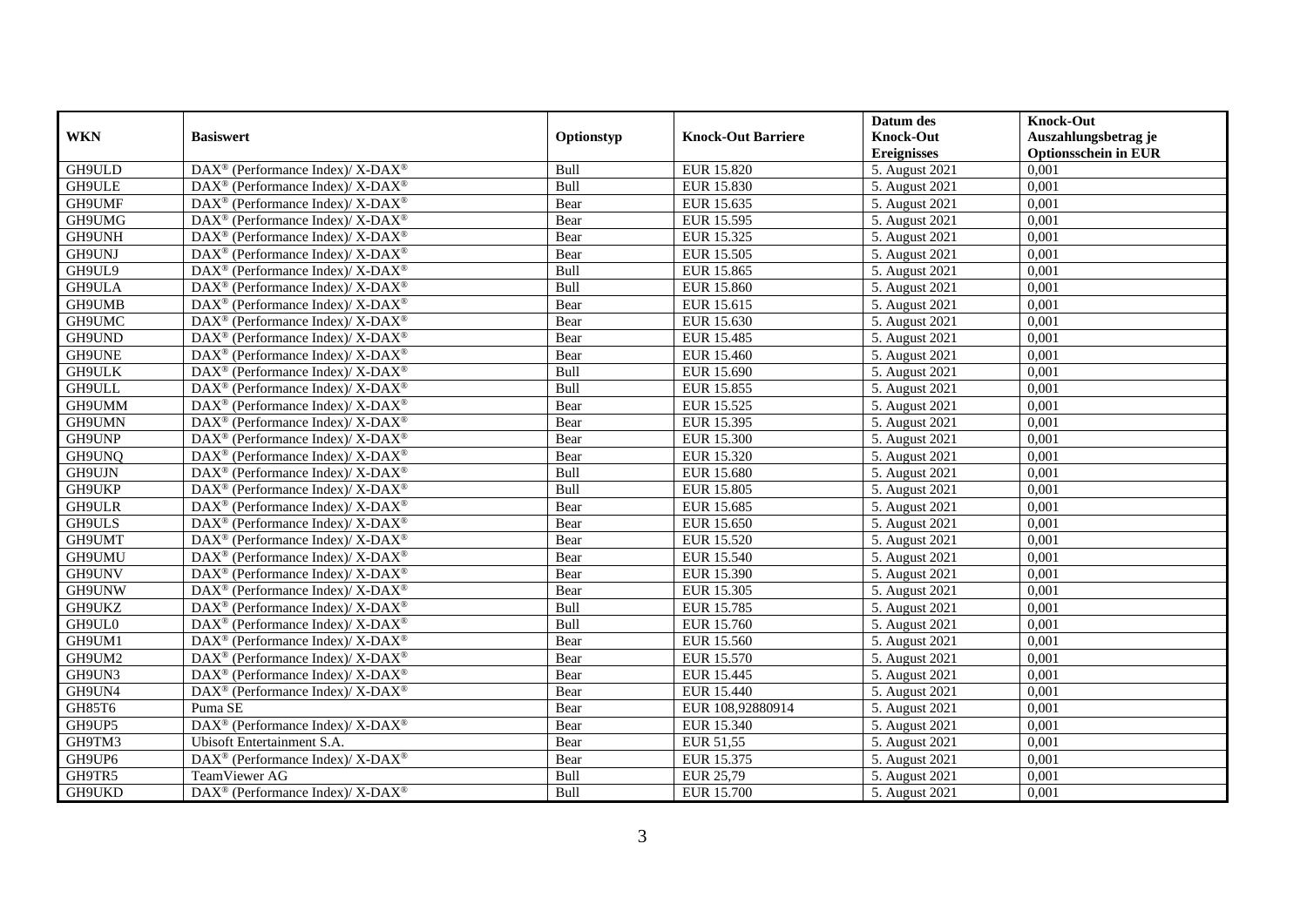| WKN | Basiswert | Optionstyp | Knock-Out Barriere | Datum des Knock-Out Ereignisses | Knock-Out Auszahlungsbetrag je Optionsschein in EUR |
|---|---|---|---|---|---|
| GH9ULD | DAX® (Performance Index)/ X-DAX® | Bull | EUR 15.820 | 5. August 2021 | 0,001 |
| GH9ULE | DAX® (Performance Index)/ X-DAX® | Bull | EUR 15.830 | 5. August 2021 | 0,001 |
| GH9UMF | DAX® (Performance Index)/ X-DAX® | Bear | EUR 15.635 | 5. August 2021 | 0,001 |
| GH9UMG | DAX® (Performance Index)/ X-DAX® | Bear | EUR 15.595 | 5. August 2021 | 0,001 |
| GH9UNH | DAX® (Performance Index)/ X-DAX® | Bear | EUR 15.325 | 5. August 2021 | 0,001 |
| GH9UNJ | DAX® (Performance Index)/ X-DAX® | Bear | EUR 15.505 | 5. August 2021 | 0,001 |
| GH9UL9 | DAX® (Performance Index)/ X-DAX® | Bull | EUR 15.865 | 5. August 2021 | 0,001 |
| GH9ULA | DAX® (Performance Index)/ X-DAX® | Bull | EUR 15.860 | 5. August 2021 | 0,001 |
| GH9UMB | DAX® (Performance Index)/ X-DAX® | Bear | EUR 15.615 | 5. August 2021 | 0,001 |
| GH9UMC | DAX® (Performance Index)/ X-DAX® | Bear | EUR 15.630 | 5. August 2021 | 0,001 |
| GH9UND | DAX® (Performance Index)/ X-DAX® | Bear | EUR 15.485 | 5. August 2021 | 0,001 |
| GH9UNE | DAX® (Performance Index)/ X-DAX® | Bear | EUR 15.460 | 5. August 2021 | 0,001 |
| GH9ULK | DAX® (Performance Index)/ X-DAX® | Bull | EUR 15.690 | 5. August 2021 | 0,001 |
| GH9ULL | DAX® (Performance Index)/ X-DAX® | Bull | EUR 15.855 | 5. August 2021 | 0,001 |
| GH9UMM | DAX® (Performance Index)/ X-DAX® | Bear | EUR 15.525 | 5. August 2021 | 0,001 |
| GH9UMN | DAX® (Performance Index)/ X-DAX® | Bear | EUR 15.395 | 5. August 2021 | 0,001 |
| GH9UNP | DAX® (Performance Index)/ X-DAX® | Bear | EUR 15.300 | 5. August 2021 | 0,001 |
| GH9UNQ | DAX® (Performance Index)/ X-DAX® | Bear | EUR 15.320 | 5. August 2021 | 0,001 |
| GH9UJN | DAX® (Performance Index)/ X-DAX® | Bull | EUR 15.680 | 5. August 2021 | 0,001 |
| GH9UKP | DAX® (Performance Index)/ X-DAX® | Bull | EUR 15.805 | 5. August 2021 | 0,001 |
| GH9ULR | DAX® (Performance Index)/ X-DAX® | Bear | EUR 15.685 | 5. August 2021 | 0,001 |
| GH9ULS | DAX® (Performance Index)/ X-DAX® | Bear | EUR 15.650 | 5. August 2021 | 0,001 |
| GH9UMT | DAX® (Performance Index)/ X-DAX® | Bear | EUR 15.520 | 5. August 2021 | 0,001 |
| GH9UMU | DAX® (Performance Index)/ X-DAX® | Bear | EUR 15.540 | 5. August 2021 | 0,001 |
| GH9UNV | DAX® (Performance Index)/ X-DAX® | Bear | EUR 15.390 | 5. August 2021 | 0,001 |
| GH9UNW | DAX® (Performance Index)/ X-DAX® | Bear | EUR 15.305 | 5. August 2021 | 0,001 |
| GH9UKZ | DAX® (Performance Index)/ X-DAX® | Bull | EUR 15.785 | 5. August 2021 | 0,001 |
| GH9UL0 | DAX® (Performance Index)/ X-DAX® | Bull | EUR 15.760 | 5. August 2021 | 0,001 |
| GH9UM1 | DAX® (Performance Index)/ X-DAX® | Bear | EUR 15.560 | 5. August 2021 | 0,001 |
| GH9UM2 | DAX® (Performance Index)/ X-DAX® | Bear | EUR 15.570 | 5. August 2021 | 0,001 |
| GH9UN3 | DAX® (Performance Index)/ X-DAX® | Bear | EUR 15.445 | 5. August 2021 | 0,001 |
| GH9UN4 | DAX® (Performance Index)/ X-DAX® | Bear | EUR 15.440 | 5. August 2021 | 0,001 |
| GH85T6 | Puma SE | Bear | EUR 108,92880914 | 5. August 2021 | 0,001 |
| GH9UP5 | DAX® (Performance Index)/ X-DAX® | Bear | EUR 15.340 | 5. August 2021 | 0,001 |
| GH9TM3 | Ubisoft Entertainment S.A. | Bear | EUR 51,55 | 5. August 2021 | 0,001 |
| GH9UP6 | DAX® (Performance Index)/ X-DAX® | Bear | EUR 15.375 | 5. August 2021 | 0,001 |
| GH9TR5 | TeamViewer AG | Bull | EUR 25,79 | 5. August 2021 | 0,001 |
| GH9UKD | DAX® (Performance Index)/ X-DAX® | Bull | EUR 15.700 | 5. August 2021 | 0,001 |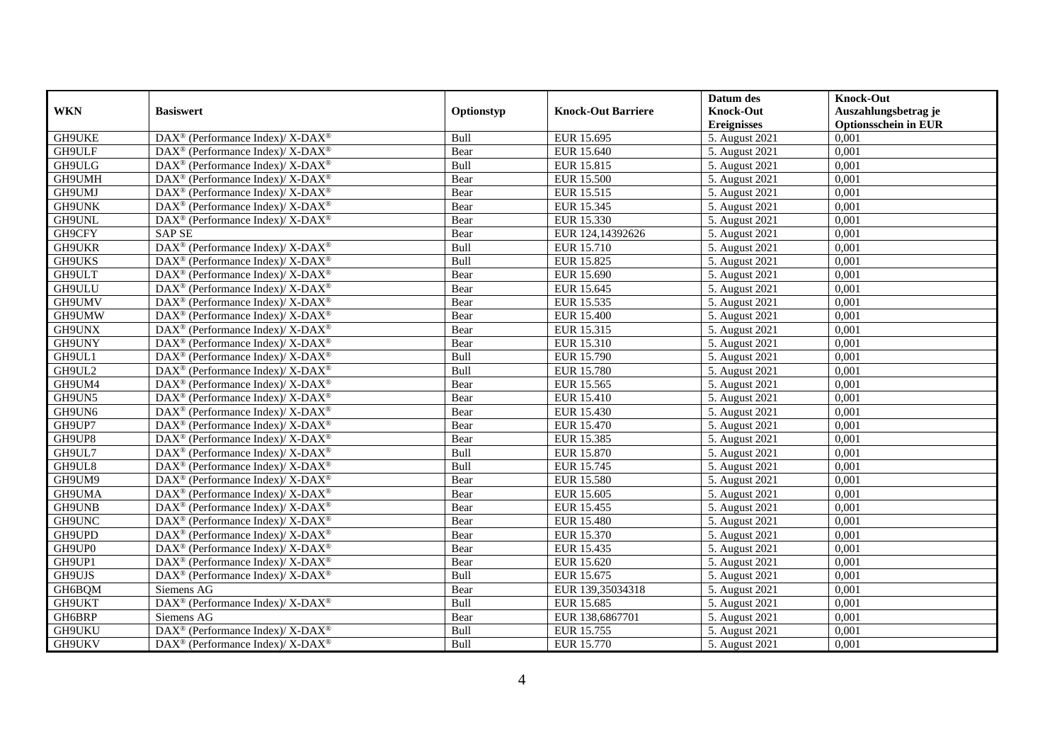| WKN | Basiswert | Optionstyp | Knock-Out Barriere | Datum des Knock-Out Ereignisses | Knock-Out Auszahlungsbetrag je Optionsschein in EUR |
|---|---|---|---|---|---|
| GH9UKE | DAX® (Performance Index)/ X-DAX® | Bull | EUR 15.695 | 5. August 2021 | 0,001 |
| GH9ULF | DAX® (Performance Index)/ X-DAX® | Bear | EUR 15.640 | 5. August 2021 | 0,001 |
| GH9ULG | DAX® (Performance Index)/ X-DAX® | Bull | EUR 15.815 | 5. August 2021 | 0,001 |
| GH9UMH | DAX® (Performance Index)/ X-DAX® | Bear | EUR 15.500 | 5. August 2021 | 0,001 |
| GH9UMJ | DAX® (Performance Index)/ X-DAX® | Bear | EUR 15.515 | 5. August 2021 | 0,001 |
| GH9UNK | DAX® (Performance Index)/ X-DAX® | Bear | EUR 15.345 | 5. August 2021 | 0,001 |
| GH9UNL | DAX® (Performance Index)/ X-DAX® | Bear | EUR 15.330 | 5. August 2021 | 0,001 |
| GH9CFY | SAP SE | Bear | EUR 124,14392626 | 5. August 2021 | 0,001 |
| GH9UKR | DAX® (Performance Index)/ X-DAX® | Bull | EUR 15.710 | 5. August 2021 | 0,001 |
| GH9UKS | DAX® (Performance Index)/ X-DAX® | Bull | EUR 15.825 | 5. August 2021 | 0,001 |
| GH9ULT | DAX® (Performance Index)/ X-DAX® | Bear | EUR 15.690 | 5. August 2021 | 0,001 |
| GH9ULU | DAX® (Performance Index)/ X-DAX® | Bear | EUR 15.645 | 5. August 2021 | 0,001 |
| GH9UMV | DAX® (Performance Index)/ X-DAX® | Bear | EUR 15.535 | 5. August 2021 | 0,001 |
| GH9UMW | DAX® (Performance Index)/ X-DAX® | Bear | EUR 15.400 | 5. August 2021 | 0,001 |
| GH9UNX | DAX® (Performance Index)/ X-DAX® | Bear | EUR 15.315 | 5. August 2021 | 0,001 |
| GH9UNY | DAX® (Performance Index)/ X-DAX® | Bear | EUR 15.310 | 5. August 2021 | 0,001 |
| GH9UL1 | DAX® (Performance Index)/ X-DAX® | Bull | EUR 15.790 | 5. August 2021 | 0,001 |
| GH9UL2 | DAX® (Performance Index)/ X-DAX® | Bull | EUR 15.780 | 5. August 2021 | 0,001 |
| GH9UM4 | DAX® (Performance Index)/ X-DAX® | Bear | EUR 15.565 | 5. August 2021 | 0,001 |
| GH9UN5 | DAX® (Performance Index)/ X-DAX® | Bear | EUR 15.410 | 5. August 2021 | 0,001 |
| GH9UN6 | DAX® (Performance Index)/ X-DAX® | Bear | EUR 15.430 | 5. August 2021 | 0,001 |
| GH9UP7 | DAX® (Performance Index)/ X-DAX® | Bear | EUR 15.470 | 5. August 2021 | 0,001 |
| GH9UP8 | DAX® (Performance Index)/ X-DAX® | Bear | EUR 15.385 | 5. August 2021 | 0,001 |
| GH9UL7 | DAX® (Performance Index)/ X-DAX® | Bull | EUR 15.870 | 5. August 2021 | 0,001 |
| GH9UL8 | DAX® (Performance Index)/ X-DAX® | Bull | EUR 15.745 | 5. August 2021 | 0,001 |
| GH9UM9 | DAX® (Performance Index)/ X-DAX® | Bear | EUR 15.580 | 5. August 2021 | 0,001 |
| GH9UMA | DAX® (Performance Index)/ X-DAX® | Bear | EUR 15.605 | 5. August 2021 | 0,001 |
| GH9UNB | DAX® (Performance Index)/ X-DAX® | Bear | EUR 15.455 | 5. August 2021 | 0,001 |
| GH9UNC | DAX® (Performance Index)/ X-DAX® | Bear | EUR 15.480 | 5. August 2021 | 0,001 |
| GH9UPD | DAX® (Performance Index)/ X-DAX® | Bear | EUR 15.370 | 5. August 2021 | 0,001 |
| GH9UP0 | DAX® (Performance Index)/ X-DAX® | Bear | EUR 15.435 | 5. August 2021 | 0,001 |
| GH9UP1 | DAX® (Performance Index)/ X-DAX® | Bear | EUR 15.620 | 5. August 2021 | 0,001 |
| GH9UJS | DAX® (Performance Index)/ X-DAX® | Bull | EUR 15.675 | 5. August 2021 | 0,001 |
| GH6BQM | Siemens AG | Bear | EUR 139,35034318 | 5. August 2021 | 0,001 |
| GH9UKT | DAX® (Performance Index)/ X-DAX® | Bull | EUR 15.685 | 5. August 2021 | 0,001 |
| GH6BRP | Siemens AG | Bear | EUR 138,6867701 | 5. August 2021 | 0,001 |
| GH9UKU | DAX® (Performance Index)/ X-DAX® | Bull | EUR 15.755 | 5. August 2021 | 0,001 |
| GH9UKV | DAX® (Performance Index)/ X-DAX® | Bull | EUR 15.770 | 5. August 2021 | 0,001 |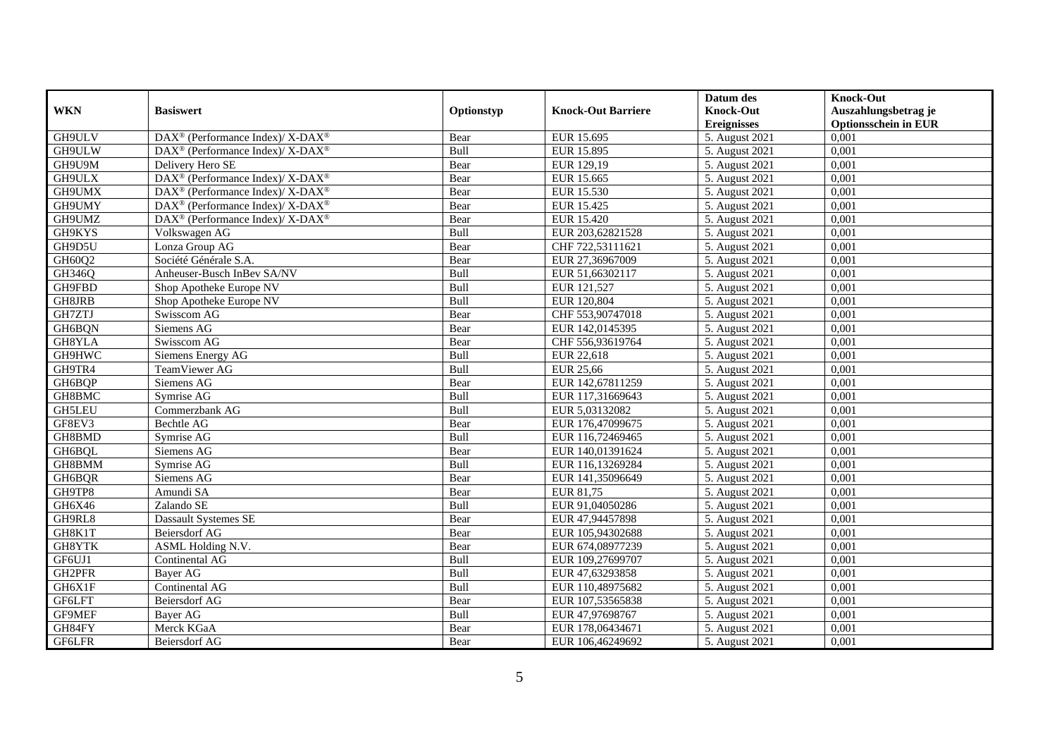| WKN | Basiswert | Optionstyp | Knock-Out Barriere | Datum des Knock-Out Ereignisses | Knock-Out Auszahlungsbetrag je Optionsschein in EUR |
|---|---|---|---|---|---|
| GH9ULV | DAX® (Performance Index)/ X-DAX® | Bear | EUR 15.695 | 5. August 2021 | 0,001 |
| GH9ULW | DAX® (Performance Index)/ X-DAX® | Bull | EUR 15.895 | 5. August 2021 | 0,001 |
| GH9U9M | Delivery Hero SE | Bear | EUR 129,19 | 5. August 2021 | 0,001 |
| GH9ULX | DAX® (Performance Index)/ X-DAX® | Bear | EUR 15.665 | 5. August 2021 | 0,001 |
| GH9UMX | DAX® (Performance Index)/ X-DAX® | Bear | EUR 15.530 | 5. August 2021 | 0,001 |
| GH9UMY | DAX® (Performance Index)/ X-DAX® | Bear | EUR 15.425 | 5. August 2021 | 0,001 |
| GH9UMZ | DAX® (Performance Index)/ X-DAX® | Bear | EUR 15.420 | 5. August 2021 | 0,001 |
| GH9KYS | Volkswagen AG | Bull | EUR 203,62821528 | 5. August 2021 | 0,001 |
| GH9D5U | Lonza Group AG | Bear | CHF 722,53111621 | 5. August 2021 | 0,001 |
| GH60Q2 | Société Générale S.A. | Bear | EUR 27,36967009 | 5. August 2021 | 0,001 |
| GH346Q | Anheuser-Busch InBev SA/NV | Bull | EUR 51,66302117 | 5. August 2021 | 0,001 |
| GH9FBD | Shop Apotheke Europe NV | Bull | EUR 121,527 | 5. August 2021 | 0,001 |
| GH8JRB | Shop Apotheke Europe NV | Bull | EUR 120,804 | 5. August 2021 | 0,001 |
| GH7ZTJ | Swisscom AG | Bear | CHF 553,90747018 | 5. August 2021 | 0,001 |
| GH6BQN | Siemens AG | Bear | EUR 142,0145395 | 5. August 2021 | 0,001 |
| GH8YLA | Swisscom AG | Bear | CHF 556,93619764 | 5. August 2021 | 0,001 |
| GH9HWC | Siemens Energy AG | Bull | EUR 22,618 | 5. August 2021 | 0,001 |
| GH9TR4 | TeamViewer AG | Bull | EUR 25,66 | 5. August 2021 | 0,001 |
| GH6BQP | Siemens AG | Bear | EUR 142,67811259 | 5. August 2021 | 0,001 |
| GH8BMC | Symrise AG | Bull | EUR 117,31669643 | 5. August 2021 | 0,001 |
| GH5LEU | Commerzbank AG | Bull | EUR 5,03132082 | 5. August 2021 | 0,001 |
| GF8EV3 | Bechtle AG | Bear | EUR 176,47099675 | 5. August 2021 | 0,001 |
| GH8BMD | Symrise AG | Bull | EUR 116,72469465 | 5. August 2021 | 0,001 |
| GH6BQL | Siemens AG | Bear | EUR 140,01391624 | 5. August 2021 | 0,001 |
| GH8BMM | Symrise AG | Bull | EUR 116,13269284 | 5. August 2021 | 0,001 |
| GH6BQR | Siemens AG | Bear | EUR 141,35096649 | 5. August 2021 | 0,001 |
| GH9TP8 | Amundi SA | Bear | EUR 81,75 | 5. August 2021 | 0,001 |
| GH6X46 | Zalando SE | Bull | EUR 91,04050286 | 5. August 2021 | 0,001 |
| GH9RL8 | Dassault Systemes SE | Bear | EUR 47,94457898 | 5. August 2021 | 0,001 |
| GH8K1T | Beiersdorf AG | Bear | EUR 105,94302688 | 5. August 2021 | 0,001 |
| GH8YTK | ASML Holding N.V. | Bear | EUR 674,08977239 | 5. August 2021 | 0,001 |
| GF6UJ1 | Continental AG | Bull | EUR 109,27699707 | 5. August 2021 | 0,001 |
| GH2PFR | Bayer AG | Bull | EUR 47,63293858 | 5. August 2021 | 0,001 |
| GH6X1F | Continental AG | Bull | EUR 110,48975682 | 5. August 2021 | 0,001 |
| GF6LFT | Beiersdorf AG | Bear | EUR 107,53565838 | 5. August 2021 | 0,001 |
| GF9MEF | Bayer AG | Bull | EUR 47,97698767 | 5. August 2021 | 0,001 |
| GH84FY | Merck KGaA | Bear | EUR 178,06434671 | 5. August 2021 | 0,001 |
| GF6LFR | Beiersdorf AG | Bear | EUR 106,46249692 | 5. August 2021 | 0,001 |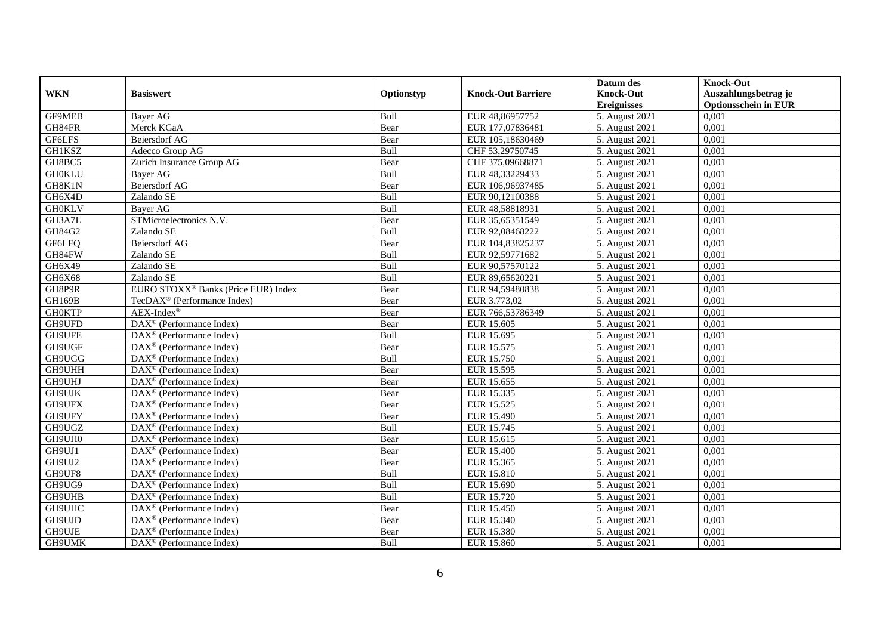| WKN | Basiswert | Optionstyp | Knock-Out Barriere | Datum des Knock-Out Ereignisses | Knock-Out Auszahlungsbetrag je Optionsschein in EUR |
|---|---|---|---|---|---|
| GF9MEB | Bayer AG | Bull | EUR 48,86957752 | 5. August 2021 | 0,001 |
| GH84FR | Merck KGaA | Bear | EUR 177,07836481 | 5. August 2021 | 0,001 |
| GF6LFS | Beiersdorf AG | Bear | EUR 105,18630469 | 5. August 2021 | 0,001 |
| GH1KSZ | Adecco Group AG | Bull | CHF 53,29750745 | 5. August 2021 | 0,001 |
| GH8BC5 | Zurich Insurance Group AG | Bear | CHF 375,09668871 | 5. August 2021 | 0,001 |
| GH0KLU | Bayer AG | Bull | EUR 48,33229433 | 5. August 2021 | 0,001 |
| GH8K1N | Beiersdorf AG | Bear | EUR 106,96937485 | 5. August 2021 | 0,001 |
| GH6X4D | Zalando SE | Bull | EUR 90,12100388 | 5. August 2021 | 0,001 |
| GH0KLV | Bayer AG | Bull | EUR 48,58818931 | 5. August 2021 | 0,001 |
| GH3A7L | STMicroelectronics N.V. | Bear | EUR 35,65351549 | 5. August 2021 | 0,001 |
| GH84G2 | Zalando SE | Bull | EUR 92,08468222 | 5. August 2021 | 0,001 |
| GF6LFQ | Beiersdorf AG | Bear | EUR 104,83825237 | 5. August 2021 | 0,001 |
| GH84FW | Zalando SE | Bull | EUR 92,59771682 | 5. August 2021 | 0,001 |
| GH6X49 | Zalando SE | Bull | EUR 90,57570122 | 5. August 2021 | 0,001 |
| GH6X68 | Zalando SE | Bull | EUR 89,65620221 | 5. August 2021 | 0,001 |
| GH8P9R | EURO STOXX® Banks (Price EUR) Index | Bear | EUR 94,59480838 | 5. August 2021 | 0,001 |
| GH169B | TecDAX® (Performance Index) | Bear | EUR 3.773,02 | 5. August 2021 | 0,001 |
| GH0KTP | AEX-Index® | Bear | EUR 766,53786349 | 5. August 2021 | 0,001 |
| GH9UFD | DAX® (Performance Index) | Bear | EUR 15.605 | 5. August 2021 | 0,001 |
| GH9UFE | DAX® (Performance Index) | Bull | EUR 15.695 | 5. August 2021 | 0,001 |
| GH9UGF | DAX® (Performance Index) | Bear | EUR 15.575 | 5. August 2021 | 0,001 |
| GH9UGG | DAX® (Performance Index) | Bull | EUR 15.750 | 5. August 2021 | 0,001 |
| GH9UHH | DAX® (Performance Index) | Bear | EUR 15.595 | 5. August 2021 | 0,001 |
| GH9UHJ | DAX® (Performance Index) | Bear | EUR 15.655 | 5. August 2021 | 0,001 |
| GH9UJK | DAX® (Performance Index) | Bear | EUR 15.335 | 5. August 2021 | 0,001 |
| GH9UFX | DAX® (Performance Index) | Bear | EUR 15.525 | 5. August 2021 | 0,001 |
| GH9UFY | DAX® (Performance Index) | Bear | EUR 15.490 | 5. August 2021 | 0,001 |
| GH9UGZ | DAX® (Performance Index) | Bull | EUR 15.745 | 5. August 2021 | 0,001 |
| GH9UH0 | DAX® (Performance Index) | Bear | EUR 15.615 | 5. August 2021 | 0,001 |
| GH9UJ1 | DAX® (Performance Index) | Bear | EUR 15.400 | 5. August 2021 | 0,001 |
| GH9UJ2 | DAX® (Performance Index) | Bear | EUR 15.365 | 5. August 2021 | 0,001 |
| GH9UF8 | DAX® (Performance Index) | Bull | EUR 15.810 | 5. August 2021 | 0,001 |
| GH9UG9 | DAX® (Performance Index) | Bull | EUR 15.690 | 5. August 2021 | 0,001 |
| GH9UHB | DAX® (Performance Index) | Bull | EUR 15.720 | 5. August 2021 | 0,001 |
| GH9UHC | DAX® (Performance Index) | Bear | EUR 15.450 | 5. August 2021 | 0,001 |
| GH9UJD | DAX® (Performance Index) | Bear | EUR 15.340 | 5. August 2021 | 0,001 |
| GH9UJE | DAX® (Performance Index) | Bear | EUR 15.380 | 5. August 2021 | 0,001 |
| GH9UMK | DAX® (Performance Index) | Bull | EUR 15.860 | 5. August 2021 | 0,001 |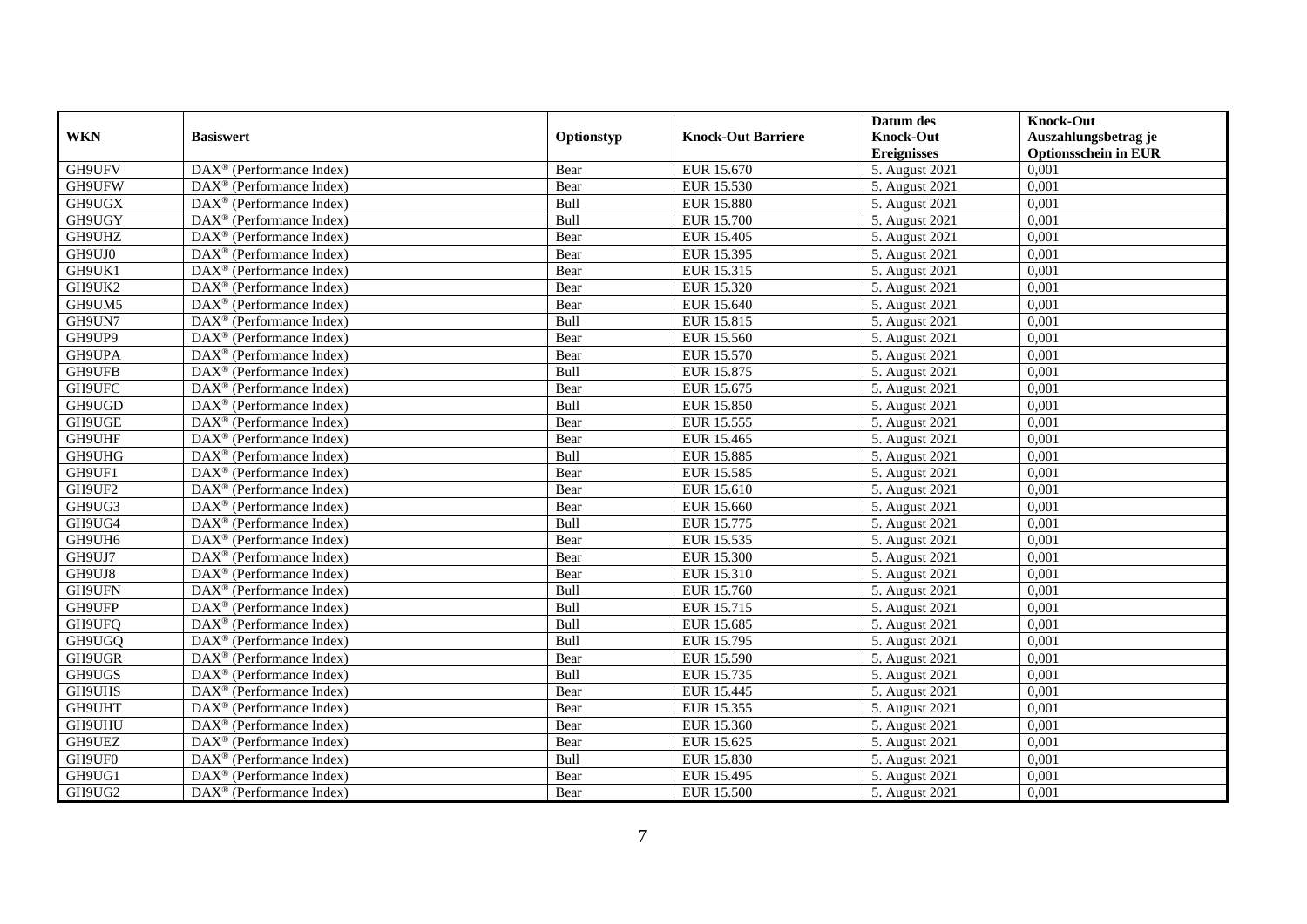| WKN | Basiswert | Optionstyp | Knock-Out Barriere | Datum des Knock-Out Ereignisses | Knock-Out Auszahlungsbetrag je Optionsschein in EUR |
|---|---|---|---|---|---|
| GH9UFV | DAX® (Performance Index) | Bear | EUR 15.670 | 5. August 2021 | 0,001 |
| GH9UFW | DAX® (Performance Index) | Bear | EUR 15.530 | 5. August 2021 | 0,001 |
| GH9UGX | DAX® (Performance Index) | Bull | EUR 15.880 | 5. August 2021 | 0,001 |
| GH9UGY | DAX® (Performance Index) | Bull | EUR 15.700 | 5. August 2021 | 0,001 |
| GH9UHZ | DAX® (Performance Index) | Bear | EUR 15.405 | 5. August 2021 | 0,001 |
| GH9UJ0 | DAX® (Performance Index) | Bear | EUR 15.395 | 5. August 2021 | 0,001 |
| GH9UK1 | DAX® (Performance Index) | Bear | EUR 15.315 | 5. August 2021 | 0,001 |
| GH9UK2 | DAX® (Performance Index) | Bear | EUR 15.320 | 5. August 2021 | 0,001 |
| GH9UM5 | DAX® (Performance Index) | Bear | EUR 15.640 | 5. August 2021 | 0,001 |
| GH9UN7 | DAX® (Performance Index) | Bull | EUR 15.815 | 5. August 2021 | 0,001 |
| GH9UP9 | DAX® (Performance Index) | Bear | EUR 15.560 | 5. August 2021 | 0,001 |
| GH9UPA | DAX® (Performance Index) | Bear | EUR 15.570 | 5. August 2021 | 0,001 |
| GH9UFB | DAX® (Performance Index) | Bull | EUR 15.875 | 5. August 2021 | 0,001 |
| GH9UFC | DAX® (Performance Index) | Bear | EUR 15.675 | 5. August 2021 | 0,001 |
| GH9UGD | DAX® (Performance Index) | Bull | EUR 15.850 | 5. August 2021 | 0,001 |
| GH9UGE | DAX® (Performance Index) | Bear | EUR 15.555 | 5. August 2021 | 0,001 |
| GH9UHF | DAX® (Performance Index) | Bear | EUR 15.465 | 5. August 2021 | 0,001 |
| GH9UHG | DAX® (Performance Index) | Bull | EUR 15.885 | 5. August 2021 | 0,001 |
| GH9UF1 | DAX® (Performance Index) | Bear | EUR 15.585 | 5. August 2021 | 0,001 |
| GH9UF2 | DAX® (Performance Index) | Bear | EUR 15.610 | 5. August 2021 | 0,001 |
| GH9UG3 | DAX® (Performance Index) | Bear | EUR 15.660 | 5. August 2021 | 0,001 |
| GH9UG4 | DAX® (Performance Index) | Bull | EUR 15.775 | 5. August 2021 | 0,001 |
| GH9UH6 | DAX® (Performance Index) | Bear | EUR 15.535 | 5. August 2021 | 0,001 |
| GH9UJ7 | DAX® (Performance Index) | Bear | EUR 15.300 | 5. August 2021 | 0,001 |
| GH9UJ8 | DAX® (Performance Index) | Bear | EUR 15.310 | 5. August 2021 | 0,001 |
| GH9UFN | DAX® (Performance Index) | Bull | EUR 15.760 | 5. August 2021 | 0,001 |
| GH9UFP | DAX® (Performance Index) | Bull | EUR 15.715 | 5. August 2021 | 0,001 |
| GH9UFQ | DAX® (Performance Index) | Bull | EUR 15.685 | 5. August 2021 | 0,001 |
| GH9UGQ | DAX® (Performance Index) | Bull | EUR 15.795 | 5. August 2021 | 0,001 |
| GH9UGR | DAX® (Performance Index) | Bear | EUR 15.590 | 5. August 2021 | 0,001 |
| GH9UGS | DAX® (Performance Index) | Bull | EUR 15.735 | 5. August 2021 | 0,001 |
| GH9UHS | DAX® (Performance Index) | Bear | EUR 15.445 | 5. August 2021 | 0,001 |
| GH9UHT | DAX® (Performance Index) | Bear | EUR 15.355 | 5. August 2021 | 0,001 |
| GH9UHU | DAX® (Performance Index) | Bear | EUR 15.360 | 5. August 2021 | 0,001 |
| GH9UEZ | DAX® (Performance Index) | Bear | EUR 15.625 | 5. August 2021 | 0,001 |
| GH9UF0 | DAX® (Performance Index) | Bull | EUR 15.830 | 5. August 2021 | 0,001 |
| GH9UG1 | DAX® (Performance Index) | Bear | EUR 15.495 | 5. August 2021 | 0,001 |
| GH9UG2 | DAX® (Performance Index) | Bear | EUR 15.500 | 5. August 2021 | 0,001 |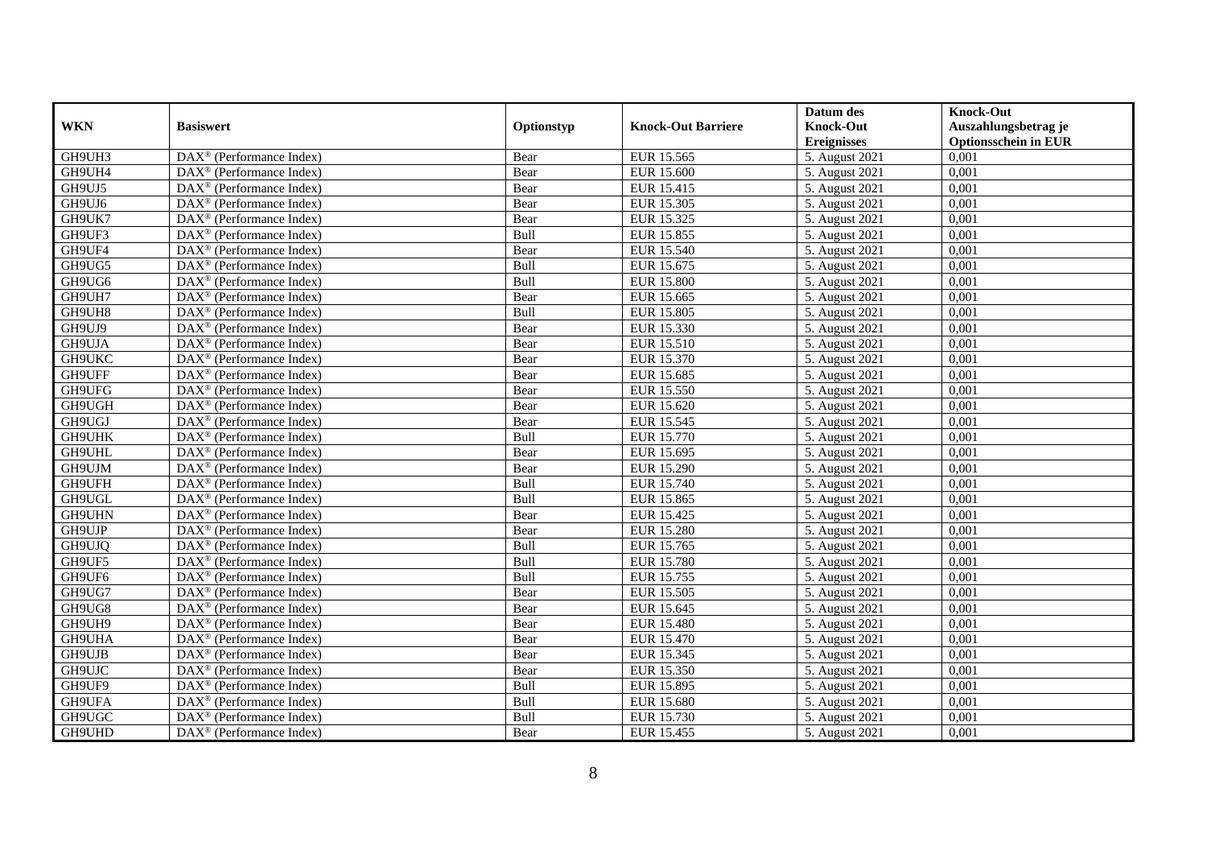| WKN | Basiswert | Optionstyp | Knock-Out Barriere | Datum des Knock-Out Ereignisses | Knock-Out Auszahlungsbetrag je Optionsschein in EUR |
|---|---|---|---|---|---|
| GH9UH3 | DAX® (Performance Index) | Bear | EUR 15.565 | 5. August 2021 | 0,001 |
| GH9UH4 | DAX® (Performance Index) | Bear | EUR 15.600 | 5. August 2021 | 0,001 |
| GH9UJ5 | DAX® (Performance Index) | Bear | EUR 15.415 | 5. August 2021 | 0,001 |
| GH9UJ6 | DAX® (Performance Index) | Bear | EUR 15.305 | 5. August 2021 | 0,001 |
| GH9UK7 | DAX® (Performance Index) | Bear | EUR 15.325 | 5. August 2021 | 0,001 |
| GH9UF3 | DAX® (Performance Index) | Bull | EUR 15.855 | 5. August 2021 | 0,001 |
| GH9UF4 | DAX® (Performance Index) | Bear | EUR 15.540 | 5. August 2021 | 0,001 |
| GH9UG5 | DAX® (Performance Index) | Bull | EUR 15.675 | 5. August 2021 | 0,001 |
| GH9UG6 | DAX® (Performance Index) | Bull | EUR 15.800 | 5. August 2021 | 0,001 |
| GH9UH7 | DAX® (Performance Index) | Bear | EUR 15.665 | 5. August 2021 | 0,001 |
| GH9UH8 | DAX® (Performance Index) | Bull | EUR 15.805 | 5. August 2021 | 0,001 |
| GH9UJ9 | DAX® (Performance Index) | Bear | EUR 15.330 | 5. August 2021 | 0,001 |
| GH9UJA | DAX® (Performance Index) | Bear | EUR 15.510 | 5. August 2021 | 0,001 |
| GH9UKC | DAX® (Performance Index) | Bear | EUR 15.370 | 5. August 2021 | 0,001 |
| GH9UFF | DAX® (Performance Index) | Bear | EUR 15.685 | 5. August 2021 | 0,001 |
| GH9UFG | DAX® (Performance Index) | Bear | EUR 15.550 | 5. August 2021 | 0,001 |
| GH9UGH | DAX® (Performance Index) | Bear | EUR 15.620 | 5. August 2021 | 0,001 |
| GH9UGJ | DAX® (Performance Index) | Bear | EUR 15.545 | 5. August 2021 | 0,001 |
| GH9UHK | DAX® (Performance Index) | Bull | EUR 15.770 | 5. August 2021 | 0,001 |
| GH9UHL | DAX® (Performance Index) | Bear | EUR 15.695 | 5. August 2021 | 0,001 |
| GH9UJM | DAX® (Performance Index) | Bear | EUR 15.290 | 5. August 2021 | 0,001 |
| GH9UFH | DAX® (Performance Index) | Bull | EUR 15.740 | 5. August 2021 | 0,001 |
| GH9UGL | DAX® (Performance Index) | Bull | EUR 15.865 | 5. August 2021 | 0,001 |
| GH9UHN | DAX® (Performance Index) | Bear | EUR 15.425 | 5. August 2021 | 0,001 |
| GH9UJP | DAX® (Performance Index) | Bear | EUR 15.280 | 5. August 2021 | 0,001 |
| GH9UJQ | DAX® (Performance Index) | Bull | EUR 15.765 | 5. August 2021 | 0,001 |
| GH9UF5 | DAX® (Performance Index) | Bull | EUR 15.780 | 5. August 2021 | 0,001 |
| GH9UF6 | DAX® (Performance Index) | Bull | EUR 15.755 | 5. August 2021 | 0,001 |
| GH9UG7 | DAX® (Performance Index) | Bear | EUR 15.505 | 5. August 2021 | 0,001 |
| GH9UG8 | DAX® (Performance Index) | Bear | EUR 15.645 | 5. August 2021 | 0,001 |
| GH9UH9 | DAX® (Performance Index) | Bear | EUR 15.480 | 5. August 2021 | 0,001 |
| GH9UHA | DAX® (Performance Index) | Bear | EUR 15.470 | 5. August 2021 | 0,001 |
| GH9UJB | DAX® (Performance Index) | Bear | EUR 15.345 | 5. August 2021 | 0,001 |
| GH9UJC | DAX® (Performance Index) | Bear | EUR 15.350 | 5. August 2021 | 0,001 |
| GH9UF9 | DAX® (Performance Index) | Bull | EUR 15.895 | 5. August 2021 | 0,001 |
| GH9UFA | DAX® (Performance Index) | Bull | EUR 15.680 | 5. August 2021 | 0,001 |
| GH9UGC | DAX® (Performance Index) | Bull | EUR 15.730 | 5. August 2021 | 0,001 |
| GH9UHD | DAX® (Performance Index) | Bear | EUR 15.455 | 5. August 2021 | 0,001 |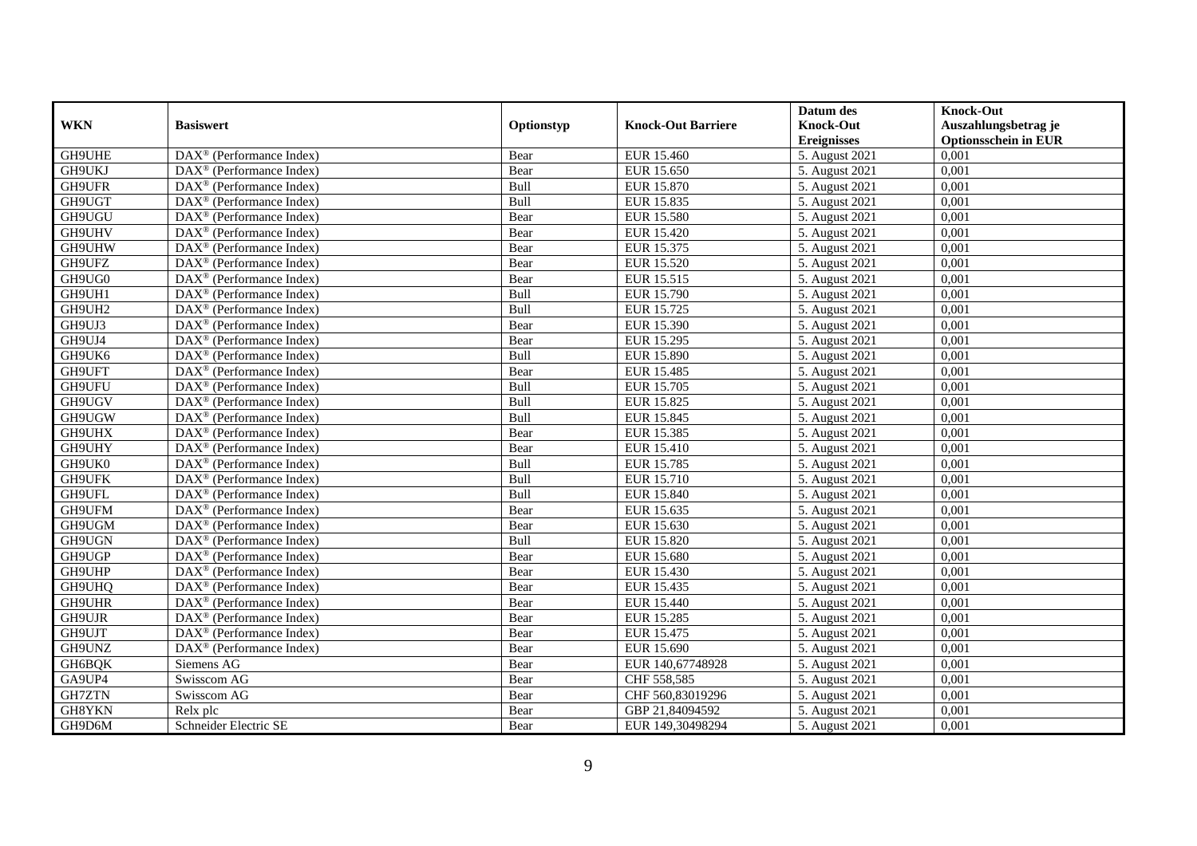| WKN | Basiswert | Optionstyp | Knock-Out Barriere | Datum des Knock-Out Ereignisses | Knock-Out Auszahlungsbetrag je Optionsschein in EUR |
|---|---|---|---|---|---|
| GH9UHE | DAX® (Performance Index) | Bear | EUR 15.460 | 5. August 2021 | 0,001 |
| GH9UKJ | DAX® (Performance Index) | Bear | EUR 15.650 | 5. August 2021 | 0,001 |
| GH9UFR | DAX® (Performance Index) | Bull | EUR 15.870 | 5. August 2021 | 0,001 |
| GH9UGT | DAX® (Performance Index) | Bull | EUR 15.835 | 5. August 2021 | 0,001 |
| GH9UGU | DAX® (Performance Index) | Bear | EUR 15.580 | 5. August 2021 | 0,001 |
| GH9UHV | DAX® (Performance Index) | Bear | EUR 15.420 | 5. August 2021 | 0,001 |
| GH9UHW | DAX® (Performance Index) | Bear | EUR 15.375 | 5. August 2021 | 0,001 |
| GH9UFZ | DAX® (Performance Index) | Bear | EUR 15.520 | 5. August 2021 | 0,001 |
| GH9UG0 | DAX® (Performance Index) | Bear | EUR 15.515 | 5. August 2021 | 0,001 |
| GH9UH1 | DAX® (Performance Index) | Bull | EUR 15.790 | 5. August 2021 | 0,001 |
| GH9UH2 | DAX® (Performance Index) | Bull | EUR 15.725 | 5. August 2021 | 0,001 |
| GH9UJ3 | DAX® (Performance Index) | Bear | EUR 15.390 | 5. August 2021 | 0,001 |
| GH9UJ4 | DAX® (Performance Index) | Bear | EUR 15.295 | 5. August 2021 | 0,001 |
| GH9UK6 | DAX® (Performance Index) | Bull | EUR 15.890 | 5. August 2021 | 0,001 |
| GH9UFT | DAX® (Performance Index) | Bear | EUR 15.485 | 5. August 2021 | 0,001 |
| GH9UFU | DAX® (Performance Index) | Bull | EUR 15.705 | 5. August 2021 | 0,001 |
| GH9UGV | DAX® (Performance Index) | Bull | EUR 15.825 | 5. August 2021 | 0,001 |
| GH9UGW | DAX® (Performance Index) | Bull | EUR 15.845 | 5. August 2021 | 0,001 |
| GH9UHX | DAX® (Performance Index) | Bear | EUR 15.385 | 5. August 2021 | 0,001 |
| GH9UHY | DAX® (Performance Index) | Bear | EUR 15.410 | 5. August 2021 | 0,001 |
| GH9UK0 | DAX® (Performance Index) | Bull | EUR 15.785 | 5. August 2021 | 0,001 |
| GH9UFK | DAX® (Performance Index) | Bull | EUR 15.710 | 5. August 2021 | 0,001 |
| GH9UFL | DAX® (Performance Index) | Bull | EUR 15.840 | 5. August 2021 | 0,001 |
| GH9UFM | DAX® (Performance Index) | Bear | EUR 15.635 | 5. August 2021 | 0,001 |
| GH9UGM | DAX® (Performance Index) | Bear | EUR 15.630 | 5. August 2021 | 0,001 |
| GH9UGN | DAX® (Performance Index) | Bull | EUR 15.820 | 5. August 2021 | 0,001 |
| GH9UGP | DAX® (Performance Index) | Bear | EUR 15.680 | 5. August 2021 | 0,001 |
| GH9UHP | DAX® (Performance Index) | Bear | EUR 15.430 | 5. August 2021 | 0,001 |
| GH9UHQ | DAX® (Performance Index) | Bear | EUR 15.435 | 5. August 2021 | 0,001 |
| GH9UHR | DAX® (Performance Index) | Bear | EUR 15.440 | 5. August 2021 | 0,001 |
| GH9UJR | DAX® (Performance Index) | Bear | EUR 15.285 | 5. August 2021 | 0,001 |
| GH9UJT | DAX® (Performance Index) | Bear | EUR 15.475 | 5. August 2021 | 0,001 |
| GH9UNZ | DAX® (Performance Index) | Bear | EUR 15.690 | 5. August 2021 | 0,001 |
| GH6BQK | Siemens AG | Bear | EUR 140,67748928 | 5. August 2021 | 0,001 |
| GA9UP4 | Swisscom AG | Bear | CHF 558,585 | 5. August 2021 | 0,001 |
| GH7ZTN | Swisscom AG | Bear | CHF 560,83019296 | 5. August 2021 | 0,001 |
| GH8YKN | Relx plc | Bear | GBP 21,84094592 | 5. August 2021 | 0,001 |
| GH9D6M | Schneider Electric SE | Bear | EUR 149,30498294 | 5. August 2021 | 0,001 |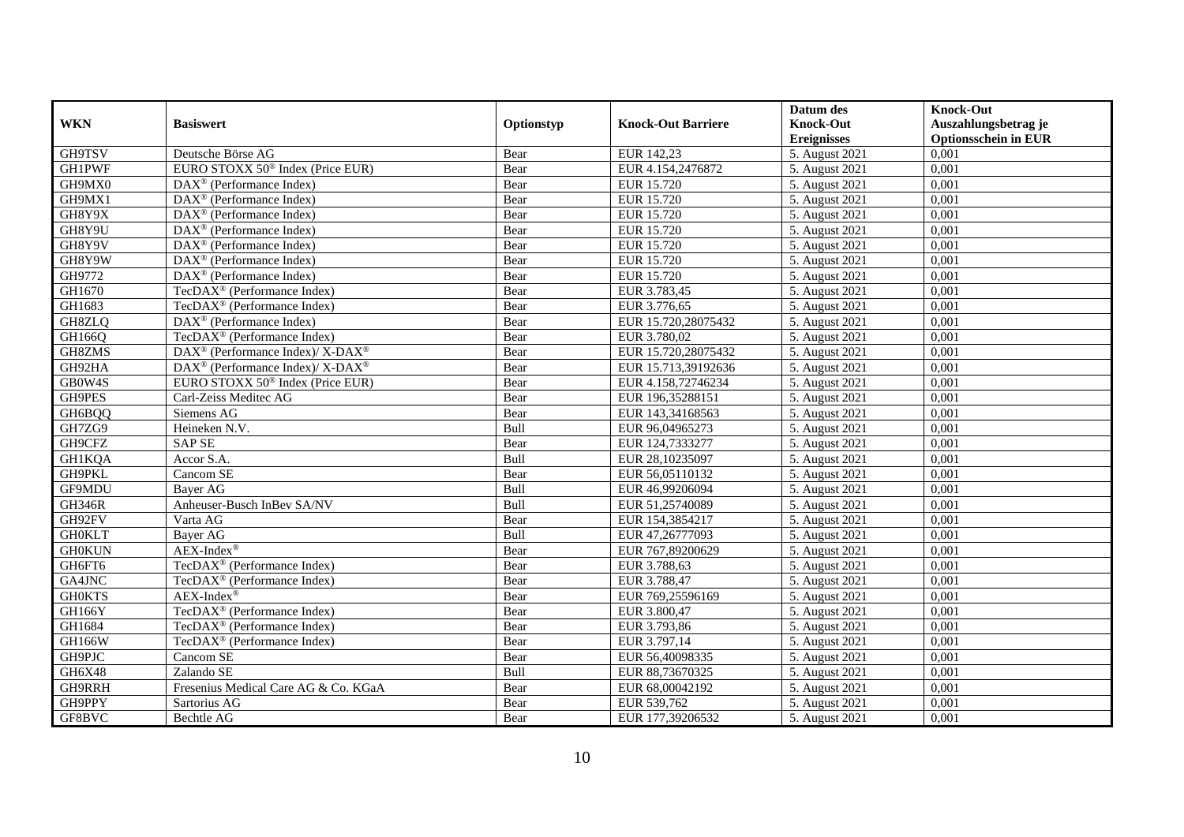| WKN | Basiswert | Optionstyp | Knock-Out Barriere | Datum des Knock-Out Ereignisses | Knock-Out Auszahlungsbetrag je Optionsschein in EUR |
|---|---|---|---|---|---|
| GH9TSV | Deutsche Börse AG | Bear | EUR 142,23 | 5. August 2021 | 0,001 |
| GH1PWF | EURO STOXX 50® Index (Price EUR) | Bear | EUR 4.154,2476872 | 5. August 2021 | 0,001 |
| GH9MX0 | DAX® (Performance Index) | Bear | EUR 15.720 | 5. August 2021 | 0,001 |
| GH9MX1 | DAX® (Performance Index) | Bear | EUR 15.720 | 5. August 2021 | 0,001 |
| GH8Y9X | DAX® (Performance Index) | Bear | EUR 15.720 | 5. August 2021 | 0,001 |
| GH8Y9U | DAX® (Performance Index) | Bear | EUR 15.720 | 5. August 2021 | 0,001 |
| GH8Y9V | DAX® (Performance Index) | Bear | EUR 15.720 | 5. August 2021 | 0,001 |
| GH8Y9W | DAX® (Performance Index) | Bear | EUR 15.720 | 5. August 2021 | 0,001 |
| GH9772 | DAX® (Performance Index) | Bear | EUR 15.720 | 5. August 2021 | 0,001 |
| GH1670 | TecDAX® (Performance Index) | Bear | EUR 3.783,45 | 5. August 2021 | 0,001 |
| GH1683 | TecDAX® (Performance Index) | Bear | EUR 3.776,65 | 5. August 2021 | 0,001 |
| GH8ZLQ | DAX® (Performance Index) | Bear | EUR 15.720,28075432 | 5. August 2021 | 0,001 |
| GH166Q | TecDAX® (Performance Index) | Bear | EUR 3.780,02 | 5. August 2021 | 0,001 |
| GH8ZMS | DAX® (Performance Index)/ X-DAX® | Bear | EUR 15.720,28075432 | 5. August 2021 | 0,001 |
| GH92HA | DAX® (Performance Index)/ X-DAX® | Bear | EUR 15.713,39192636 | 5. August 2021 | 0,001 |
| GB0W4S | EURO STOXX 50® Index (Price EUR) | Bear | EUR 4.158,72746234 | 5. August 2021 | 0,001 |
| GH9PES | Carl-Zeiss Meditec AG | Bear | EUR 196,35288151 | 5. August 2021 | 0,001 |
| GH6BQQ | Siemens AG | Bear | EUR 143,34168563 | 5. August 2021 | 0,001 |
| GH7ZG9 | Heineken N.V. | Bull | EUR 96,04965273 | 5. August 2021 | 0,001 |
| GH9CFZ | SAP SE | Bear | EUR 124,7333277 | 5. August 2021 | 0,001 |
| GH1KQA | Accor S.A. | Bull | EUR 28,10235097 | 5. August 2021 | 0,001 |
| GH9PKL | Cancom SE | Bear | EUR 56,05110132 | 5. August 2021 | 0,001 |
| GF9MDU | Bayer AG | Bull | EUR 46,99206094 | 5. August 2021 | 0,001 |
| GH346R | Anheuser-Busch InBev SA/NV | Bull | EUR 51,25740089 | 5. August 2021 | 0,001 |
| GH92FV | Varta AG | Bear | EUR 154,3854217 | 5. August 2021 | 0,001 |
| GH0KLT | Bayer AG | Bull | EUR 47,26777093 | 5. August 2021 | 0,001 |
| GH0KUN | AEX-Index® | Bear | EUR 767,89200629 | 5. August 2021 | 0,001 |
| GH6FT6 | TecDAX® (Performance Index) | Bear | EUR 3.788,63 | 5. August 2021 | 0,001 |
| GA4JNC | TecDAX® (Performance Index) | Bear | EUR 3.788,47 | 5. August 2021 | 0,001 |
| GH0KTS | AEX-Index® | Bear | EUR 769,25596169 | 5. August 2021 | 0,001 |
| GH166Y | TecDAX® (Performance Index) | Bear | EUR 3.800,47 | 5. August 2021 | 0,001 |
| GH1684 | TecDAX® (Performance Index) | Bear | EUR 3.793,86 | 5. August 2021 | 0,001 |
| GH166W | TecDAX® (Performance Index) | Bear | EUR 3.797,14 | 5. August 2021 | 0,001 |
| GH9PJC | Cancom SE | Bear | EUR 56,40098335 | 5. August 2021 | 0,001 |
| GH6X48 | Zalando SE | Bull | EUR 88,73670325 | 5. August 2021 | 0,001 |
| GH9RRH | Fresenius Medical Care AG & Co. KGaA | Bear | EUR 68,00042192 | 5. August 2021 | 0,001 |
| GH9PPY | Sartorius AG | Bear | EUR 539,762 | 5. August 2021 | 0,001 |
| GF8BVC | Bechtle AG | Bear | EUR 177,39206532 | 5. August 2021 | 0,001 |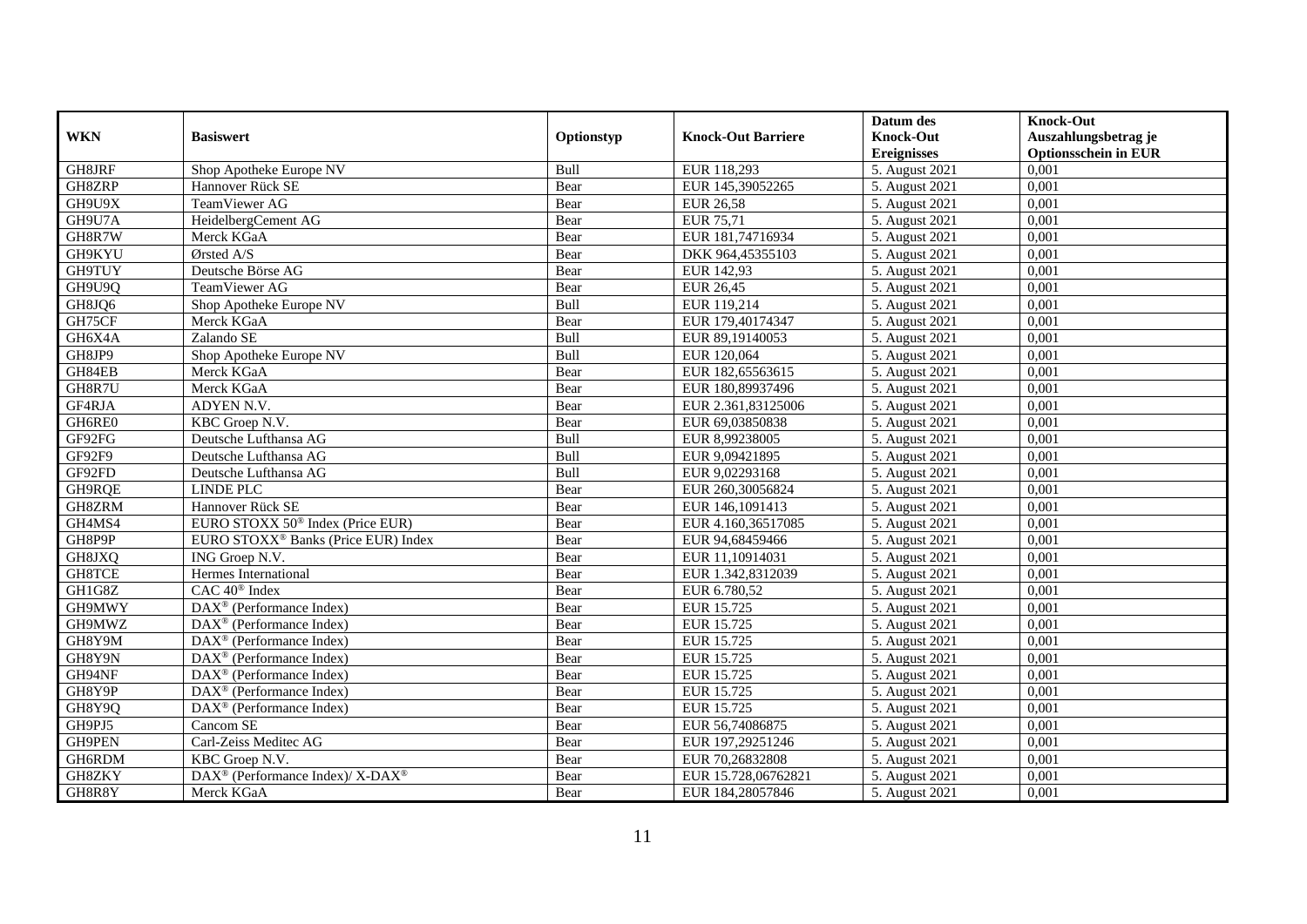| WKN | Basiswert | Optionstyp | Knock-Out Barriere | Datum des Knock-Out Ereignisses | Knock-Out Auszahlungsbetrag je Optionsschein in EUR |
|---|---|---|---|---|---|
| GH8JRF | Shop Apotheke Europe NV | Bull | EUR 118,293 | 5. August 2021 | 0,001 |
| GH8ZRP | Hannover Rück SE | Bear | EUR 145,39052265 | 5. August 2021 | 0,001 |
| GH9U9X | TeamViewer AG | Bear | EUR 26,58 | 5. August 2021 | 0,001 |
| GH9U7A | HeidelbergCement AG | Bear | EUR 75,71 | 5. August 2021 | 0,001 |
| GH8R7W | Merck KGaA | Bear | EUR 181,74716934 | 5. August 2021 | 0,001 |
| GH9KYU | Ørsted A/S | Bear | DKK 964,45355103 | 5. August 2021 | 0,001 |
| GH9TUY | Deutsche Börse AG | Bear | EUR 142,93 | 5. August 2021 | 0,001 |
| GH9U9Q | TeamViewer AG | Bear | EUR 26,45 | 5. August 2021 | 0,001 |
| GH8JQ6 | Shop Apotheke Europe NV | Bull | EUR 119,214 | 5. August 2021 | 0,001 |
| GH75CF | Merck KGaA | Bear | EUR 179,40174347 | 5. August 2021 | 0,001 |
| GH6X4A | Zalando SE | Bull | EUR 89,19140053 | 5. August 2021 | 0,001 |
| GH8JP9 | Shop Apotheke Europe NV | Bull | EUR 120,064 | 5. August 2021 | 0,001 |
| GH84EB | Merck KGaA | Bear | EUR 182,65563615 | 5. August 2021 | 0,001 |
| GH8R7U | Merck KGaA | Bear | EUR 180,89937496 | 5. August 2021 | 0,001 |
| GF4RJA | ADYEN N.V. | Bear | EUR 2.361,83125006 | 5. August 2021 | 0,001 |
| GH6RE0 | KBC Groep N.V. | Bear | EUR 69,03850838 | 5. August 2021 | 0,001 |
| GF92FG | Deutsche Lufthansa AG | Bull | EUR 8,99238005 | 5. August 2021 | 0,001 |
| GF92F9 | Deutsche Lufthansa AG | Bull | EUR 9,09421895 | 5. August 2021 | 0,001 |
| GF92FD | Deutsche Lufthansa AG | Bull | EUR 9,02293168 | 5. August 2021 | 0,001 |
| GH9RQE | LINDE PLC | Bear | EUR 260,30056824 | 5. August 2021 | 0,001 |
| GH8ZRM | Hannover Rück SE | Bear | EUR 146,1091413 | 5. August 2021 | 0,001 |
| GH4MS4 | EURO STOXX 50® Index (Price EUR) | Bear | EUR 4.160,36517085 | 5. August 2021 | 0,001 |
| GH8P9P | EURO STOXX® Banks (Price EUR) Index | Bear | EUR 94,68459466 | 5. August 2021 | 0,001 |
| GH8JXQ | ING Groep N.V. | Bear | EUR 11,10914031 | 5. August 2021 | 0,001 |
| GH8TCE | Hermes International | Bear | EUR 1.342,8312039 | 5. August 2021 | 0,001 |
| GH1G8Z | CAC 40® Index | Bear | EUR 6.780,52 | 5. August 2021 | 0,001 |
| GH9MWY | DAX® (Performance Index) | Bear | EUR 15.725 | 5. August 2021 | 0,001 |
| GH9MWZ | DAX® (Performance Index) | Bear | EUR 15.725 | 5. August 2021 | 0,001 |
| GH8Y9M | DAX® (Performance Index) | Bear | EUR 15.725 | 5. August 2021 | 0,001 |
| GH8Y9N | DAX® (Performance Index) | Bear | EUR 15.725 | 5. August 2021 | 0,001 |
| GH94NF | DAX® (Performance Index) | Bear | EUR 15.725 | 5. August 2021 | 0,001 |
| GH8Y9P | DAX® (Performance Index) | Bear | EUR 15.725 | 5. August 2021 | 0,001 |
| GH8Y9Q | DAX® (Performance Index) | Bear | EUR 15.725 | 5. August 2021 | 0,001 |
| GH9PJ5 | Cancom SE | Bear | EUR 56,74086875 | 5. August 2021 | 0,001 |
| GH9PEN | Carl-Zeiss Meditec AG | Bear | EUR 197,29251246 | 5. August 2021 | 0,001 |
| GH6RDM | KBC Groep N.V. | Bear | EUR 70,26832808 | 5. August 2021 | 0,001 |
| GH8ZKY | DAX® (Performance Index)/ X-DAX® | Bear | EUR 15.728,06762821 | 5. August 2021 | 0,001 |
| GH8R8Y | Merck KGaA | Bear | EUR 184,28057846 | 5. August 2021 | 0,001 |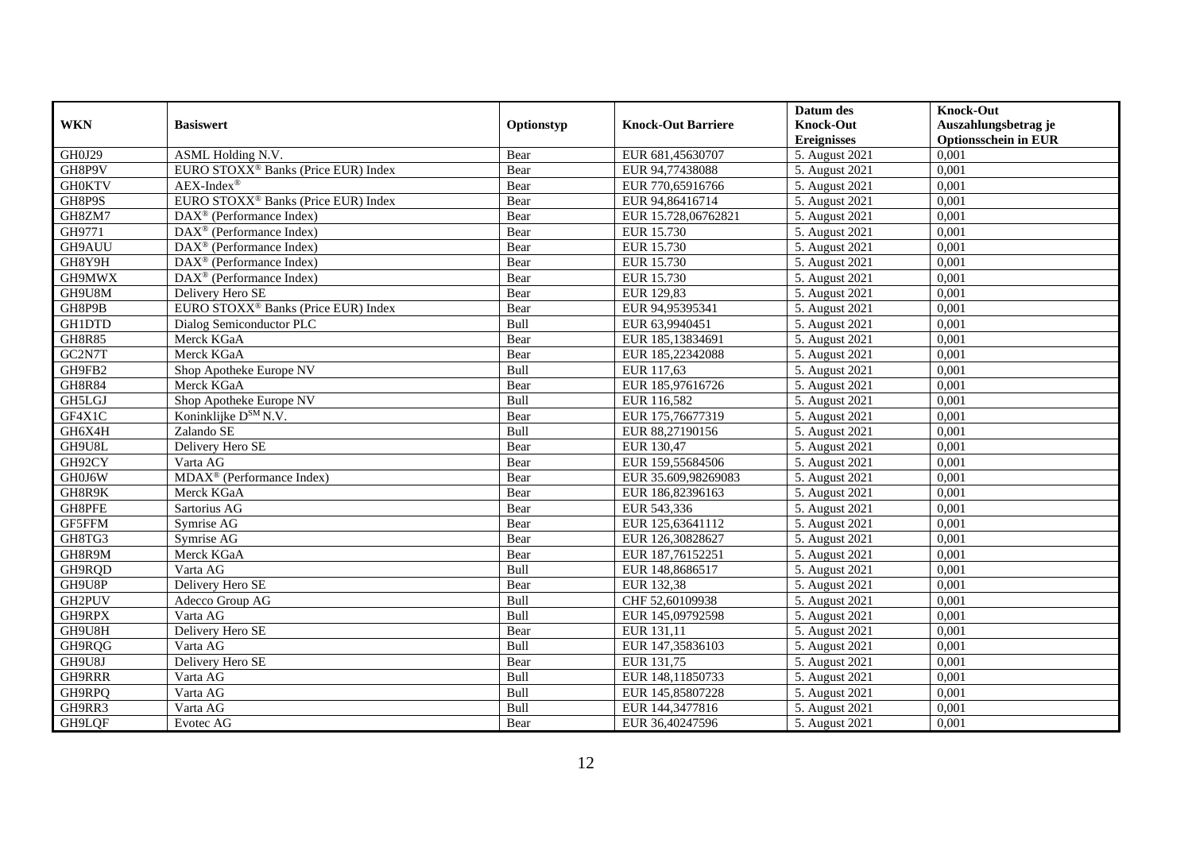| WKN | Basiswert | Optionstyp | Knock-Out Barriere | Datum des Knock-Out Ereignisses | Knock-Out Auszahlungsbetrag je Optionsschein in EUR |
|---|---|---|---|---|---|
| GH0J29 | ASML Holding N.V. | Bear | EUR 681,45630707 | 5. August 2021 | 0,001 |
| GH8P9V | EURO STOXX® Banks (Price EUR) Index | Bear | EUR 94,77438088 | 5. August 2021 | 0,001 |
| GH0KTV | AEX-Index® | Bear | EUR 770,65916766 | 5. August 2021 | 0,001 |
| GH8P9S | EURO STOXX® Banks (Price EUR) Index | Bear | EUR 94,86416714 | 5. August 2021 | 0,001 |
| GH8ZM7 | DAX® (Performance Index) | Bear | EUR 15.728,06762821 | 5. August 2021 | 0,001 |
| GH9771 | DAX® (Performance Index) | Bear | EUR 15.730 | 5. August 2021 | 0,001 |
| GH9AUU | DAX® (Performance Index) | Bear | EUR 15.730 | 5. August 2021 | 0,001 |
| GH8Y9H | DAX® (Performance Index) | Bear | EUR 15.730 | 5. August 2021 | 0,001 |
| GH9MWX | DAX® (Performance Index) | Bear | EUR 15.730 | 5. August 2021 | 0,001 |
| GH9U8M | Delivery Hero SE | Bear | EUR 129,83 | 5. August 2021 | 0,001 |
| GH8P9B | EURO STOXX® Banks (Price EUR) Index | Bear | EUR 94,95395341 | 5. August 2021 | 0,001 |
| GH1DTD | Dialog Semiconductor PLC | Bull | EUR 63,9940451 | 5. August 2021 | 0,001 |
| GH8R85 | Merck KGaA | Bear | EUR 185,13834691 | 5. August 2021 | 0,001 |
| GC2N7T | Merck KGaA | Bear | EUR 185,22342088 | 5. August 2021 | 0,001 |
| GH9FB2 | Shop Apotheke Europe NV | Bull | EUR 117,63 | 5. August 2021 | 0,001 |
| GH8R84 | Merck KGaA | Bear | EUR 185,97616726 | 5. August 2021 | 0,001 |
| GH5LGJ | Shop Apotheke Europe NV | Bull | EUR 116,582 | 5. August 2021 | 0,001 |
| GF4X1C | Koninklijke D$^{SM}$ N.V. | Bear | EUR 175,76677319 | 5. August 2021 | 0,001 |
| GH6X4H | Zalando SE | Bull | EUR 88,27190156 | 5. August 2021 | 0,001 |
| GH9U8L | Delivery Hero SE | Bear | EUR 130,47 | 5. August 2021 | 0,001 |
| GH92CY | Varta AG | Bear | EUR 159,55684506 | 5. August 2021 | 0,001 |
| GH0J6W | MDAX® (Performance Index) | Bear | EUR 35.609,98269083 | 5. August 2021 | 0,001 |
| GH8R9K | Merck KGaA | Bear | EUR 186,82396163 | 5. August 2021 | 0,001 |
| GH8PFE | Sartorius AG | Bear | EUR 543,336 | 5. August 2021 | 0,001 |
| GF5FFM | Symrise AG | Bear | EUR 125,63641112 | 5. August 2021 | 0,001 |
| GH8TG3 | Symrise AG | Bear | EUR 126,30828627 | 5. August 2021 | 0,001 |
| GH8R9M | Merck KGaA | Bear | EUR 187,76152251 | 5. August 2021 | 0,001 |
| GH9RQD | Varta AG | Bull | EUR 148,8686517 | 5. August 2021 | 0,001 |
| GH9U8P | Delivery Hero SE | Bear | EUR 132,38 | 5. August 2021 | 0,001 |
| GH2PUV | Adecco Group AG | Bull | CHF 52,60109938 | 5. August 2021 | 0,001 |
| GH9RPX | Varta AG | Bull | EUR 145,09792598 | 5. August 2021 | 0,001 |
| GH9U8H | Delivery Hero SE | Bear | EUR 131,11 | 5. August 2021 | 0,001 |
| GH9RQG | Varta AG | Bull | EUR 147,35836103 | 5. August 2021 | 0,001 |
| GH9U8J | Delivery Hero SE | Bear | EUR 131,75 | 5. August 2021 | 0,001 |
| GH9RRR | Varta AG | Bull | EUR 148,11850733 | 5. August 2021 | 0,001 |
| GH9RPQ | Varta AG | Bull | EUR 145,85807228 | 5. August 2021 | 0,001 |
| GH9RR3 | Varta AG | Bull | EUR 144,3477816 | 5. August 2021 | 0,001 |
| GH9LQF | Evotec AG | Bear | EUR 36,40247596 | 5. August 2021 | 0,001 |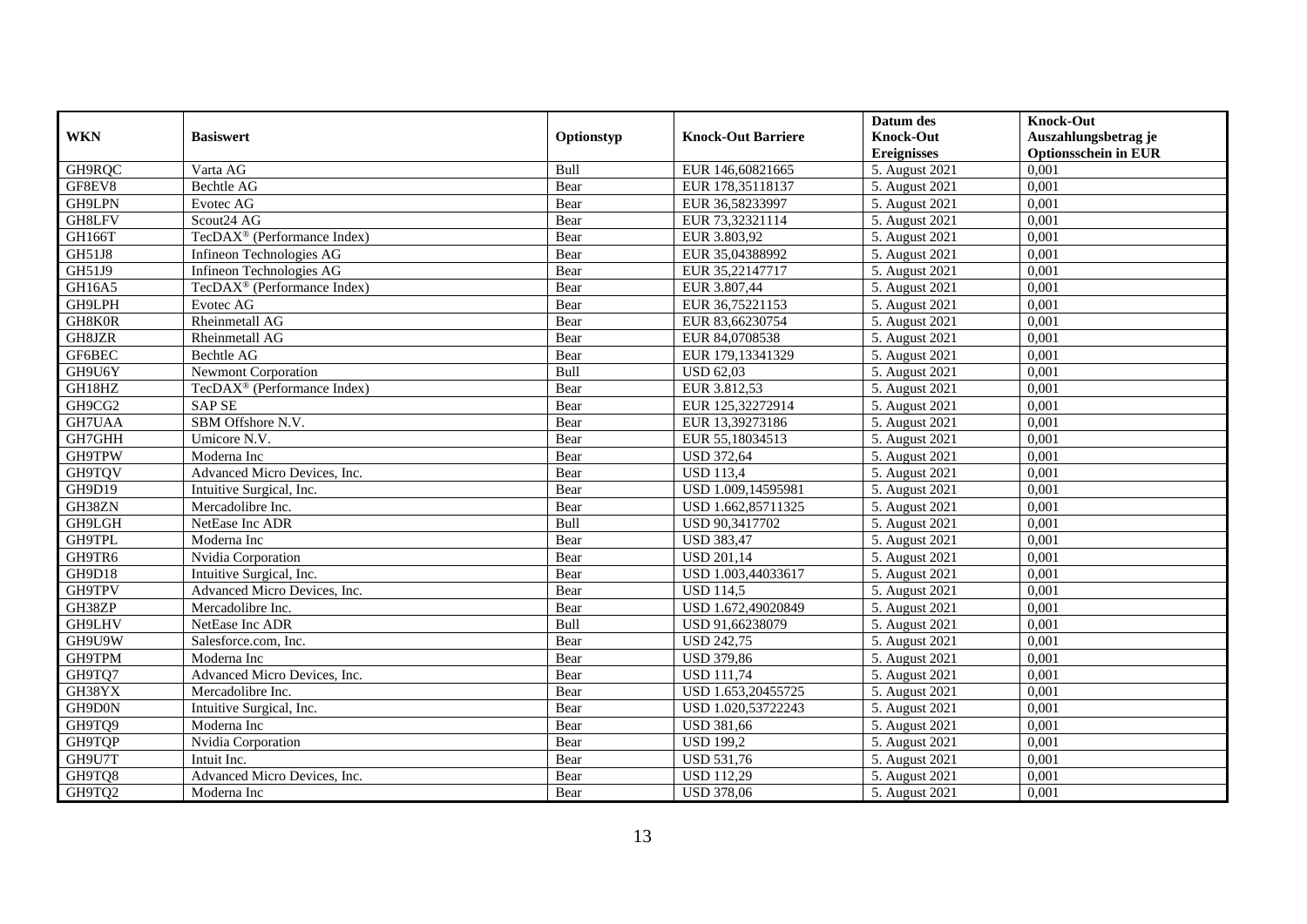| WKN | Basiswert | Optionstyp | Knock-Out Barriere | Datum des Knock-Out Ereignisses | Knock-Out Auszahlungsbetrag je Optionsschein in EUR |
|---|---|---|---|---|---|
| GH9RQC | Varta AG | Bull | EUR 146,60821665 | 5. August 2021 | 0,001 |
| GF8EV8 | Bechtle AG | Bear | EUR 178,35118137 | 5. August 2021 | 0,001 |
| GH9LPN | Evotec AG | Bear | EUR 36,58233997 | 5. August 2021 | 0,001 |
| GH8LFV | Scout24 AG | Bear | EUR 73,32321114 | 5. August 2021 | 0,001 |
| GH166T | TecDAX® (Performance Index) | Bear | EUR 3.803,92 | 5. August 2021 | 0,001 |
| GH51J8 | Infineon Technologies AG | Bear | EUR 35,04388992 | 5. August 2021 | 0,001 |
| GH51J9 | Infineon Technologies AG | Bear | EUR 35,22147717 | 5. August 2021 | 0,001 |
| GH16A5 | TecDAX® (Performance Index) | Bear | EUR 3.807,44 | 5. August 2021 | 0,001 |
| GH9LPH | Evotec AG | Bear | EUR 36,75221153 | 5. August 2021 | 0,001 |
| GH8K0R | Rheinmetall AG | Bear | EUR 83,66230754 | 5. August 2021 | 0,001 |
| GH8JZR | Rheinmetall AG | Bear | EUR 84,0708538 | 5. August 2021 | 0,001 |
| GF6BEC | Bechtle AG | Bear | EUR 179,13341329 | 5. August 2021 | 0,001 |
| GH9U6Y | Newmont Corporation | Bull | USD 62,03 | 5. August 2021 | 0,001 |
| GH18HZ | TecDAX® (Performance Index) | Bear | EUR 3.812,53 | 5. August 2021 | 0,001 |
| GH9CG2 | SAP SE | Bear | EUR 125,32272914 | 5. August 2021 | 0,001 |
| GH7UAA | SBM Offshore N.V. | Bear | EUR 13,39273186 | 5. August 2021 | 0,001 |
| GH7GHH | Umicore N.V. | Bear | EUR 55,18034513 | 5. August 2021 | 0,001 |
| GH9TPW | Moderna Inc | Bear | USD 372,64 | 5. August 2021 | 0,001 |
| GH9TQV | Advanced Micro Devices, Inc. | Bear | USD 113,4 | 5. August 2021 | 0,001 |
| GH9D19 | Intuitive Surgical, Inc. | Bear | USD 1.009,14595981 | 5. August 2021 | 0,001 |
| GH38ZN | Mercadolibre Inc. | Bear | USD 1.662,85711325 | 5. August 2021 | 0,001 |
| GH9LGH | NetEase Inc ADR | Bull | USD 90,3417702 | 5. August 2021 | 0,001 |
| GH9TPL | Moderna Inc | Bear | USD 383,47 | 5. August 2021 | 0,001 |
| GH9TR6 | Nvidia Corporation | Bear | USD 201,14 | 5. August 2021 | 0,001 |
| GH9D18 | Intuitive Surgical, Inc. | Bear | USD 1.003,44033617 | 5. August 2021 | 0,001 |
| GH9TPV | Advanced Micro Devices, Inc. | Bear | USD 114,5 | 5. August 2021 | 0,001 |
| GH38ZP | Mercadolibre Inc. | Bear | USD 1.672,49020849 | 5. August 2021 | 0,001 |
| GH9LHV | NetEase Inc ADR | Bull | USD 91,66238079 | 5. August 2021 | 0,001 |
| GH9U9W | Salesforce.com, Inc. | Bear | USD 242,75 | 5. August 2021 | 0,001 |
| GH9TPM | Moderna Inc | Bear | USD 379,86 | 5. August 2021 | 0,001 |
| GH9TQ7 | Advanced Micro Devices, Inc. | Bear | USD 111,74 | 5. August 2021 | 0,001 |
| GH38YX | Mercadolibre Inc. | Bear | USD 1.653,20455725 | 5. August 2021 | 0,001 |
| GH9D0N | Intuitive Surgical, Inc. | Bear | USD 1.020,53722243 | 5. August 2021 | 0,001 |
| GH9TQ9 | Moderna Inc | Bear | USD 381,66 | 5. August 2021 | 0,001 |
| GH9TQP | Nvidia Corporation | Bear | USD 199,2 | 5. August 2021 | 0,001 |
| GH9U7T | Intuit Inc. | Bear | USD 531,76 | 5. August 2021 | 0,001 |
| GH9TQ8 | Advanced Micro Devices, Inc. | Bear | USD 112,29 | 5. August 2021 | 0,001 |
| GH9TQ2 | Moderna Inc | Bear | USD 378,06 | 5. August 2021 | 0,001 |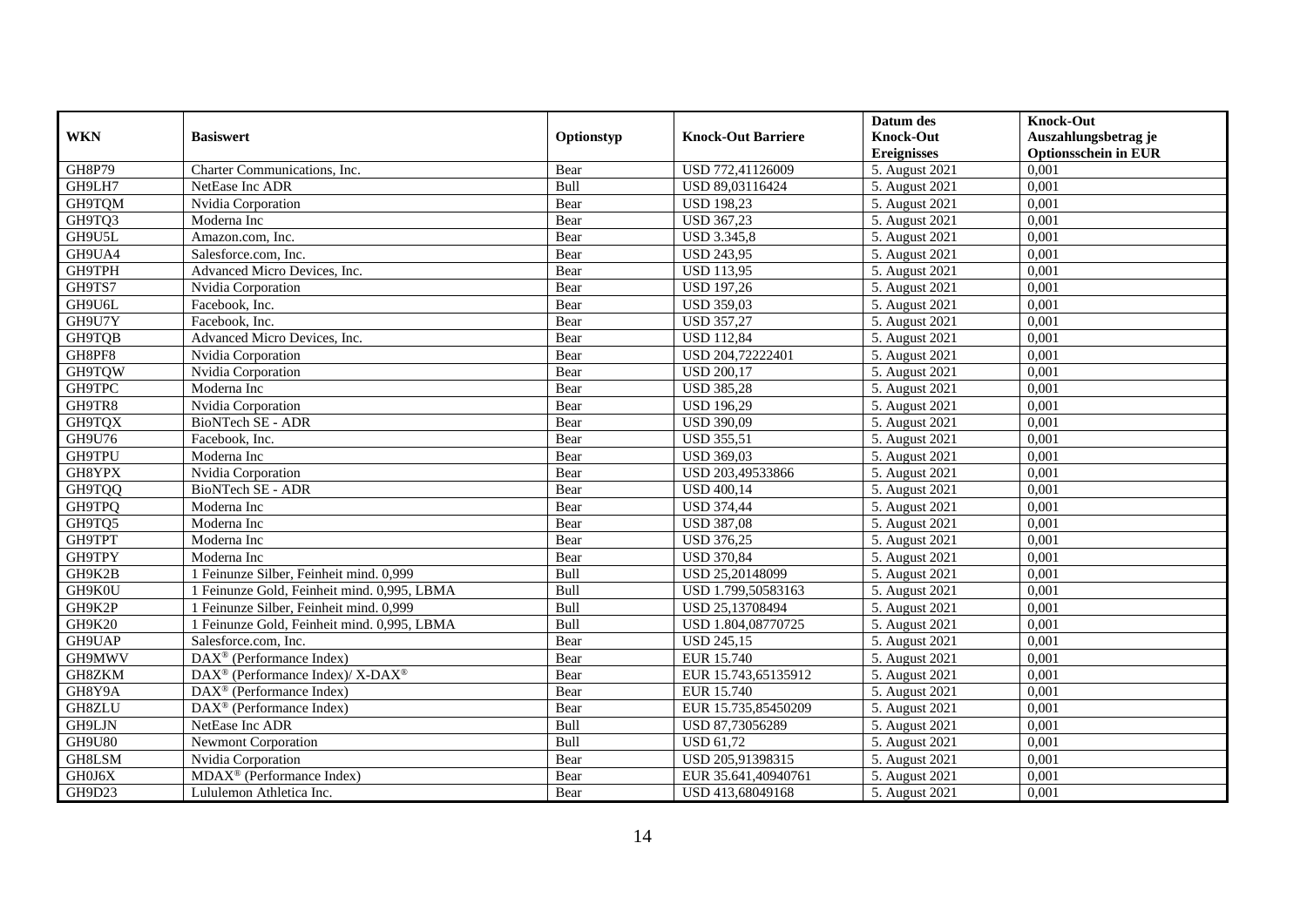| WKN | Basiswert | Optionstyp | Knock-Out Barriere | Datum des Knock-Out Ereignisses | Knock-Out Auszahlungsbetrag je Optionsschein in EUR |
|---|---|---|---|---|---|
| GH8P79 | Charter Communications, Inc. | Bear | USD 772,41126009 | 5. August 2021 | 0,001 |
| GH9LH7 | NetEase Inc ADR | Bull | USD 89,03116424 | 5. August 2021 | 0,001 |
| GH9TQM | Nvidia Corporation | Bear | USD 198,23 | 5. August 2021 | 0,001 |
| GH9TQ3 | Moderna Inc | Bear | USD 367,23 | 5. August 2021 | 0,001 |
| GH9U5L | Amazon.com, Inc. | Bear | USD 3.345,8 | 5. August 2021 | 0,001 |
| GH9UA4 | Salesforce.com, Inc. | Bear | USD 243,95 | 5. August 2021 | 0,001 |
| GH9TPH | Advanced Micro Devices, Inc. | Bear | USD 113,95 | 5. August 2021 | 0,001 |
| GH9TS7 | Nvidia Corporation | Bear | USD 197,26 | 5. August 2021 | 0,001 |
| GH9U6L | Facebook, Inc. | Bear | USD 359,03 | 5. August 2021 | 0,001 |
| GH9U7Y | Facebook, Inc. | Bear | USD 357,27 | 5. August 2021 | 0,001 |
| GH9TQB | Advanced Micro Devices, Inc. | Bear | USD 112,84 | 5. August 2021 | 0,001 |
| GH8PF8 | Nvidia Corporation | Bear | USD 204,72222401 | 5. August 2021 | 0,001 |
| GH9TQW | Nvidia Corporation | Bear | USD 200,17 | 5. August 2021 | 0,001 |
| GH9TPC | Moderna Inc | Bear | USD 385,28 | 5. August 2021 | 0,001 |
| GH9TR8 | Nvidia Corporation | Bear | USD 196,29 | 5. August 2021 | 0,001 |
| GH9TQX | BioNTech SE - ADR | Bear | USD 390,09 | 5. August 2021 | 0,001 |
| GH9U76 | Facebook, Inc. | Bear | USD 355,51 | 5. August 2021 | 0,001 |
| GH9TPU | Moderna Inc | Bear | USD 369,03 | 5. August 2021 | 0,001 |
| GH8YPX | Nvidia Corporation | Bear | USD 203,49533866 | 5. August 2021 | 0,001 |
| GH9TQQ | BioNTech SE - ADR | Bear | USD 400,14 | 5. August 2021 | 0,001 |
| GH9TPQ | Moderna Inc | Bear | USD 374,44 | 5. August 2021 | 0,001 |
| GH9TQ5 | Moderna Inc | Bear | USD 387,08 | 5. August 2021 | 0,001 |
| GH9TPT | Moderna Inc | Bear | USD 376,25 | 5. August 2021 | 0,001 |
| GH9TPY | Moderna Inc | Bear | USD 370,84 | 5. August 2021 | 0,001 |
| GH9K2B | 1 Feinunze Silber, Feinheit mind. 0,999 | Bull | USD 25,20148099 | 5. August 2021 | 0,001 |
| GH9K0U | 1 Feinunze Gold, Feinheit mind. 0,995, LBMA | Bull | USD 1.799,50583163 | 5. August 2021 | 0,001 |
| GH9K2P | 1 Feinunze Silber, Feinheit mind. 0,999 | Bull | USD 25,13708494 | 5. August 2021 | 0,001 |
| GH9K20 | 1 Feinunze Gold, Feinheit mind. 0,995, LBMA | Bull | USD 1.804,08770725 | 5. August 2021 | 0,001 |
| GH9UAP | Salesforce.com, Inc. | Bear | USD 245,15 | 5. August 2021 | 0,001 |
| GH9MWV | DAX® (Performance Index) | Bear | EUR 15.740 | 5. August 2021 | 0,001 |
| GH8ZKM | DAX® (Performance Index)/ X-DAX® | Bear | EUR 15.743,65135912 | 5. August 2021 | 0,001 |
| GH8Y9A | DAX® (Performance Index) | Bear | EUR 15.740 | 5. August 2021 | 0,001 |
| GH8ZLU | DAX® (Performance Index) | Bear | EUR 15.735,85450209 | 5. August 2021 | 0,001 |
| GH9LJN | NetEase Inc ADR | Bull | USD 87,73056289 | 5. August 2021 | 0,001 |
| GH9U80 | Newmont Corporation | Bull | USD 61,72 | 5. August 2021 | 0,001 |
| GH8LSM | Nvidia Corporation | Bear | USD 205,91398315 | 5. August 2021 | 0,001 |
| GH0J6X | MDAX® (Performance Index) | Bear | EUR 35.641,40940761 | 5. August 2021 | 0,001 |
| GH9D23 | Lululemon Athletica Inc. | Bear | USD 413,68049168 | 5. August 2021 | 0,001 |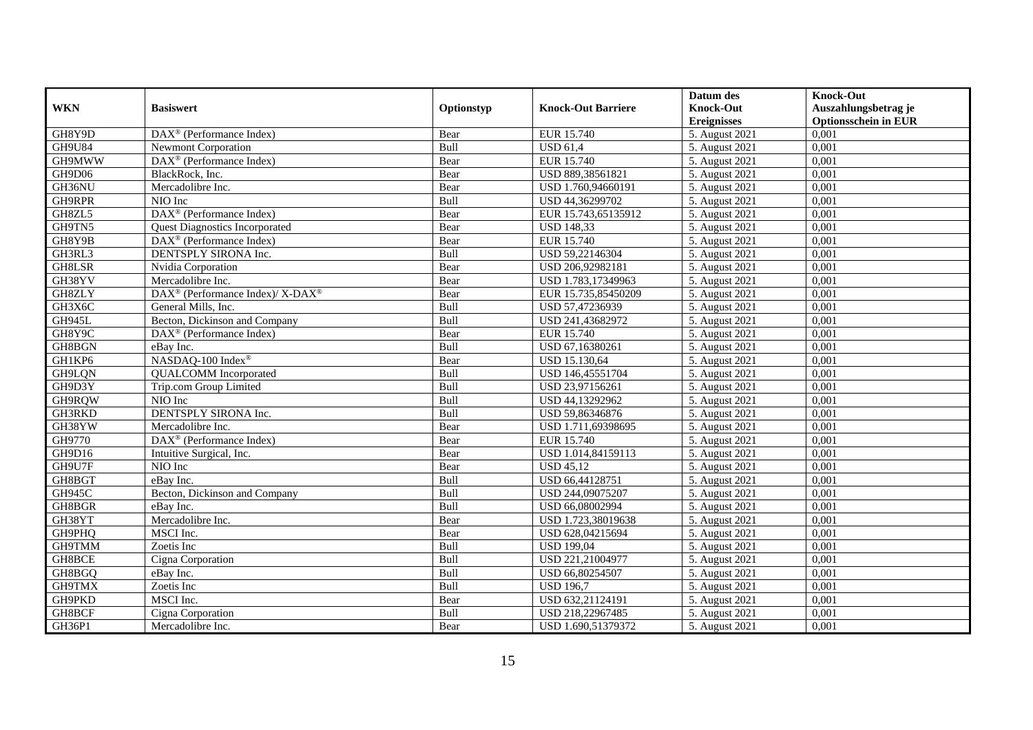| WKN | Basiswert | Optionstyp | Knock-Out Barriere | Datum des Knock-Out Ereignisses | Knock-Out Auszahlungsbetrag je Optionsschein in EUR |
|---|---|---|---|---|---|
| GH8Y9D | DAX® (Performance Index) | Bear | EUR 15.740 | 5. August 2021 | 0,001 |
| GH9U84 | Newmont Corporation | Bull | USD 61,4 | 5. August 2021 | 0,001 |
| GH9MWW | DAX® (Performance Index) | Bear | EUR 15.740 | 5. August 2021 | 0,001 |
| GH9D06 | BlackRock, Inc. | Bear | USD 889,38561821 | 5. August 2021 | 0,001 |
| GH36NU | Mercadolibre Inc. | Bear | USD 1.760,94660191 | 5. August 2021 | 0,001 |
| GH9RPR | NIO Inc | Bull | USD 44,36299702 | 5. August 2021 | 0,001 |
| GH8ZL5 | DAX® (Performance Index) | Bear | EUR 15.743,65135912 | 5. August 2021 | 0,001 |
| GH9TN5 | Quest Diagnostics Incorporated | Bear | USD 148,33 | 5. August 2021 | 0,001 |
| GH8Y9B | DAX® (Performance Index) | Bear | EUR 15.740 | 5. August 2021 | 0,001 |
| GH3RL3 | DENTSPLY SIRONA Inc. | Bull | USD 59,22146304 | 5. August 2021 | 0,001 |
| GH8LSR | Nvidia Corporation | Bear | USD 206,92982181 | 5. August 2021 | 0,001 |
| GH38YV | Mercadolibre Inc. | Bear | USD 1.783,17349963 | 5. August 2021 | 0,001 |
| GH8ZLY | DAX® (Performance Index)/ X-DAX® | Bear | EUR 15.735,85450209 | 5. August 2021 | 0,001 |
| GH3X6C | General Mills, Inc. | Bull | USD 57,47236939 | 5. August 2021 | 0,001 |
| GH945L | Becton, Dickinson and Company | Bull | USD 241,43682972 | 5. August 2021 | 0,001 |
| GH8Y9C | DAX® (Performance Index) | Bear | EUR 15.740 | 5. August 2021 | 0,001 |
| GH8BGN | eBay Inc. | Bull | USD 67,16380261 | 5. August 2021 | 0,001 |
| GH1KP6 | NASDAQ-100 Index® | Bear | USD 15.130,64 | 5. August 2021 | 0,001 |
| GH9LQN | QUALCOMM Incorporated | Bull | USD 146,45551704 | 5. August 2021 | 0,001 |
| GH9D3Y | Trip.com Group Limited | Bull | USD 23,97156261 | 5. August 2021 | 0,001 |
| GH9RQW | NIO Inc | Bull | USD 44,13292962 | 5. August 2021 | 0,001 |
| GH3RKD | DENTSPLY SIRONA Inc. | Bull | USD 59,86346876 | 5. August 2021 | 0,001 |
| GH38YW | Mercadolibre Inc. | Bear | USD 1.711,69398695 | 5. August 2021 | 0,001 |
| GH9770 | DAX® (Performance Index) | Bear | EUR 15.740 | 5. August 2021 | 0,001 |
| GH9D16 | Intuitive Surgical, Inc. | Bear | USD 1.014,84159113 | 5. August 2021 | 0,001 |
| GH9U7F | NIO Inc | Bear | USD 45,12 | 5. August 2021 | 0,001 |
| GH8BGT | eBay Inc. | Bull | USD 66,44128751 | 5. August 2021 | 0,001 |
| GH945C | Becton, Dickinson and Company | Bull | USD 244,09075207 | 5. August 2021 | 0,001 |
| GH8BGR | eBay Inc. | Bull | USD 66,08002994 | 5. August 2021 | 0,001 |
| GH38YT | Mercadolibre Inc. | Bear | USD 1.723,38019638 | 5. August 2021 | 0,001 |
| GH9PHQ | MSCI Inc. | Bear | USD 628,04215694 | 5. August 2021 | 0,001 |
| GH9TMM | Zoetis Inc | Bull | USD 199,04 | 5. August 2021 | 0,001 |
| GH8BCE | Cigna Corporation | Bull | USD 221,21004977 | 5. August 2021 | 0,001 |
| GH8BGQ | eBay Inc. | Bull | USD 66,80254507 | 5. August 2021 | 0,001 |
| GH9TMX | Zoetis Inc | Bull | USD 196,7 | 5. August 2021 | 0,001 |
| GH9PKD | MSCI Inc. | Bear | USD 632,21124191 | 5. August 2021 | 0,001 |
| GH8BCF | Cigna Corporation | Bull | USD 218,22967485 | 5. August 2021 | 0,001 |
| GH36P1 | Mercadolibre Inc. | Bear | USD 1.690,51379372 | 5. August 2021 | 0,001 |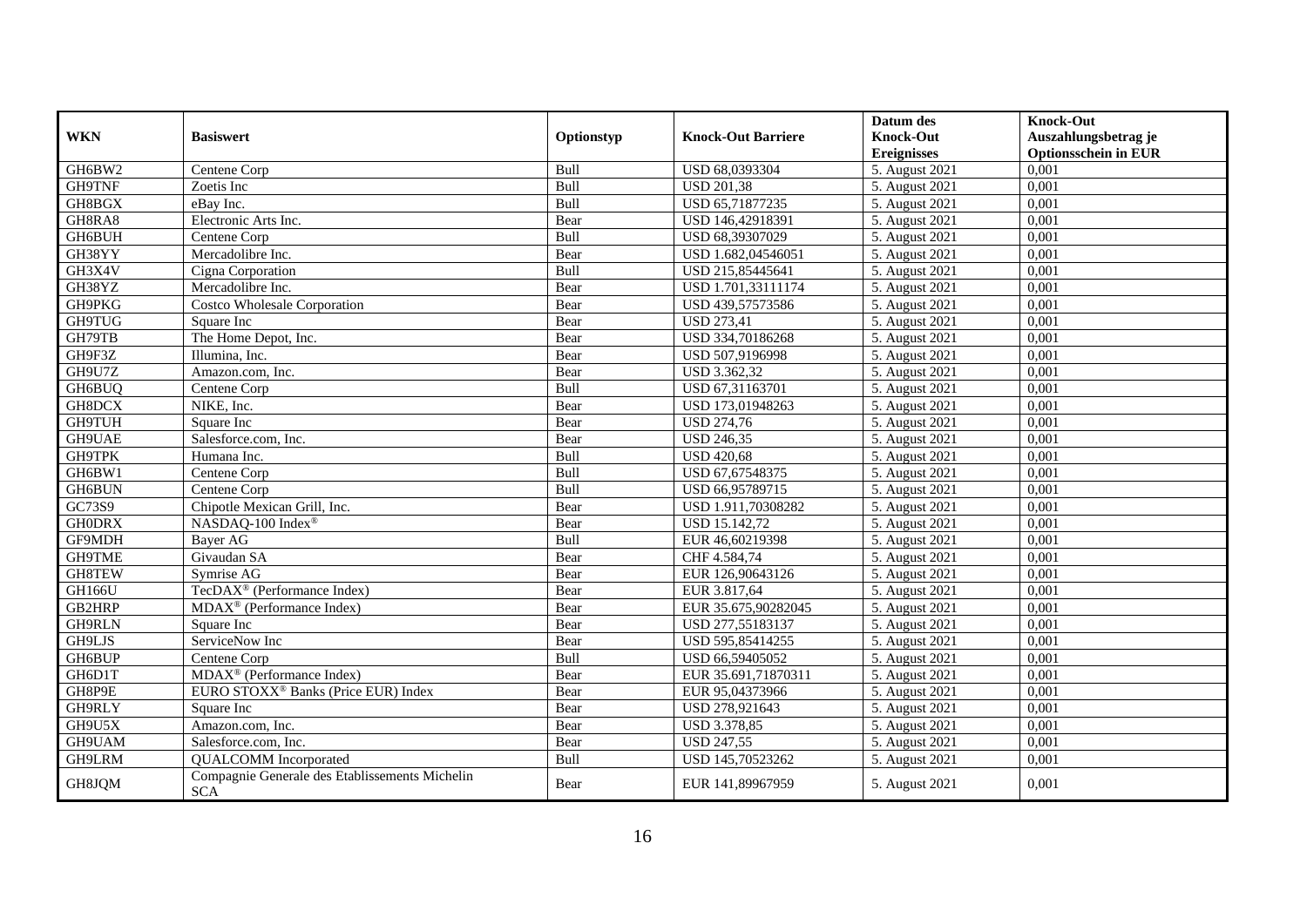| WKN | Basiswert | Optionstyp | Knock-Out Barriere | Datum des Knock-Out Ereignisses | Knock-Out Auszahlungsbetrag je Optionsschein in EUR |
|---|---|---|---|---|---|
| GH6BW2 | Centene Corp | Bull | USD 68,0393304 | 5. August 2021 | 0,001 |
| GH9TNF | Zoetis Inc | Bull | USD 201,38 | 5. August 2021 | 0,001 |
| GH8BGX | eBay Inc. | Bull | USD 65,71877235 | 5. August 2021 | 0,001 |
| GH8RA8 | Electronic Arts Inc. | Bear | USD 146,42918391 | 5. August 2021 | 0,001 |
| GH6BUH | Centene Corp | Bull | USD 68,39307029 | 5. August 2021 | 0,001 |
| GH38YY | Mercadolibre Inc. | Bear | USD 1.682,04546051 | 5. August 2021 | 0,001 |
| GH3X4V | Cigna Corporation | Bull | USD 215,85445641 | 5. August 2021 | 0,001 |
| GH38YZ | Mercadolibre Inc. | Bear | USD 1.701,33111174 | 5. August 2021 | 0,001 |
| GH9PKG | Costco Wholesale Corporation | Bear | USD 439,57573586 | 5. August 2021 | 0,001 |
| GH9TUG | Square Inc | Bear | USD 273,41 | 5. August 2021 | 0,001 |
| GH79TB | The Home Depot, Inc. | Bear | USD 334,70186268 | 5. August 2021 | 0,001 |
| GH9F3Z | Illumina, Inc. | Bear | USD 507,9196998 | 5. August 2021 | 0,001 |
| GH9U7Z | Amazon.com, Inc. | Bear | USD 3.362,32 | 5. August 2021 | 0,001 |
| GH6BUQ | Centene Corp | Bull | USD 67,31163701 | 5. August 2021 | 0,001 |
| GH8DCX | NIKE, Inc. | Bear | USD 173,01948263 | 5. August 2021 | 0,001 |
| GH9TUH | Square Inc | Bear | USD 274,76 | 5. August 2021 | 0,001 |
| GH9UAE | Salesforce.com, Inc. | Bear | USD 246,35 | 5. August 2021 | 0,001 |
| GH9TPK | Humana Inc. | Bull | USD 420,68 | 5. August 2021 | 0,001 |
| GH6BW1 | Centene Corp | Bull | USD 67,67548375 | 5. August 2021 | 0,001 |
| GH6BUN | Centene Corp | Bull | USD 66,95789715 | 5. August 2021 | 0,001 |
| GC73S9 | Chipotle Mexican Grill, Inc. | Bear | USD 1.911,70308282 | 5. August 2021 | 0,001 |
| GH0DRX | NASDAQ-100 Index® | Bear | USD 15.142,72 | 5. August 2021 | 0,001 |
| GF9MDH | Bayer AG | Bull | EUR 46,60219398 | 5. August 2021 | 0,001 |
| GH9TME | Givaudan SA | Bear | CHF 4.584,74 | 5. August 2021 | 0,001 |
| GH8TEW | Symrise AG | Bear | EUR 126,90643126 | 5. August 2021 | 0,001 |
| GH166U | TecDAX® (Performance Index) | Bear | EUR 3.817,64 | 5. August 2021 | 0,001 |
| GB2HRP | MDAX® (Performance Index) | Bear | EUR 35.675,90282045 | 5. August 2021 | 0,001 |
| GH9RLN | Square Inc | Bear | USD 277,55183137 | 5. August 2021 | 0,001 |
| GH9LJS | ServiceNow Inc | Bear | USD 595,85414255 | 5. August 2021 | 0,001 |
| GH6BUP | Centene Corp | Bull | USD 66,59405052 | 5. August 2021 | 0,001 |
| GH6D1T | MDAX® (Performance Index) | Bear | EUR 35.691,71870311 | 5. August 2021 | 0,001 |
| GH8P9E | EURO STOXX® Banks (Price EUR) Index | Bear | EUR 95,04373966 | 5. August 2021 | 0,001 |
| GH9RLY | Square Inc | Bear | USD 278,921643 | 5. August 2021 | 0,001 |
| GH9U5X | Amazon.com, Inc. | Bear | USD 3.378,85 | 5. August 2021 | 0,001 |
| GH9UAM | Salesforce.com, Inc. | Bear | USD 247,55 | 5. August 2021 | 0,001 |
| GH9LRM | QUALCOMM Incorporated | Bull | USD 145,70523262 | 5. August 2021 | 0,001 |
| GH8JQM | Compagnie Generale des Etablissements Michelin SCA | Bear | EUR 141,89967959 | 5. August 2021 | 0,001 |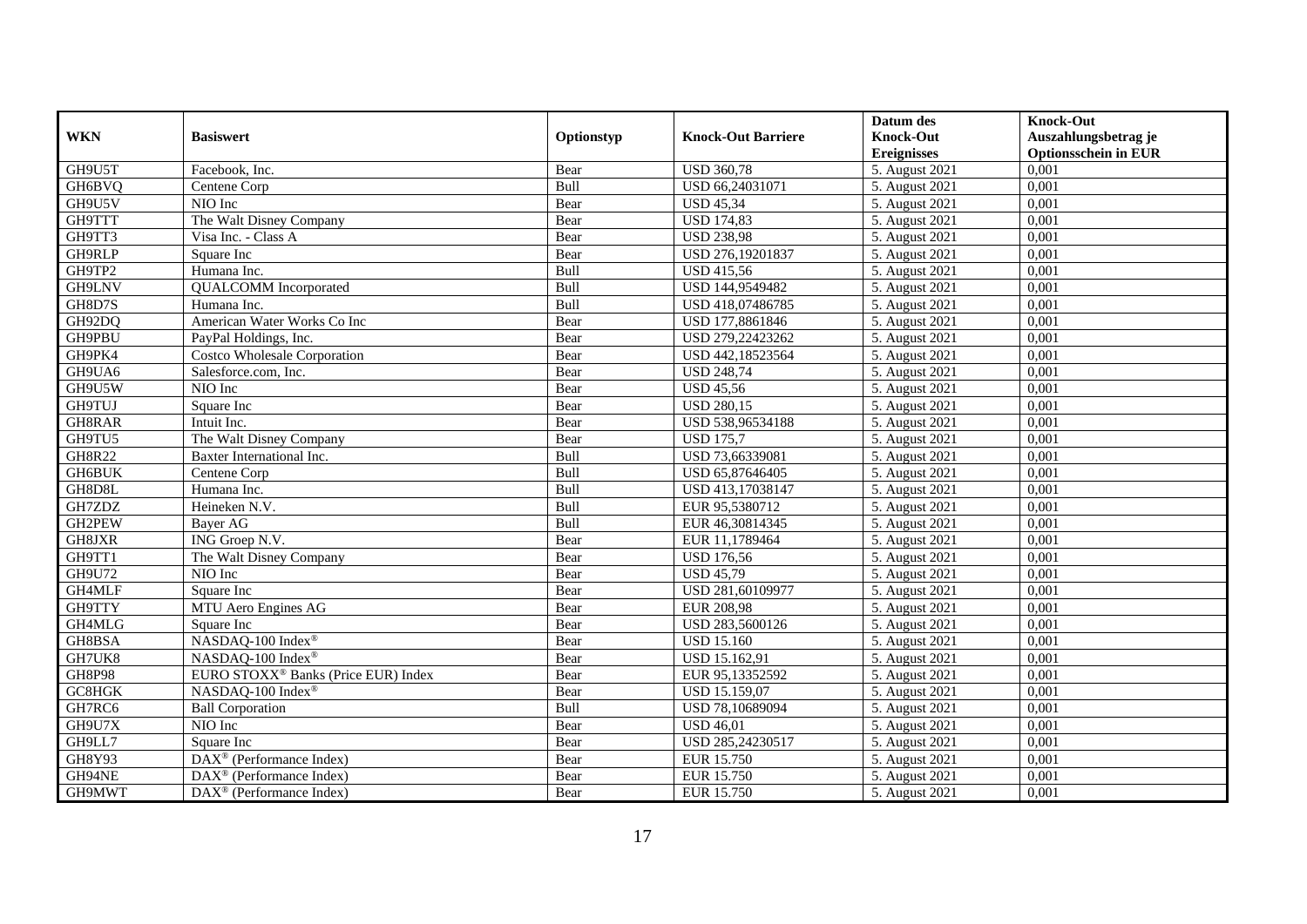| WKN | Basiswert | Optionstyp | Knock-Out Barriere | Datum des Knock-Out Ereignisses | Knock-Out Auszahlungsbetrag je Optionsschein in EUR |
|---|---|---|---|---|---|
| GH9U5T | Facebook, Inc. | Bear | USD 360,78 | 5. August 2021 | 0,001 |
| GH6BVQ | Centene Corp | Bull | USD 66,24031071 | 5. August 2021 | 0,001 |
| GH9U5V | NIO Inc | Bear | USD 45,34 | 5. August 2021 | 0,001 |
| GH9TTT | The Walt Disney Company | Bear | USD 174,83 | 5. August 2021 | 0,001 |
| GH9TT3 | Visa Inc. - Class A | Bear | USD 238,98 | 5. August 2021 | 0,001 |
| GH9RLP | Square Inc | Bear | USD 276,19201837 | 5. August 2021 | 0,001 |
| GH9TP2 | Humana Inc. | Bull | USD 415,56 | 5. August 2021 | 0,001 |
| GH9LNV | QUALCOMM Incorporated | Bull | USD 144,9549482 | 5. August 2021 | 0,001 |
| GH8D7S | Humana Inc. | Bull | USD 418,07486785 | 5. August 2021 | 0,001 |
| GH92DQ | American Water Works Co Inc | Bear | USD 177,8861846 | 5. August 2021 | 0,001 |
| GH9PBU | PayPal Holdings, Inc. | Bear | USD 279,22423262 | 5. August 2021 | 0,001 |
| GH9PK4 | Costco Wholesale Corporation | Bear | USD 442,18523564 | 5. August 2021 | 0,001 |
| GH9UA6 | Salesforce.com, Inc. | Bear | USD 248,74 | 5. August 2021 | 0,001 |
| GH9U5W | NIO Inc | Bear | USD 45,56 | 5. August 2021 | 0,001 |
| GH9TUJ | Square Inc | Bear | USD 280,15 | 5. August 2021 | 0,001 |
| GH8RAR | Intuit Inc. | Bear | USD 538,96534188 | 5. August 2021 | 0,001 |
| GH9TU5 | The Walt Disney Company | Bear | USD 175,7 | 5. August 2021 | 0,001 |
| GH8R22 | Baxter International Inc. | Bull | USD 73,66339081 | 5. August 2021 | 0,001 |
| GH6BUK | Centene Corp | Bull | USD 65,87646405 | 5. August 2021 | 0,001 |
| GH8D8L | Humana Inc. | Bull | USD 413,17038147 | 5. August 2021 | 0,001 |
| GH7ZDZ | Heineken N.V. | Bull | EUR 95,5380712 | 5. August 2021 | 0,001 |
| GH2PEW | Bayer AG | Bull | EUR 46,30814345 | 5. August 2021 | 0,001 |
| GH8JXR | ING Groep N.V. | Bear | EUR 11,1789464 | 5. August 2021 | 0,001 |
| GH9TT1 | The Walt Disney Company | Bear | USD 176,56 | 5. August 2021 | 0,001 |
| GH9U72 | NIO Inc | Bear | USD 45,79 | 5. August 2021 | 0,001 |
| GH4MLF | Square Inc | Bear | USD 281,60109977 | 5. August 2021 | 0,001 |
| GH9TTY | MTU Aero Engines AG | Bear | EUR 208,98 | 5. August 2021 | 0,001 |
| GH4MLG | Square Inc | Bear | USD 283,5600126 | 5. August 2021 | 0,001 |
| GH8BSA | NASDAQ-100 Index® | Bear | USD 15.160 | 5. August 2021 | 0,001 |
| GH7UK8 | NASDAQ-100 Index® | Bear | USD 15.162,91 | 5. August 2021 | 0,001 |
| GH8P98 | EURO STOXX® Banks (Price EUR) Index | Bear | EUR 95,13352592 | 5. August 2021 | 0,001 |
| GC8HGK | NASDAQ-100 Index® | Bear | USD 15.159,07 | 5. August 2021 | 0,001 |
| GH7RC6 | Ball Corporation | Bull | USD 78,10689094 | 5. August 2021 | 0,001 |
| GH9U7X | NIO Inc | Bear | USD 46,01 | 5. August 2021 | 0,001 |
| GH9LL7 | Square Inc | Bear | USD 285,24230517 | 5. August 2021 | 0,001 |
| GH8Y93 | DAX® (Performance Index) | Bear | EUR 15.750 | 5. August 2021 | 0,001 |
| GH94NE | DAX® (Performance Index) | Bear | EUR 15.750 | 5. August 2021 | 0,001 |
| GH9MWT | DAX® (Performance Index) | Bear | EUR 15.750 | 5. August 2021 | 0,001 |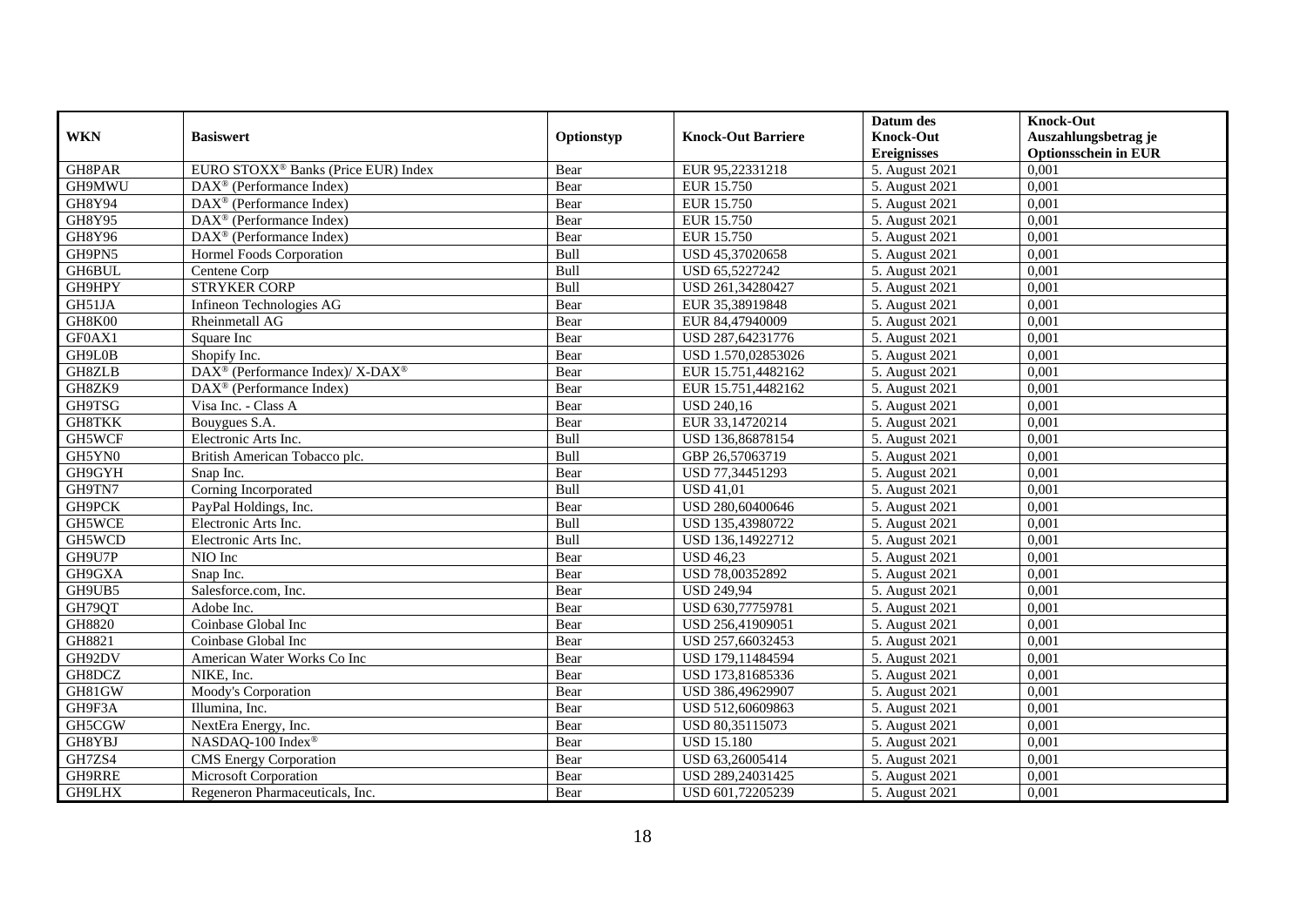| WKN | Basiswert | Optionstyp | Knock-Out Barriere | Datum des Knock-Out Ereignisses | Knock-Out Auszahlungsbetrag je Optionsschein in EUR |
|---|---|---|---|---|---|
| GH8PAR | EURO STOXX® Banks (Price EUR) Index | Bear | EUR 95,22331218 | 5. August 2021 | 0,001 |
| GH9MWU | DAX® (Performance Index) | Bear | EUR 15.750 | 5. August 2021 | 0,001 |
| GH8Y94 | DAX® (Performance Index) | Bear | EUR 15.750 | 5. August 2021 | 0,001 |
| GH8Y95 | DAX® (Performance Index) | Bear | EUR 15.750 | 5. August 2021 | 0,001 |
| GH8Y96 | DAX® (Performance Index) | Bear | EUR 15.750 | 5. August 2021 | 0,001 |
| GH9PN5 | Hormel Foods Corporation | Bull | USD 45,37020658 | 5. August 2021 | 0,001 |
| GH6BUL | Centene Corp | Bull | USD 65,5227242 | 5. August 2021 | 0,001 |
| GH9HPY | STRYKER CORP | Bull | USD 261,34280427 | 5. August 2021 | 0,001 |
| GH51JA | Infineon Technologies AG | Bear | EUR 35,38919848 | 5. August 2021 | 0,001 |
| GH8K00 | Rheinmetall AG | Bear | EUR 84,47940009 | 5. August 2021 | 0,001 |
| GF0AX1 | Square Inc | Bear | USD 287,64231776 | 5. August 2021 | 0,001 |
| GH9L0B | Shopify Inc. | Bear | USD 1.570,02853026 | 5. August 2021 | 0,001 |
| GH8ZLB | DAX® (Performance Index)/ X-DAX® | Bear | EUR 15.751,4482162 | 5. August 2021 | 0,001 |
| GH8ZK9 | DAX® (Performance Index) | Bear | EUR 15.751,4482162 | 5. August 2021 | 0,001 |
| GH9TSG | Visa Inc. - Class A | Bear | USD 240,16 | 5. August 2021 | 0,001 |
| GH8TKK | Bouygues S.A. | Bear | EUR 33,14720214 | 5. August 2021 | 0,001 |
| GH5WCF | Electronic Arts Inc. | Bull | USD 136,86878154 | 5. August 2021 | 0,001 |
| GH5YN0 | British American Tobacco plc. | Bull | GBP 26,57063719 | 5. August 2021 | 0,001 |
| GH9GYH | Snap Inc. | Bear | USD 77,34451293 | 5. August 2021 | 0,001 |
| GH9TN7 | Corning Incorporated | Bull | USD 41,01 | 5. August 2021 | 0,001 |
| GH9PCK | PayPal Holdings, Inc. | Bear | USD 280,60400646 | 5. August 2021 | 0,001 |
| GH5WCE | Electronic Arts Inc. | Bull | USD 135,43980722 | 5. August 2021 | 0,001 |
| GH5WCD | Electronic Arts Inc. | Bull | USD 136,14922712 | 5. August 2021 | 0,001 |
| GH9U7P | NIO Inc | Bear | USD 46,23 | 5. August 2021 | 0,001 |
| GH9GXA | Snap Inc. | Bear | USD 78,00352892 | 5. August 2021 | 0,001 |
| GH9UB5 | Salesforce.com, Inc. | Bear | USD 249,94 | 5. August 2021 | 0,001 |
| GH79QT | Adobe Inc. | Bear | USD 630,77759781 | 5. August 2021 | 0,001 |
| GH8820 | Coinbase Global Inc | Bear | USD 256,41909051 | 5. August 2021 | 0,001 |
| GH8821 | Coinbase Global Inc | Bear | USD 257,66032453 | 5. August 2021 | 0,001 |
| GH92DV | American Water Works Co Inc | Bear | USD 179,11484594 | 5. August 2021 | 0,001 |
| GH8DCZ | NIKE, Inc. | Bear | USD 173,81685336 | 5. August 2021 | 0,001 |
| GH81GW | Moody's Corporation | Bear | USD 386,49629907 | 5. August 2021 | 0,001 |
| GH9F3A | Illumina, Inc. | Bear | USD 512,60609863 | 5. August 2021 | 0,001 |
| GH5CGW | NextEra Energy, Inc. | Bear | USD 80,35115073 | 5. August 2021 | 0,001 |
| GH8YBJ | NASDAQ-100 Index® | Bear | USD 15.180 | 5. August 2021 | 0,001 |
| GH7ZS4 | CMS Energy Corporation | Bear | USD 63,26005414 | 5. August 2021 | 0,001 |
| GH9RRE | Microsoft Corporation | Bear | USD 289,24031425 | 5. August 2021 | 0,001 |
| GH9LHX | Regeneron Pharmaceuticals, Inc. | Bear | USD 601,72205239 | 5. August 2021 | 0,001 |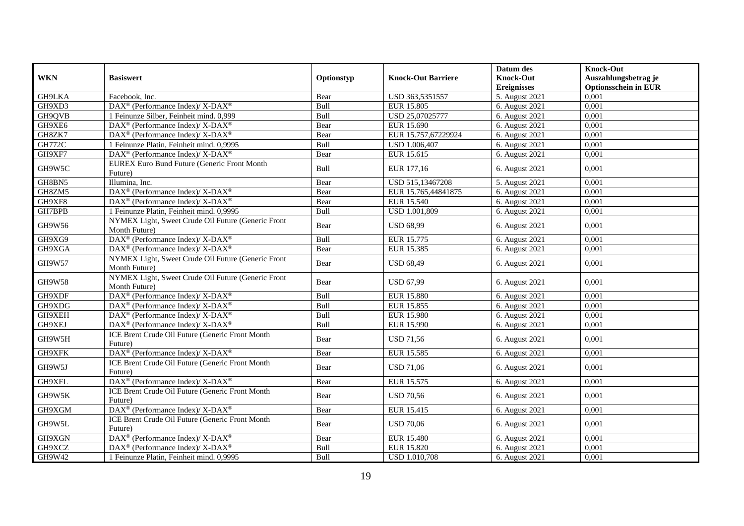| WKN | Basiswert | Optionstyp | Knock-Out Barriere | Datum des Knock-Out Ereignisses | Knock-Out Auszahlungsbetrag je Optionsschein in EUR |
|---|---|---|---|---|---|
| GH9LKA | Facebook, Inc. | Bear | USD 363,5351557 | 5. August 2021 | 0,001 |
| GH9XD3 | DAX® (Performance Index)/ X-DAX® | Bull | EUR 15.805 | 6. August 2021 | 0,001 |
| GH9QVB | 1 Feinunze Silber, Feinheit mind. 0,999 | Bull | USD 25,07025777 | 6. August 2021 | 0,001 |
| GH9XE6 | DAX® (Performance Index)/ X-DAX® | Bear | EUR 15.690 | 6. August 2021 | 0,001 |
| GH8ZK7 | DAX® (Performance Index)/ X-DAX® | Bear | EUR 15.757,67229924 | 6. August 2021 | 0,001 |
| GH772C | 1 Feinunze Platin, Feinheit mind. 0,9995 | Bull | USD 1.006,407 | 6. August 2021 | 0,001 |
| GH9XF7 | DAX® (Performance Index)/ X-DAX® | Bear | EUR 15.615 | 6. August 2021 | 0,001 |
| GH9W5C | EUREX Euro Bund Future (Generic Front Month Future) | Bull | EUR 177,16 | 6. August 2021 | 0,001 |
| GH8BN5 | Illumina, Inc. | Bear | USD 515,13467208 | 5. August 2021 | 0,001 |
| GH8ZM5 | DAX® (Performance Index)/ X-DAX® | Bear | EUR 15.765,44841875 | 6. August 2021 | 0,001 |
| GH9XF8 | DAX® (Performance Index)/ X-DAX® | Bear | EUR 15.540 | 6. August 2021 | 0,001 |
| GH7BPB | 1 Feinunze Platin, Feinheit mind. 0,9995 | Bull | USD 1.001,809 | 6. August 2021 | 0,001 |
| GH9W56 | NYMEX Light, Sweet Crude Oil Future (Generic Front Month Future) | Bear | USD 68,99 | 6. August 2021 | 0,001 |
| GH9XG9 | DAX® (Performance Index)/ X-DAX® | Bull | EUR 15.775 | 6. August 2021 | 0,001 |
| GH9XGA | DAX® (Performance Index)/ X-DAX® | Bear | EUR 15.385 | 6. August 2021 | 0,001 |
| GH9W57 | NYMEX Light, Sweet Crude Oil Future (Generic Front Month Future) | Bear | USD 68,49 | 6. August 2021 | 0,001 |
| GH9W58 | NYMEX Light, Sweet Crude Oil Future (Generic Front Month Future) | Bear | USD 67,99 | 6. August 2021 | 0,001 |
| GH9XDF | DAX® (Performance Index)/ X-DAX® | Bull | EUR 15.880 | 6. August 2021 | 0,001 |
| GH9XDG | DAX® (Performance Index)/ X-DAX® | Bull | EUR 15.855 | 6. August 2021 | 0,001 |
| GH9XEH | DAX® (Performance Index)/ X-DAX® | Bull | EUR 15.980 | 6. August 2021 | 0,001 |
| GH9XEJ | DAX® (Performance Index)/ X-DAX® | Bull | EUR 15.990 | 6. August 2021 | 0,001 |
| GH9W5H | ICE Brent Crude Oil Future (Generic Front Month Future) | Bear | USD 71,56 | 6. August 2021 | 0,001 |
| GH9XFK | DAX® (Performance Index)/ X-DAX® | Bear | EUR 15.585 | 6. August 2021 | 0,001 |
| GH9W5J | ICE Brent Crude Oil Future (Generic Front Month Future) | Bear | USD 71,06 | 6. August 2021 | 0,001 |
| GH9XFL | DAX® (Performance Index)/ X-DAX® | Bear | EUR 15.575 | 6. August 2021 | 0,001 |
| GH9W5K | ICE Brent Crude Oil Future (Generic Front Month Future) | Bear | USD 70,56 | 6. August 2021 | 0,001 |
| GH9XGM | DAX® (Performance Index)/ X-DAX® | Bear | EUR 15.415 | 6. August 2021 | 0,001 |
| GH9W5L | ICE Brent Crude Oil Future (Generic Front Month Future) | Bear | USD 70,06 | 6. August 2021 | 0,001 |
| GH9XGN | DAX® (Performance Index)/ X-DAX® | Bear | EUR 15.480 | 6. August 2021 | 0,001 |
| GH9XCZ | DAX® (Performance Index)/ X-DAX® | Bull | EUR 15.820 | 6. August 2021 | 0,001 |
| GH9W42 | 1 Feinunze Platin, Feinheit mind. 0,9995 | Bull | USD 1.010,708 | 6. August 2021 | 0,001 |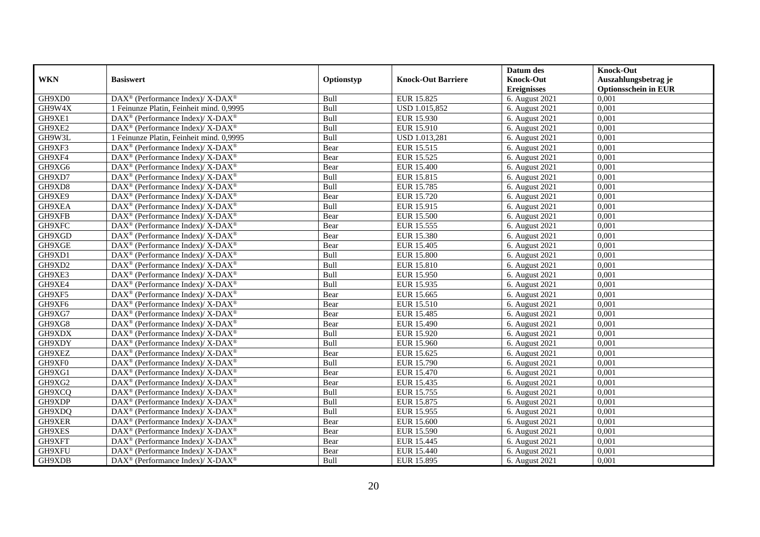| WKN | Basiswert | Optionstyp | Knock-Out Barriere | Datum des Knock-Out Ereignisses | Knock-Out Auszahlungsbetrag je Optionsschein in EUR |
|---|---|---|---|---|---|
| GH9XD0 | DAX® (Performance Index)/ X-DAX® | Bull | EUR 15.825 | 6. August 2021 | 0,001 |
| GH9W4X | 1 Feinunze Platin, Feinheit mind. 0,9995 | Bull | USD 1.015,852 | 6. August 2021 | 0,001 |
| GH9XE1 | DAX® (Performance Index)/ X-DAX® | Bull | EUR 15.930 | 6. August 2021 | 0,001 |
| GH9XE2 | DAX® (Performance Index)/ X-DAX® | Bull | EUR 15.910 | 6. August 2021 | 0,001 |
| GH9W3L | 1 Feinunze Platin, Feinheit mind. 0,9995 | Bull | USD 1.013,281 | 6. August 2021 | 0,001 |
| GH9XF3 | DAX® (Performance Index)/ X-DAX® | Bear | EUR 15.515 | 6. August 2021 | 0,001 |
| GH9XF4 | DAX® (Performance Index)/ X-DAX® | Bear | EUR 15.525 | 6. August 2021 | 0,001 |
| GH9XG6 | DAX® (Performance Index)/ X-DAX® | Bear | EUR 15.400 | 6. August 2021 | 0,001 |
| GH9XD7 | DAX® (Performance Index)/ X-DAX® | Bull | EUR 15.815 | 6. August 2021 | 0,001 |
| GH9XD8 | DAX® (Performance Index)/ X-DAX® | Bull | EUR 15.785 | 6. August 2021 | 0,001 |
| GH9XE9 | DAX® (Performance Index)/ X-DAX® | Bear | EUR 15.720 | 6. August 2021 | 0,001 |
| GH9XEA | DAX® (Performance Index)/ X-DAX® | Bull | EUR 15.915 | 6. August 2021 | 0,001 |
| GH9XFB | DAX® (Performance Index)/ X-DAX® | Bear | EUR 15.500 | 6. August 2021 | 0,001 |
| GH9XFC | DAX® (Performance Index)/ X-DAX® | Bear | EUR 15.555 | 6. August 2021 | 0,001 |
| GH9XGD | DAX® (Performance Index)/ X-DAX® | Bear | EUR 15.380 | 6. August 2021 | 0,001 |
| GH9XGE | DAX® (Performance Index)/ X-DAX® | Bear | EUR 15.405 | 6. August 2021 | 0,001 |
| GH9XD1 | DAX® (Performance Index)/ X-DAX® | Bull | EUR 15.800 | 6. August 2021 | 0,001 |
| GH9XD2 | DAX® (Performance Index)/ X-DAX® | Bull | EUR 15.810 | 6. August 2021 | 0,001 |
| GH9XE3 | DAX® (Performance Index)/ X-DAX® | Bull | EUR 15.950 | 6. August 2021 | 0,001 |
| GH9XE4 | DAX® (Performance Index)/ X-DAX® | Bull | EUR 15.935 | 6. August 2021 | 0,001 |
| GH9XF5 | DAX® (Performance Index)/ X-DAX® | Bear | EUR 15.665 | 6. August 2021 | 0,001 |
| GH9XF6 | DAX® (Performance Index)/ X-DAX® | Bear | EUR 15.510 | 6. August 2021 | 0,001 |
| GH9XG7 | DAX® (Performance Index)/ X-DAX® | Bear | EUR 15.485 | 6. August 2021 | 0,001 |
| GH9XG8 | DAX® (Performance Index)/ X-DAX® | Bear | EUR 15.490 | 6. August 2021 | 0,001 |
| GH9XDX | DAX® (Performance Index)/ X-DAX® | Bull | EUR 15.920 | 6. August 2021 | 0,001 |
| GH9XDY | DAX® (Performance Index)/ X-DAX® | Bull | EUR 15.960 | 6. August 2021 | 0,001 |
| GH9XEZ | DAX® (Performance Index)/ X-DAX® | Bear | EUR 15.625 | 6. August 2021 | 0,001 |
| GH9XF0 | DAX® (Performance Index)/ X-DAX® | Bull | EUR 15.790 | 6. August 2021 | 0,001 |
| GH9XG1 | DAX® (Performance Index)/ X-DAX® | Bear | EUR 15.470 | 6. August 2021 | 0,001 |
| GH9XG2 | DAX® (Performance Index)/ X-DAX® | Bear | EUR 15.435 | 6. August 2021 | 0,001 |
| GH9XCQ | DAX® (Performance Index)/ X-DAX® | Bull | EUR 15.755 | 6. August 2021 | 0,001 |
| GH9XDP | DAX® (Performance Index)/ X-DAX® | Bull | EUR 15.875 | 6. August 2021 | 0,001 |
| GH9XDQ | DAX® (Performance Index)/ X-DAX® | Bull | EUR 15.955 | 6. August 2021 | 0,001 |
| GH9XER | DAX® (Performance Index)/ X-DAX® | Bear | EUR 15.600 | 6. August 2021 | 0,001 |
| GH9XES | DAX® (Performance Index)/ X-DAX® | Bear | EUR 15.590 | 6. August 2021 | 0,001 |
| GH9XFT | DAX® (Performance Index)/ X-DAX® | Bear | EUR 15.445 | 6. August 2021 | 0,001 |
| GH9XFU | DAX® (Performance Index)/ X-DAX® | Bear | EUR 15.440 | 6. August 2021 | 0,001 |
| GH9XDB | DAX® (Performance Index)/ X-DAX® | Bull | EUR 15.895 | 6. August 2021 | 0,001 |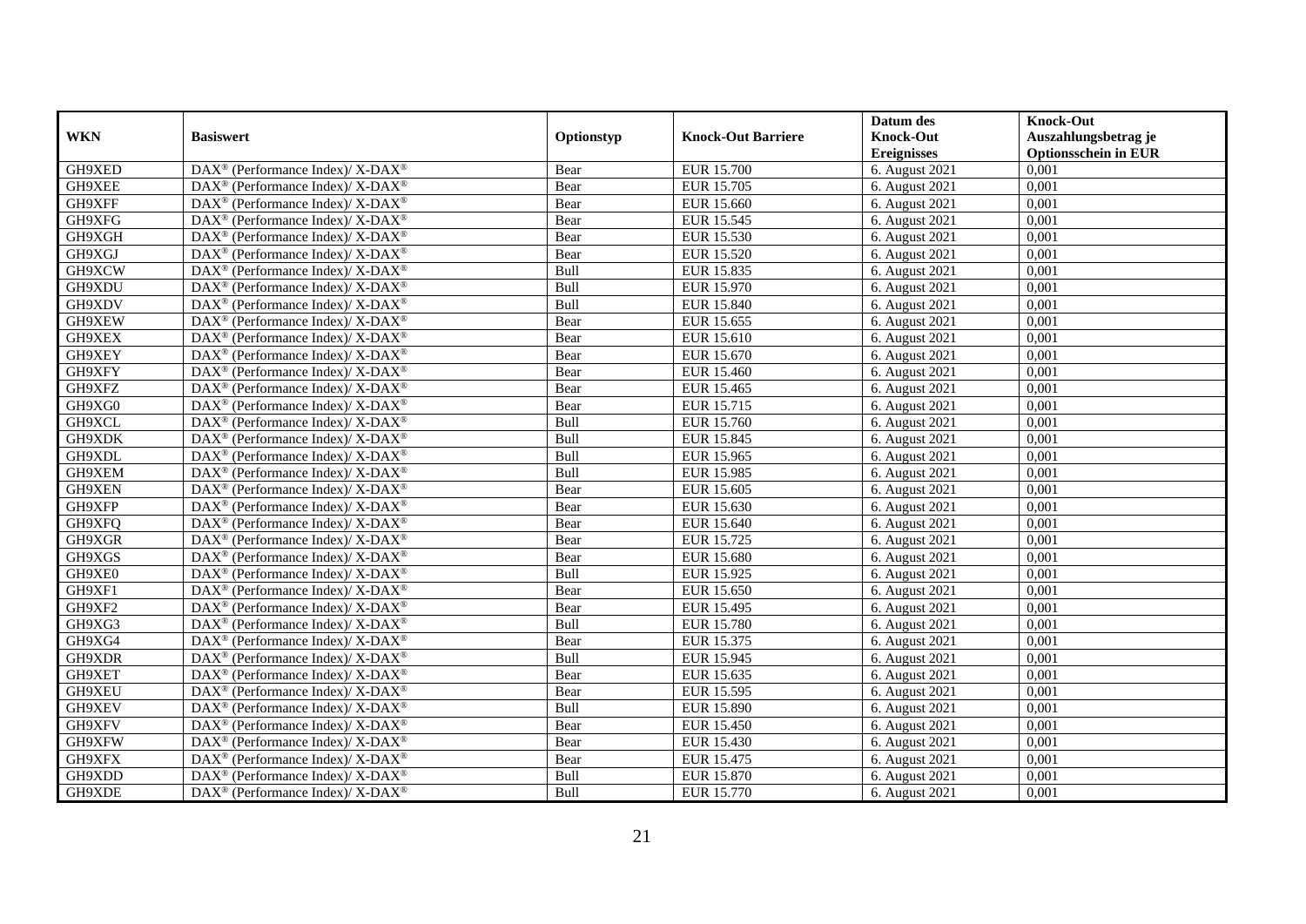| WKN | Basiswert | Optionstyp | Knock-Out Barriere | Datum des Knock-Out Ereignisses | Knock-Out Auszahlungsbetrag je Optionsschein in EUR |
|---|---|---|---|---|---|
| GH9XED | DAX® (Performance Index)/ X-DAX® | Bear | EUR 15.700 | 6. August 2021 | 0,001 |
| GH9XEE | DAX® (Performance Index)/ X-DAX® | Bear | EUR 15.705 | 6. August 2021 | 0,001 |
| GH9XFF | DAX® (Performance Index)/ X-DAX® | Bear | EUR 15.660 | 6. August 2021 | 0,001 |
| GH9XFG | DAX® (Performance Index)/ X-DAX® | Bear | EUR 15.545 | 6. August 2021 | 0,001 |
| GH9XGH | DAX® (Performance Index)/ X-DAX® | Bear | EUR 15.530 | 6. August 2021 | 0,001 |
| GH9XGJ | DAX® (Performance Index)/ X-DAX® | Bear | EUR 15.520 | 6. August 2021 | 0,001 |
| GH9XCW | DAX® (Performance Index)/ X-DAX® | Bull | EUR 15.835 | 6. August 2021 | 0,001 |
| GH9XDU | DAX® (Performance Index)/ X-DAX® | Bull | EUR 15.970 | 6. August 2021 | 0,001 |
| GH9XDV | DAX® (Performance Index)/ X-DAX® | Bull | EUR 15.840 | 6. August 2021 | 0,001 |
| GH9XEW | DAX® (Performance Index)/ X-DAX® | Bear | EUR 15.655 | 6. August 2021 | 0,001 |
| GH9XEX | DAX® (Performance Index)/ X-DAX® | Bear | EUR 15.610 | 6. August 2021 | 0,001 |
| GH9XEY | DAX® (Performance Index)/ X-DAX® | Bear | EUR 15.670 | 6. August 2021 | 0,001 |
| GH9XFY | DAX® (Performance Index)/ X-DAX® | Bear | EUR 15.460 | 6. August 2021 | 0,001 |
| GH9XFZ | DAX® (Performance Index)/ X-DAX® | Bear | EUR 15.465 | 6. August 2021 | 0,001 |
| GH9XG0 | DAX® (Performance Index)/ X-DAX® | Bear | EUR 15.715 | 6. August 2021 | 0,001 |
| GH9XCL | DAX® (Performance Index)/ X-DAX® | Bull | EUR 15.760 | 6. August 2021 | 0,001 |
| GH9XDK | DAX® (Performance Index)/ X-DAX® | Bull | EUR 15.845 | 6. August 2021 | 0,001 |
| GH9XDL | DAX® (Performance Index)/ X-DAX® | Bull | EUR 15.965 | 6. August 2021 | 0,001 |
| GH9XEM | DAX® (Performance Index)/ X-DAX® | Bull | EUR 15.985 | 6. August 2021 | 0,001 |
| GH9XEN | DAX® (Performance Index)/ X-DAX® | Bear | EUR 15.605 | 6. August 2021 | 0,001 |
| GH9XFP | DAX® (Performance Index)/ X-DAX® | Bear | EUR 15.630 | 6. August 2021 | 0,001 |
| GH9XFQ | DAX® (Performance Index)/ X-DAX® | Bear | EUR 15.640 | 6. August 2021 | 0,001 |
| GH9XGR | DAX® (Performance Index)/ X-DAX® | Bear | EUR 15.725 | 6. August 2021 | 0,001 |
| GH9XGS | DAX® (Performance Index)/ X-DAX® | Bear | EUR 15.680 | 6. August 2021 | 0,001 |
| GH9XE0 | DAX® (Performance Index)/ X-DAX® | Bull | EUR 15.925 | 6. August 2021 | 0,001 |
| GH9XF1 | DAX® (Performance Index)/ X-DAX® | Bear | EUR 15.650 | 6. August 2021 | 0,001 |
| GH9XF2 | DAX® (Performance Index)/ X-DAX® | Bear | EUR 15.495 | 6. August 2021 | 0,001 |
| GH9XG3 | DAX® (Performance Index)/ X-DAX® | Bull | EUR 15.780 | 6. August 2021 | 0,001 |
| GH9XG4 | DAX® (Performance Index)/ X-DAX® | Bear | EUR 15.375 | 6. August 2021 | 0,001 |
| GH9XDR | DAX® (Performance Index)/ X-DAX® | Bull | EUR 15.945 | 6. August 2021 | 0,001 |
| GH9XET | DAX® (Performance Index)/ X-DAX® | Bear | EUR 15.635 | 6. August 2021 | 0,001 |
| GH9XEU | DAX® (Performance Index)/ X-DAX® | Bear | EUR 15.595 | 6. August 2021 | 0,001 |
| GH9XEV | DAX® (Performance Index)/ X-DAX® | Bull | EUR 15.890 | 6. August 2021 | 0,001 |
| GH9XFV | DAX® (Performance Index)/ X-DAX® | Bear | EUR 15.450 | 6. August 2021 | 0,001 |
| GH9XFW | DAX® (Performance Index)/ X-DAX® | Bear | EUR 15.430 | 6. August 2021 | 0,001 |
| GH9XFX | DAX® (Performance Index)/ X-DAX® | Bear | EUR 15.475 | 6. August 2021 | 0,001 |
| GH9XDD | DAX® (Performance Index)/ X-DAX® | Bull | EUR 15.870 | 6. August 2021 | 0,001 |
| GH9XDE | DAX® (Performance Index)/ X-DAX® | Bull | EUR 15.770 | 6. August 2021 | 0,001 |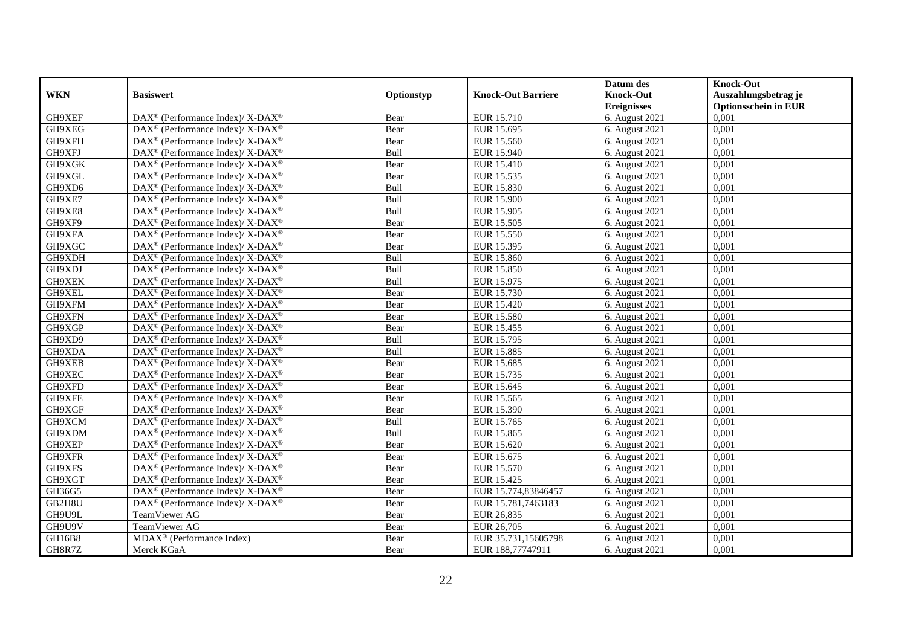| WKN | Basiswert | Optionstyp | Knock-Out Barriere | Datum des Knock-Out Ereignisses | Knock-Out Auszahlungsbetrag je Optionsschein in EUR |
|---|---|---|---|---|---|
| GH9XEF | DAX® (Performance Index)/ X-DAX® | Bear | EUR 15.710 | 6. August 2021 | 0,001 |
| GH9XEG | DAX® (Performance Index)/ X-DAX® | Bear | EUR 15.695 | 6. August 2021 | 0,001 |
| GH9XFH | DAX® (Performance Index)/ X-DAX® | Bear | EUR 15.560 | 6. August 2021 | 0,001 |
| GH9XFJ | DAX® (Performance Index)/ X-DAX® | Bull | EUR 15.940 | 6. August 2021 | 0,001 |
| GH9XGK | DAX® (Performance Index)/ X-DAX® | Bear | EUR 15.410 | 6. August 2021 | 0,001 |
| GH9XGL | DAX® (Performance Index)/ X-DAX® | Bear | EUR 15.535 | 6. August 2021 | 0,001 |
| GH9XD6 | DAX® (Performance Index)/ X-DAX® | Bull | EUR 15.830 | 6. August 2021 | 0,001 |
| GH9XE7 | DAX® (Performance Index)/ X-DAX® | Bull | EUR 15.900 | 6. August 2021 | 0,001 |
| GH9XE8 | DAX® (Performance Index)/ X-DAX® | Bull | EUR 15.905 | 6. August 2021 | 0,001 |
| GH9XF9 | DAX® (Performance Index)/ X-DAX® | Bear | EUR 15.505 | 6. August 2021 | 0,001 |
| GH9XFA | DAX® (Performance Index)/ X-DAX® | Bear | EUR 15.550 | 6. August 2021 | 0,001 |
| GH9XGC | DAX® (Performance Index)/ X-DAX® | Bear | EUR 15.395 | 6. August 2021 | 0,001 |
| GH9XDH | DAX® (Performance Index)/ X-DAX® | Bull | EUR 15.860 | 6. August 2021 | 0,001 |
| GH9XDJ | DAX® (Performance Index)/ X-DAX® | Bull | EUR 15.850 | 6. August 2021 | 0,001 |
| GH9XEK | DAX® (Performance Index)/ X-DAX® | Bull | EUR 15.975 | 6. August 2021 | 0,001 |
| GH9XEL | DAX® (Performance Index)/ X-DAX® | Bear | EUR 15.730 | 6. August 2021 | 0,001 |
| GH9XFM | DAX® (Performance Index)/ X-DAX® | Bear | EUR 15.420 | 6. August 2021 | 0,001 |
| GH9XFN | DAX® (Performance Index)/ X-DAX® | Bear | EUR 15.580 | 6. August 2021 | 0,001 |
| GH9XGP | DAX® (Performance Index)/ X-DAX® | Bear | EUR 15.455 | 6. August 2021 | 0,001 |
| GH9XD9 | DAX® (Performance Index)/ X-DAX® | Bull | EUR 15.795 | 6. August 2021 | 0,001 |
| GH9XDA | DAX® (Performance Index)/ X-DAX® | Bull | EUR 15.885 | 6. August 2021 | 0,001 |
| GH9XEB | DAX® (Performance Index)/ X-DAX® | Bear | EUR 15.685 | 6. August 2021 | 0,001 |
| GH9XEC | DAX® (Performance Index)/ X-DAX® | Bear | EUR 15.735 | 6. August 2021 | 0,001 |
| GH9XFD | DAX® (Performance Index)/ X-DAX® | Bear | EUR 15.645 | 6. August 2021 | 0,001 |
| GH9XFE | DAX® (Performance Index)/ X-DAX® | Bear | EUR 15.565 | 6. August 2021 | 0,001 |
| GH9XGF | DAX® (Performance Index)/ X-DAX® | Bear | EUR 15.390 | 6. August 2021 | 0,001 |
| GH9XCM | DAX® (Performance Index)/ X-DAX® | Bull | EUR 15.765 | 6. August 2021 | 0,001 |
| GH9XDM | DAX® (Performance Index)/ X-DAX® | Bull | EUR 15.865 | 6. August 2021 | 0,001 |
| GH9XEP | DAX® (Performance Index)/ X-DAX® | Bear | EUR 15.620 | 6. August 2021 | 0,001 |
| GH9XFR | DAX® (Performance Index)/ X-DAX® | Bear | EUR 15.675 | 6. August 2021 | 0,001 |
| GH9XFS | DAX® (Performance Index)/ X-DAX® | Bear | EUR 15.570 | 6. August 2021 | 0,001 |
| GH9XGT | DAX® (Performance Index)/ X-DAX® | Bear | EUR 15.425 | 6. August 2021 | 0,001 |
| GH36G5 | DAX® (Performance Index)/ X-DAX® | Bear | EUR 15.774,83846457 | 6. August 2021 | 0,001 |
| GB2H8U | DAX® (Performance Index)/ X-DAX® | Bear | EUR 15.781,7463183 | 6. August 2021 | 0,001 |
| GH9U9L | TeamViewer AG | Bear | EUR 26,835 | 6. August 2021 | 0,001 |
| GH9U9V | TeamViewer AG | Bear | EUR 26,705 | 6. August 2021 | 0,001 |
| GH16B8 | MDAX® (Performance Index) | Bear | EUR 35.731,15605798 | 6. August 2021 | 0,001 |
| GH8R7Z | Merck KGaA | Bear | EUR 188,77747911 | 6. August 2021 | 0,001 |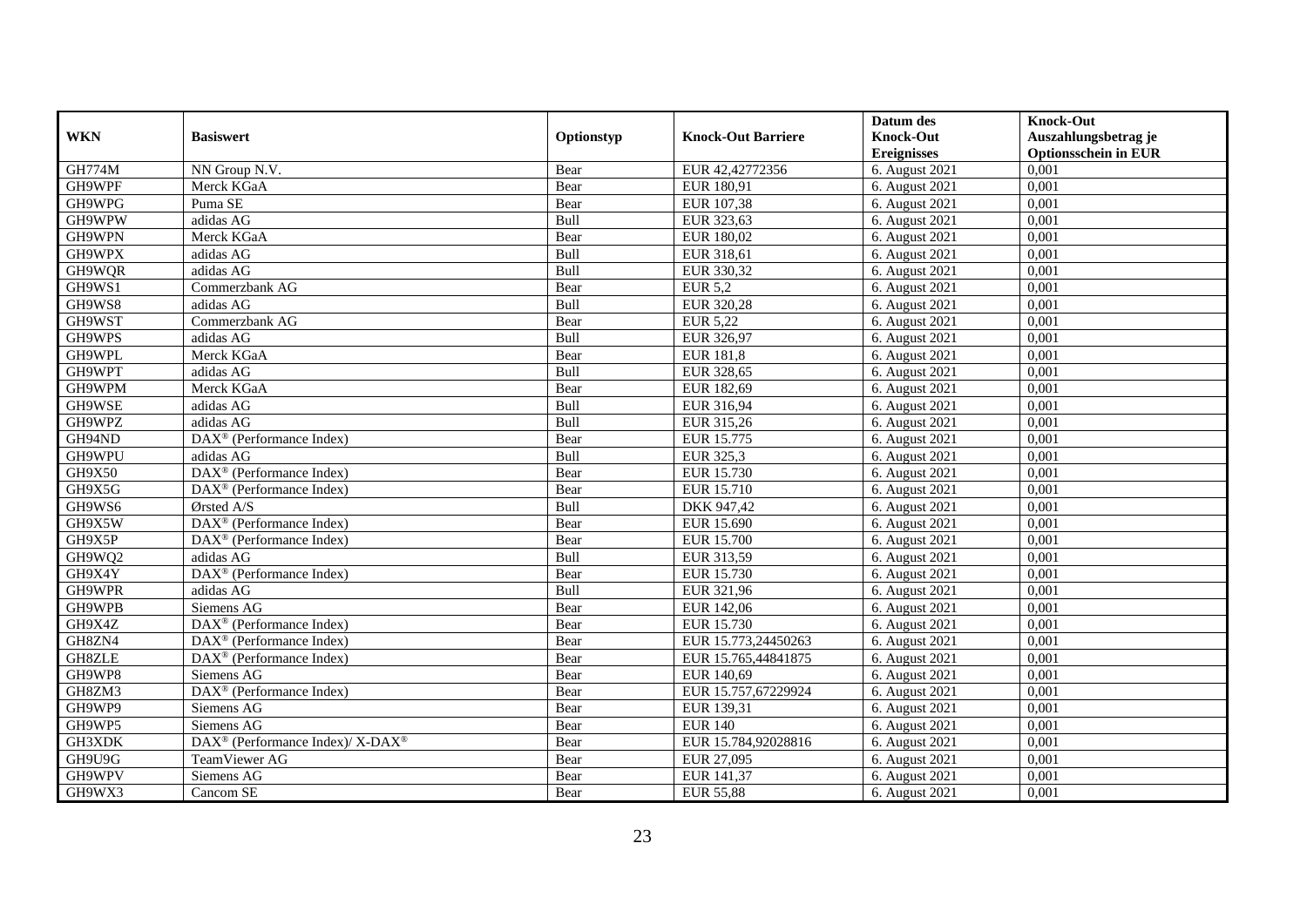| WKN | Basiswert | Optionstyp | Knock-Out Barriere | Datum des Knock-Out Ereignisses | Knock-Out Auszahlungsbetrag je Optionsschein in EUR |
|---|---|---|---|---|---|
| GH774M | NN Group N.V. | Bear | EUR 42,42772356 | 6. August 2021 | 0,001 |
| GH9WPF | Merck KGaA | Bear | EUR 180,91 | 6. August 2021 | 0,001 |
| GH9WPG | Puma SE | Bear | EUR 107,38 | 6. August 2021 | 0,001 |
| GH9WPW | adidas AG | Bull | EUR 323,63 | 6. August 2021 | 0,001 |
| GH9WPN | Merck KGaA | Bear | EUR 180,02 | 6. August 2021 | 0,001 |
| GH9WPX | adidas AG | Bull | EUR 318,61 | 6. August 2021 | 0,001 |
| GH9WQR | adidas AG | Bull | EUR 330,32 | 6. August 2021 | 0,001 |
| GH9WS1 | Commerzbank AG | Bear | EUR 5,2 | 6. August 2021 | 0,001 |
| GH9WS8 | adidas AG | Bull | EUR 320,28 | 6. August 2021 | 0,001 |
| GH9WST | Commerzbank AG | Bear | EUR 5,22 | 6. August 2021 | 0,001 |
| GH9WPS | adidas AG | Bull | EUR 326,97 | 6. August 2021 | 0,001 |
| GH9WPL | Merck KGaA | Bear | EUR 181,8 | 6. August 2021 | 0,001 |
| GH9WPT | adidas AG | Bull | EUR 328,65 | 6. August 2021 | 0,001 |
| GH9WPM | Merck KGaA | Bear | EUR 182,69 | 6. August 2021 | 0,001 |
| GH9WSE | adidas AG | Bull | EUR 316,94 | 6. August 2021 | 0,001 |
| GH9WPZ | adidas AG | Bull | EUR 315,26 | 6. August 2021 | 0,001 |
| GH94ND | DAX® (Performance Index) | Bear | EUR 15.775 | 6. August 2021 | 0,001 |
| GH9WPU | adidas AG | Bull | EUR 325,3 | 6. August 2021 | 0,001 |
| GH9X50 | DAX® (Performance Index) | Bear | EUR 15.730 | 6. August 2021 | 0,001 |
| GH9X5G | DAX® (Performance Index) | Bear | EUR 15.710 | 6. August 2021 | 0,001 |
| GH9WS6 | Ørsted A/S | Bull | DKK 947,42 | 6. August 2021 | 0,001 |
| GH9X5W | DAX® (Performance Index) | Bear | EUR 15.690 | 6. August 2021 | 0,001 |
| GH9X5P | DAX® (Performance Index) | Bear | EUR 15.700 | 6. August 2021 | 0,001 |
| GH9WQ2 | adidas AG | Bull | EUR 313,59 | 6. August 2021 | 0,001 |
| GH9X4Y | DAX® (Performance Index) | Bear | EUR 15.730 | 6. August 2021 | 0,001 |
| GH9WPR | adidas AG | Bull | EUR 321,96 | 6. August 2021 | 0,001 |
| GH9WPB | Siemens AG | Bear | EUR 142,06 | 6. August 2021 | 0,001 |
| GH9X4Z | DAX® (Performance Index) | Bear | EUR 15.730 | 6. August 2021 | 0,001 |
| GH8ZN4 | DAX® (Performance Index) | Bear | EUR 15.773,24450263 | 6. August 2021 | 0,001 |
| GH8ZLE | DAX® (Performance Index) | Bear | EUR 15.765,44841875 | 6. August 2021 | 0,001 |
| GH9WP8 | Siemens AG | Bear | EUR 140,69 | 6. August 2021 | 0,001 |
| GH8ZM3 | DAX® (Performance Index) | Bear | EUR 15.757,67229924 | 6. August 2021 | 0,001 |
| GH9WP9 | Siemens AG | Bear | EUR 139,31 | 6. August 2021 | 0,001 |
| GH9WP5 | Siemens AG | Bear | EUR 140 | 6. August 2021 | 0,001 |
| GH3XDK | DAX® (Performance Index)/ X-DAX® | Bear | EUR 15.784,92028816 | 6. August 2021 | 0,001 |
| GH9U9G | TeamViewer AG | Bear | EUR 27,095 | 6. August 2021 | 0,001 |
| GH9WPV | Siemens AG | Bear | EUR 141,37 | 6. August 2021 | 0,001 |
| GH9WX3 | Cancom SE | Bear | EUR 55,88 | 6. August 2021 | 0,001 |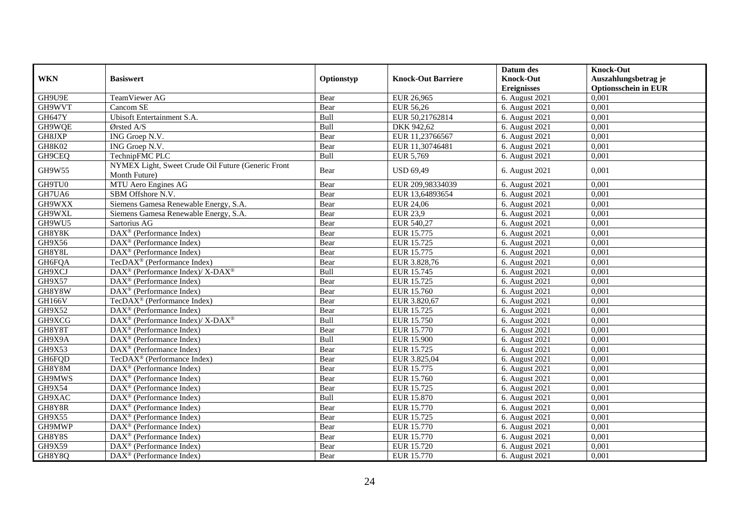| WKN | Basiswert | Optionstyp | Knock-Out Barriere | Datum des Knock-Out Ereignisses | Knock-Out Auszahlungsbetrag je Optionsschein in EUR |
|---|---|---|---|---|---|
| GH9U9E | TeamViewer AG | Bear | EUR 26,965 | 6. August 2021 | 0,001 |
| GH9WVT | Cancom SE | Bear | EUR 56,26 | 6. August 2021 | 0,001 |
| GH647Y | Ubisoft Entertainment S.A. | Bull | EUR 50,21762814 | 6. August 2021 | 0,001 |
| GH9WQE | Ørsted A/S | Bull | DKK 942,62 | 6. August 2021 | 0,001 |
| GH8JXP | ING Groep N.V. | Bear | EUR 11,23766567 | 6. August 2021 | 0,001 |
| GH8K02 | ING Groep N.V. | Bear | EUR 11,30746481 | 6. August 2021 | 0,001 |
| GH9CEQ | TechnipFMC PLC | Bull | EUR 5,769 | 6. August 2021 | 0,001 |
| GH9W55 | NYMEX Light, Sweet Crude Oil Future (Generic Front Month Future) | Bear | USD 69,49 | 6. August 2021 | 0,001 |
| GH9TU0 | MTU Aero Engines AG | Bear | EUR 209,98334039 | 6. August 2021 | 0,001 |
| GH7UA6 | SBM Offshore N.V. | Bear | EUR 13,64893654 | 6. August 2021 | 0,001 |
| GH9WXX | Siemens Gamesa Renewable Energy, S.A. | Bear | EUR 24,06 | 6. August 2021 | 0,001 |
| GH9WXL | Siemens Gamesa Renewable Energy, S.A. | Bear | EUR 23,9 | 6. August 2021 | 0,001 |
| GH9WU5 | Sartorius AG | Bear | EUR 540,27 | 6. August 2021 | 0,001 |
| GH8Y8K | DAX® (Performance Index) | Bear | EUR 15.775 | 6. August 2021 | 0,001 |
| GH9X56 | DAX® (Performance Index) | Bear | EUR 15.725 | 6. August 2021 | 0,001 |
| GH8Y8L | DAX® (Performance Index) | Bear | EUR 15.775 | 6. August 2021 | 0,001 |
| GH6FQA | TecDAX® (Performance Index) | Bear | EUR 3.828,76 | 6. August 2021 | 0,001 |
| GH9XCJ | DAX® (Performance Index)/ X-DAX® | Bull | EUR 15.745 | 6. August 2021 | 0,001 |
| GH9X57 | DAX® (Performance Index) | Bear | EUR 15.725 | 6. August 2021 | 0,001 |
| GH8Y8W | DAX® (Performance Index) | Bear | EUR 15.760 | 6. August 2021 | 0,001 |
| GH166V | TecDAX® (Performance Index) | Bear | EUR 3.820,67 | 6. August 2021 | 0,001 |
| GH9X52 | DAX® (Performance Index) | Bear | EUR 15.725 | 6. August 2021 | 0,001 |
| GH9XCG | DAX® (Performance Index)/ X-DAX® | Bull | EUR 15.750 | 6. August 2021 | 0,001 |
| GH8Y8T | DAX® (Performance Index) | Bear | EUR 15.770 | 6. August 2021 | 0,001 |
| GH9X9A | DAX® (Performance Index) | Bull | EUR 15.900 | 6. August 2021 | 0,001 |
| GH9X53 | DAX® (Performance Index) | Bear | EUR 15.725 | 6. August 2021 | 0,001 |
| GH6FQD | TecDAX® (Performance Index) | Bear | EUR 3.825,04 | 6. August 2021 | 0,001 |
| GH8Y8M | DAX® (Performance Index) | Bear | EUR 15.775 | 6. August 2021 | 0,001 |
| GH9MWS | DAX® (Performance Index) | Bear | EUR 15.760 | 6. August 2021 | 0,001 |
| GH9X54 | DAX® (Performance Index) | Bear | EUR 15.725 | 6. August 2021 | 0,001 |
| GH9XAC | DAX® (Performance Index) | Bull | EUR 15.870 | 6. August 2021 | 0,001 |
| GH8Y8R | DAX® (Performance Index) | Bear | EUR 15.770 | 6. August 2021 | 0,001 |
| GH9X55 | DAX® (Performance Index) | Bear | EUR 15.725 | 6. August 2021 | 0,001 |
| GH9MWP | DAX® (Performance Index) | Bear | EUR 15.770 | 6. August 2021 | 0,001 |
| GH8Y8S | DAX® (Performance Index) | Bear | EUR 15.770 | 6. August 2021 | 0,001 |
| GH9X59 | DAX® (Performance Index) | Bear | EUR 15.720 | 6. August 2021 | 0,001 |
| GH8Y8Q | DAX® (Performance Index) | Bear | EUR 15.770 | 6. August 2021 | 0,001 |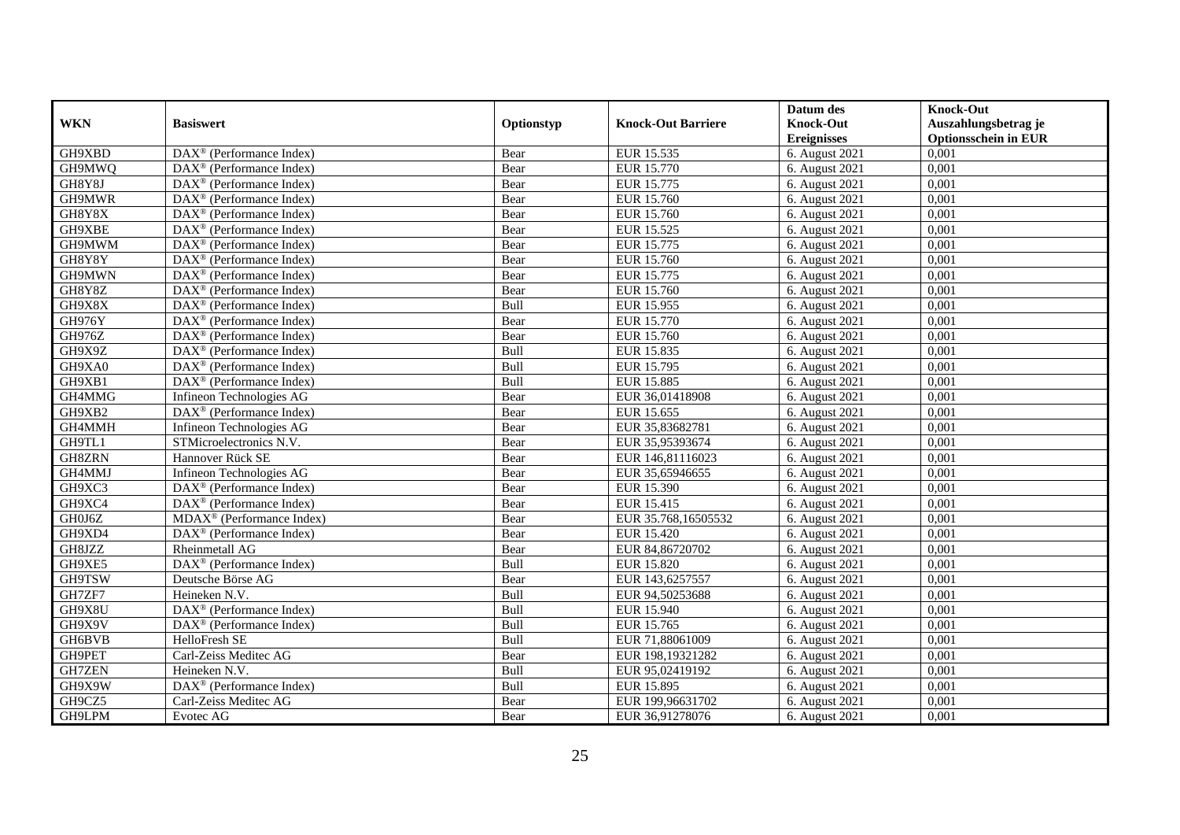| WKN | Basiswert | Optionstyp | Knock-Out Barriere | Datum des Knock-Out Ereignisses | Knock-Out Auszahlungsbetrag je Optionsschein in EUR |
|---|---|---|---|---|---|
| GH9XBD | DAX® (Performance Index) | Bear | EUR 15.535 | 6. August 2021 | 0,001 |
| GH9MWQ | DAX® (Performance Index) | Bear | EUR 15.770 | 6. August 2021 | 0,001 |
| GH8Y8J | DAX® (Performance Index) | Bear | EUR 15.775 | 6. August 2021 | 0,001 |
| GH9MWR | DAX® (Performance Index) | Bear | EUR 15.760 | 6. August 2021 | 0,001 |
| GH8Y8X | DAX® (Performance Index) | Bear | EUR 15.760 | 6. August 2021 | 0,001 |
| GH9XBE | DAX® (Performance Index) | Bear | EUR 15.525 | 6. August 2021 | 0,001 |
| GH9MWM | DAX® (Performance Index) | Bear | EUR 15.775 | 6. August 2021 | 0,001 |
| GH8Y8Y | DAX® (Performance Index) | Bear | EUR 15.760 | 6. August 2021 | 0,001 |
| GH9MWN | DAX® (Performance Index) | Bear | EUR 15.775 | 6. August 2021 | 0,001 |
| GH8Y8Z | DAX® (Performance Index) | Bear | EUR 15.760 | 6. August 2021 | 0,001 |
| GH9X8X | DAX® (Performance Index) | Bull | EUR 15.955 | 6. August 2021 | 0,001 |
| GH976Y | DAX® (Performance Index) | Bear | EUR 15.770 | 6. August 2021 | 0,001 |
| GH976Z | DAX® (Performance Index) | Bear | EUR 15.760 | 6. August 2021 | 0,001 |
| GH9X9Z | DAX® (Performance Index) | Bull | EUR 15.835 | 6. August 2021 | 0,001 |
| GH9XA0 | DAX® (Performance Index) | Bull | EUR 15.795 | 6. August 2021 | 0,001 |
| GH9XB1 | DAX® (Performance Index) | Bull | EUR 15.885 | 6. August 2021 | 0,001 |
| GH4MMG | Infineon Technologies AG | Bear | EUR 36,01418908 | 6. August 2021 | 0,001 |
| GH9XB2 | DAX® (Performance Index) | Bear | EUR 15.655 | 6. August 2021 | 0,001 |
| GH4MMH | Infineon Technologies AG | Bear | EUR 35,83682781 | 6. August 2021 | 0,001 |
| GH9TL1 | STMicroelectronics N.V. | Bear | EUR 35,95393674 | 6. August 2021 | 0,001 |
| GH8ZRN | Hannover Rück SE | Bear | EUR 146,81116023 | 6. August 2021 | 0,001 |
| GH4MMJ | Infineon Technologies AG | Bear | EUR 35,65946655 | 6. August 2021 | 0,001 |
| GH9XC3 | DAX® (Performance Index) | Bear | EUR 15.390 | 6. August 2021 | 0,001 |
| GH9XC4 | DAX® (Performance Index) | Bear | EUR 15.415 | 6. August 2021 | 0,001 |
| GH0J6Z | MDAX® (Performance Index) | Bear | EUR 35.768,16505532 | 6. August 2021 | 0,001 |
| GH9XD4 | DAX® (Performance Index) | Bear | EUR 15.420 | 6. August 2021 | 0,001 |
| GH8JZZ | Rheinmetall AG | Bear | EUR 84,86720702 | 6. August 2021 | 0,001 |
| GH9XE5 | DAX® (Performance Index) | Bull | EUR 15.820 | 6. August 2021 | 0,001 |
| GH9TSW | Deutsche Börse AG | Bear | EUR 143,6257557 | 6. August 2021 | 0,001 |
| GH7ZF7 | Heineken N.V. | Bull | EUR 94,50253688 | 6. August 2021 | 0,001 |
| GH9X8U | DAX® (Performance Index) | Bull | EUR 15.940 | 6. August 2021 | 0,001 |
| GH9X9V | DAX® (Performance Index) | Bull | EUR 15.765 | 6. August 2021 | 0,001 |
| GH6BVB | HelloFresh SE | Bull | EUR 71,88061009 | 6. August 2021 | 0,001 |
| GH9PET | Carl-Zeiss Meditec AG | Bear | EUR 198,19321282 | 6. August 2021 | 0,001 |
| GH7ZEN | Heineken N.V. | Bull | EUR 95,02419192 | 6. August 2021 | 0,001 |
| GH9X9W | DAX® (Performance Index) | Bull | EUR 15.895 | 6. August 2021 | 0,001 |
| GH9CZ5 | Carl-Zeiss Meditec AG | Bear | EUR 199,96631702 | 6. August 2021 | 0,001 |
| GH9LPM | Evotec AG | Bear | EUR 36,91278076 | 6. August 2021 | 0,001 |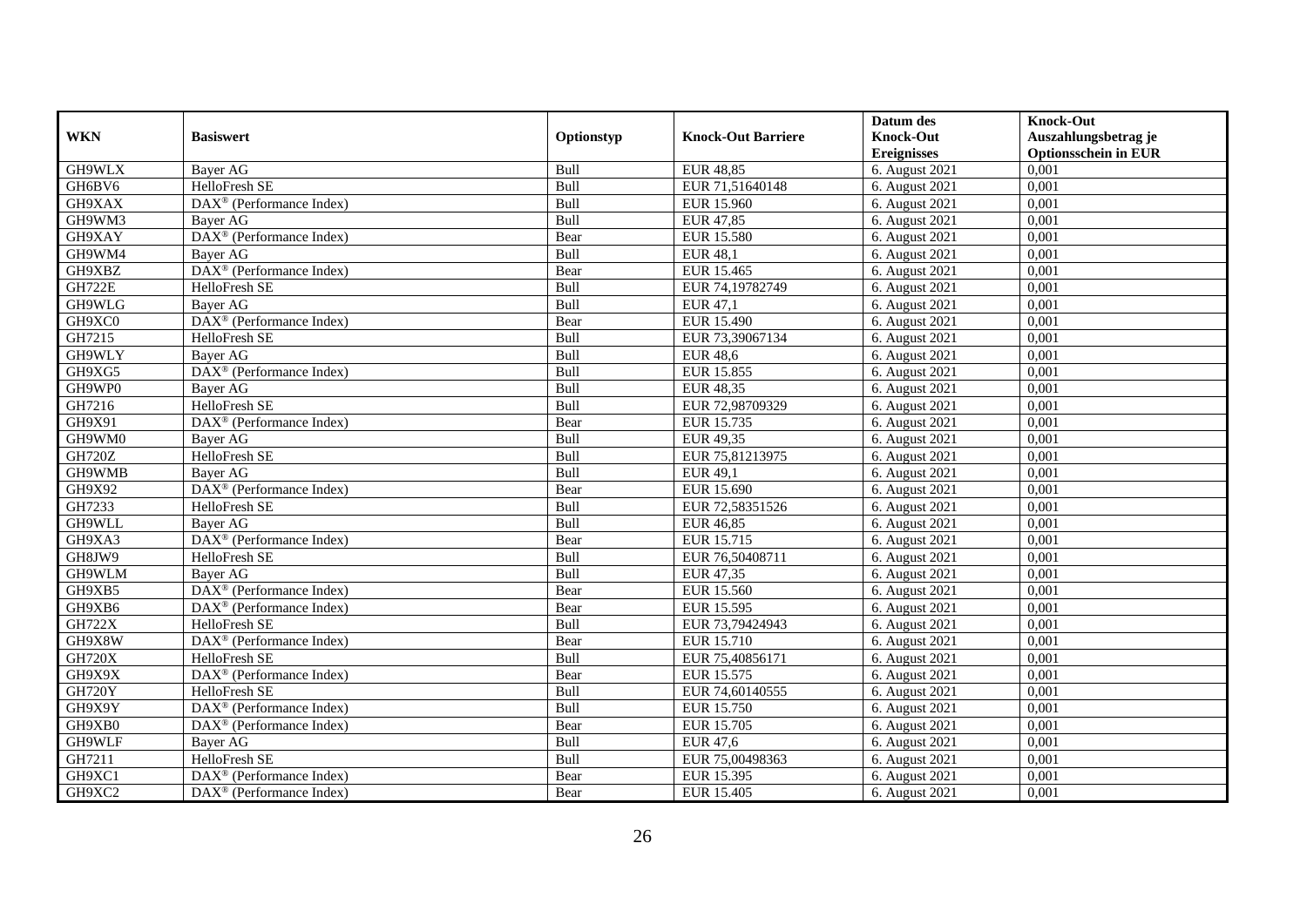| WKN | Basiswert | Optionstyp | Knock-Out Barriere | Datum des Knock-Out Ereignisses | Knock-Out Auszahlungsbetrag je Optionsschein in EUR |
|---|---|---|---|---|---|
| GH9WLX | Bayer AG | Bull | EUR 48,85 | 6. August 2021 | 0,001 |
| GH6BV6 | HelloFresh SE | Bull | EUR 71,51640148 | 6. August 2021 | 0,001 |
| GH9XAX | DAX® (Performance Index) | Bull | EUR 15.960 | 6. August 2021 | 0,001 |
| GH9WM3 | Bayer AG | Bull | EUR 47,85 | 6. August 2021 | 0,001 |
| GH9XAY | DAX® (Performance Index) | Bear | EUR 15.580 | 6. August 2021 | 0,001 |
| GH9WM4 | Bayer AG | Bull | EUR 48,1 | 6. August 2021 | 0,001 |
| GH9XBZ | DAX® (Performance Index) | Bear | EUR 15.465 | 6. August 2021 | 0,001 |
| GH722E | HelloFresh SE | Bull | EUR 74,19782749 | 6. August 2021 | 0,001 |
| GH9WLG | Bayer AG | Bull | EUR 47,1 | 6. August 2021 | 0,001 |
| GH9XC0 | DAX® (Performance Index) | Bear | EUR 15.490 | 6. August 2021 | 0,001 |
| GH7215 | HelloFresh SE | Bull | EUR 73,39067134 | 6. August 2021 | 0,001 |
| GH9WLY | Bayer AG | Bull | EUR 48,6 | 6. August 2021 | 0,001 |
| GH9XG5 | DAX® (Performance Index) | Bull | EUR 15.855 | 6. August 2021 | 0,001 |
| GH9WP0 | Bayer AG | Bull | EUR 48,35 | 6. August 2021 | 0,001 |
| GH7216 | HelloFresh SE | Bull | EUR 72,98709329 | 6. August 2021 | 0,001 |
| GH9X91 | DAX® (Performance Index) | Bear | EUR 15.735 | 6. August 2021 | 0,001 |
| GH9WM0 | Bayer AG | Bull | EUR 49,35 | 6. August 2021 | 0,001 |
| GH720Z | HelloFresh SE | Bull | EUR 75,81213975 | 6. August 2021 | 0,001 |
| GH9WMB | Bayer AG | Bull | EUR 49,1 | 6. August 2021 | 0,001 |
| GH9X92 | DAX® (Performance Index) | Bear | EUR 15.690 | 6. August 2021 | 0,001 |
| GH7233 | HelloFresh SE | Bull | EUR 72,58351526 | 6. August 2021 | 0,001 |
| GH9WLL | Bayer AG | Bull | EUR 46,85 | 6. August 2021 | 0,001 |
| GH9XA3 | DAX® (Performance Index) | Bear | EUR 15.715 | 6. August 2021 | 0,001 |
| GH8JW9 | HelloFresh SE | Bull | EUR 76,50408711 | 6. August 2021 | 0,001 |
| GH9WLM | Bayer AG | Bull | EUR 47,35 | 6. August 2021 | 0,001 |
| GH9XB5 | DAX® (Performance Index) | Bear | EUR 15.560 | 6. August 2021 | 0,001 |
| GH9XB6 | DAX® (Performance Index) | Bear | EUR 15.595 | 6. August 2021 | 0,001 |
| GH722X | HelloFresh SE | Bull | EUR 73,79424943 | 6. August 2021 | 0,001 |
| GH9X8W | DAX® (Performance Index) | Bear | EUR 15.710 | 6. August 2021 | 0,001 |
| GH720X | HelloFresh SE | Bull | EUR 75,40856171 | 6. August 2021 | 0,001 |
| GH9X9X | DAX® (Performance Index) | Bear | EUR 15.575 | 6. August 2021 | 0,001 |
| GH720Y | HelloFresh SE | Bull | EUR 74,60140555 | 6. August 2021 | 0,001 |
| GH9X9Y | DAX® (Performance Index) | Bull | EUR 15.750 | 6. August 2021 | 0,001 |
| GH9XB0 | DAX® (Performance Index) | Bear | EUR 15.705 | 6. August 2021 | 0,001 |
| GH9WLF | Bayer AG | Bull | EUR 47,6 | 6. August 2021 | 0,001 |
| GH7211 | HelloFresh SE | Bull | EUR 75,00498363 | 6. August 2021 | 0,001 |
| GH9XC1 | DAX® (Performance Index) | Bear | EUR 15.395 | 6. August 2021 | 0,001 |
| GH9XC2 | DAX® (Performance Index) | Bear | EUR 15.405 | 6. August 2021 | 0,001 |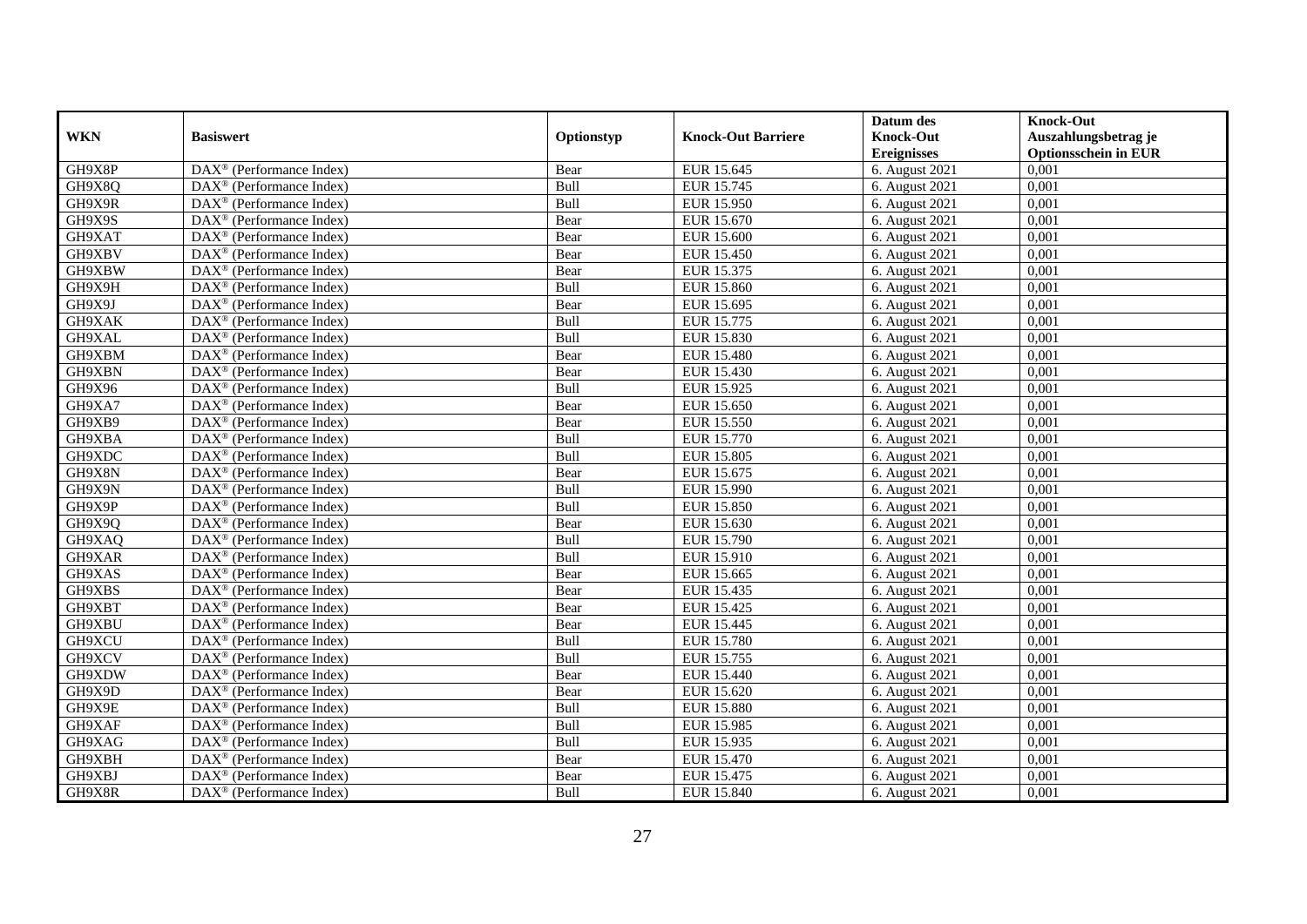| WKN | Basiswert | Optionstyp | Knock-Out Barriere | Datum des Knock-Out Ereignisses | Knock-Out Auszahlungsbetrag je Optionsschein in EUR |
|---|---|---|---|---|---|
| GH9X8P | DAX® (Performance Index) | Bear | EUR 15.645 | 6. August 2021 | 0,001 |
| GH9X8Q | DAX® (Performance Index) | Bull | EUR 15.745 | 6. August 2021 | 0,001 |
| GH9X9R | DAX® (Performance Index) | Bull | EUR 15.950 | 6. August 2021 | 0,001 |
| GH9X9S | DAX® (Performance Index) | Bear | EUR 15.670 | 6. August 2021 | 0,001 |
| GH9XAT | DAX® (Performance Index) | Bear | EUR 15.600 | 6. August 2021 | 0,001 |
| GH9XBV | DAX® (Performance Index) | Bear | EUR 15.450 | 6. August 2021 | 0,001 |
| GH9XBW | DAX® (Performance Index) | Bear | EUR 15.375 | 6. August 2021 | 0,001 |
| GH9X9H | DAX® (Performance Index) | Bull | EUR 15.860 | 6. August 2021 | 0,001 |
| GH9X9J | DAX® (Performance Index) | Bear | EUR 15.695 | 6. August 2021 | 0,001 |
| GH9XAK | DAX® (Performance Index) | Bull | EUR 15.775 | 6. August 2021 | 0,001 |
| GH9XAL | DAX® (Performance Index) | Bull | EUR 15.830 | 6. August 2021 | 0,001 |
| GH9XBM | DAX® (Performance Index) | Bear | EUR 15.480 | 6. August 2021 | 0,001 |
| GH9XBN | DAX® (Performance Index) | Bear | EUR 15.430 | 6. August 2021 | 0,001 |
| GH9X96 | DAX® (Performance Index) | Bull | EUR 15.925 | 6. August 2021 | 0,001 |
| GH9XA7 | DAX® (Performance Index) | Bear | EUR 15.650 | 6. August 2021 | 0,001 |
| GH9XB9 | DAX® (Performance Index) | Bear | EUR 15.550 | 6. August 2021 | 0,001 |
| GH9XBA | DAX® (Performance Index) | Bull | EUR 15.770 | 6. August 2021 | 0,001 |
| GH9XDC | DAX® (Performance Index) | Bull | EUR 15.805 | 6. August 2021 | 0,001 |
| GH9X8N | DAX® (Performance Index) | Bear | EUR 15.675 | 6. August 2021 | 0,001 |
| GH9X9N | DAX® (Performance Index) | Bull | EUR 15.990 | 6. August 2021 | 0,001 |
| GH9X9P | DAX® (Performance Index) | Bull | EUR 15.850 | 6. August 2021 | 0,001 |
| GH9X9Q | DAX® (Performance Index) | Bear | EUR 15.630 | 6. August 2021 | 0,001 |
| GH9XAQ | DAX® (Performance Index) | Bull | EUR 15.790 | 6. August 2021 | 0,001 |
| GH9XAR | DAX® (Performance Index) | Bull | EUR 15.910 | 6. August 2021 | 0,001 |
| GH9XAS | DAX® (Performance Index) | Bear | EUR 15.665 | 6. August 2021 | 0,001 |
| GH9XBS | DAX® (Performance Index) | Bear | EUR 15.435 | 6. August 2021 | 0,001 |
| GH9XBT | DAX® (Performance Index) | Bear | EUR 15.425 | 6. August 2021 | 0,001 |
| GH9XBU | DAX® (Performance Index) | Bear | EUR 15.445 | 6. August 2021 | 0,001 |
| GH9XCU | DAX® (Performance Index) | Bull | EUR 15.780 | 6. August 2021 | 0,001 |
| GH9XCV | DAX® (Performance Index) | Bull | EUR 15.755 | 6. August 2021 | 0,001 |
| GH9XDW | DAX® (Performance Index) | Bear | EUR 15.440 | 6. August 2021 | 0,001 |
| GH9X9D | DAX® (Performance Index) | Bear | EUR 15.620 | 6. August 2021 | 0,001 |
| GH9X9E | DAX® (Performance Index) | Bull | EUR 15.880 | 6. August 2021 | 0,001 |
| GH9XAF | DAX® (Performance Index) | Bull | EUR 15.985 | 6. August 2021 | 0,001 |
| GH9XAG | DAX® (Performance Index) | Bull | EUR 15.935 | 6. August 2021 | 0,001 |
| GH9XBH | DAX® (Performance Index) | Bear | EUR 15.470 | 6. August 2021 | 0,001 |
| GH9XBJ | DAX® (Performance Index) | Bear | EUR 15.475 | 6. August 2021 | 0,001 |
| GH9X8R | DAX® (Performance Index) | Bull | EUR 15.840 | 6. August 2021 | 0,001 |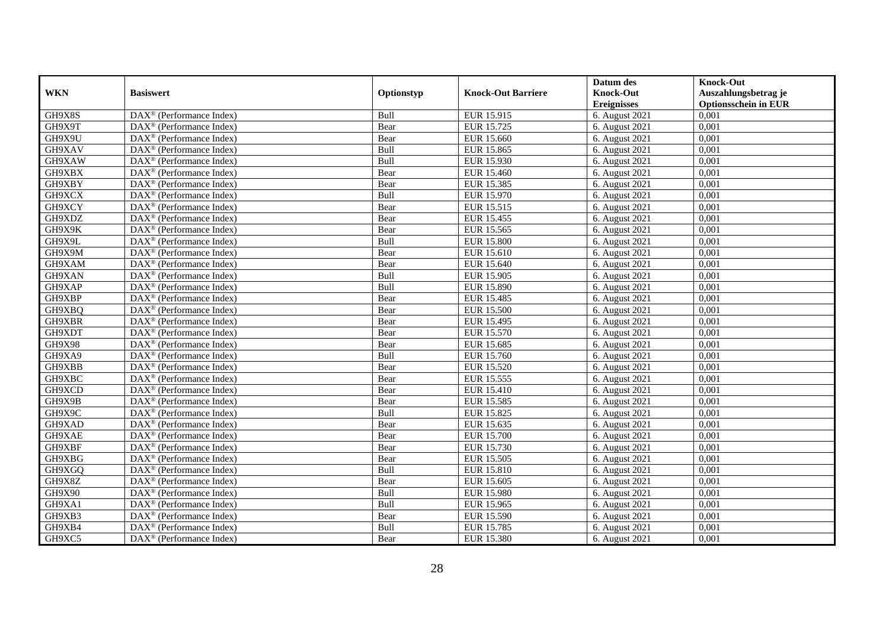| WKN | Basiswert | Optionstyp | Knock-Out Barriere | Datum des Knock-Out Ereignisses | Knock-Out Auszahlungsbetrag je Optionsschein in EUR |
|---|---|---|---|---|---|
| GH9X8S | DAX® (Performance Index) | Bull | EUR 15.915 | 6. August 2021 | 0,001 |
| GH9X9T | DAX® (Performance Index) | Bear | EUR 15.725 | 6. August 2021 | 0,001 |
| GH9X9U | DAX® (Performance Index) | Bear | EUR 15.660 | 6. August 2021 | 0,001 |
| GH9XAV | DAX® (Performance Index) | Bull | EUR 15.865 | 6. August 2021 | 0,001 |
| GH9XAW | DAX® (Performance Index) | Bull | EUR 15.930 | 6. August 2021 | 0,001 |
| GH9XBX | DAX® (Performance Index) | Bear | EUR 15.460 | 6. August 2021 | 0,001 |
| GH9XBY | DAX® (Performance Index) | Bear | EUR 15.385 | 6. August 2021 | 0,001 |
| GH9XCX | DAX® (Performance Index) | Bull | EUR 15.970 | 6. August 2021 | 0,001 |
| GH9XCY | DAX® (Performance Index) | Bear | EUR 15.515 | 6. August 2021 | 0,001 |
| GH9XDZ | DAX® (Performance Index) | Bear | EUR 15.455 | 6. August 2021 | 0,001 |
| GH9X9K | DAX® (Performance Index) | Bear | EUR 15.565 | 6. August 2021 | 0,001 |
| GH9X9L | DAX® (Performance Index) | Bull | EUR 15.800 | 6. August 2021 | 0,001 |
| GH9X9M | DAX® (Performance Index) | Bear | EUR 15.610 | 6. August 2021 | 0,001 |
| GH9XAM | DAX® (Performance Index) | Bear | EUR 15.640 | 6. August 2021 | 0,001 |
| GH9XAN | DAX® (Performance Index) | Bull | EUR 15.905 | 6. August 2021 | 0,001 |
| GH9XAP | DAX® (Performance Index) | Bull | EUR 15.890 | 6. August 2021 | 0,001 |
| GH9XBP | DAX® (Performance Index) | Bear | EUR 15.485 | 6. August 2021 | 0,001 |
| GH9XBQ | DAX® (Performance Index) | Bear | EUR 15.500 | 6. August 2021 | 0,001 |
| GH9XBR | DAX® (Performance Index) | Bear | EUR 15.495 | 6. August 2021 | 0,001 |
| GH9XDT | DAX® (Performance Index) | Bear | EUR 15.570 | 6. August 2021 | 0,001 |
| GH9X98 | DAX® (Performance Index) | Bear | EUR 15.685 | 6. August 2021 | 0,001 |
| GH9XA9 | DAX® (Performance Index) | Bull | EUR 15.760 | 6. August 2021 | 0,001 |
| GH9XBB | DAX® (Performance Index) | Bear | EUR 15.520 | 6. August 2021 | 0,001 |
| GH9XBC | DAX® (Performance Index) | Bear | EUR 15.555 | 6. August 2021 | 0,001 |
| GH9XCD | DAX® (Performance Index) | Bear | EUR 15.410 | 6. August 2021 | 0,001 |
| GH9X9B | DAX® (Performance Index) | Bear | EUR 15.585 | 6. August 2021 | 0,001 |
| GH9X9C | DAX® (Performance Index) | Bull | EUR 15.825 | 6. August 2021 | 0,001 |
| GH9XAD | DAX® (Performance Index) | Bear | EUR 15.635 | 6. August 2021 | 0,001 |
| GH9XAE | DAX® (Performance Index) | Bear | EUR 15.700 | 6. August 2021 | 0,001 |
| GH9XBF | DAX® (Performance Index) | Bear | EUR 15.730 | 6. August 2021 | 0,001 |
| GH9XBG | DAX® (Performance Index) | Bear | EUR 15.505 | 6. August 2021 | 0,001 |
| GH9XGQ | DAX® (Performance Index) | Bull | EUR 15.810 | 6. August 2021 | 0,001 |
| GH9X8Z | DAX® (Performance Index) | Bear | EUR 15.605 | 6. August 2021 | 0,001 |
| GH9X90 | DAX® (Performance Index) | Bull | EUR 15.980 | 6. August 2021 | 0,001 |
| GH9XA1 | DAX® (Performance Index) | Bull | EUR 15.965 | 6. August 2021 | 0,001 |
| GH9XB3 | DAX® (Performance Index) | Bear | EUR 15.590 | 6. August 2021 | 0,001 |
| GH9XB4 | DAX® (Performance Index) | Bull | EUR 15.785 | 6. August 2021 | 0,001 |
| GH9XC5 | DAX® (Performance Index) | Bear | EUR 15.380 | 6. August 2021 | 0,001 |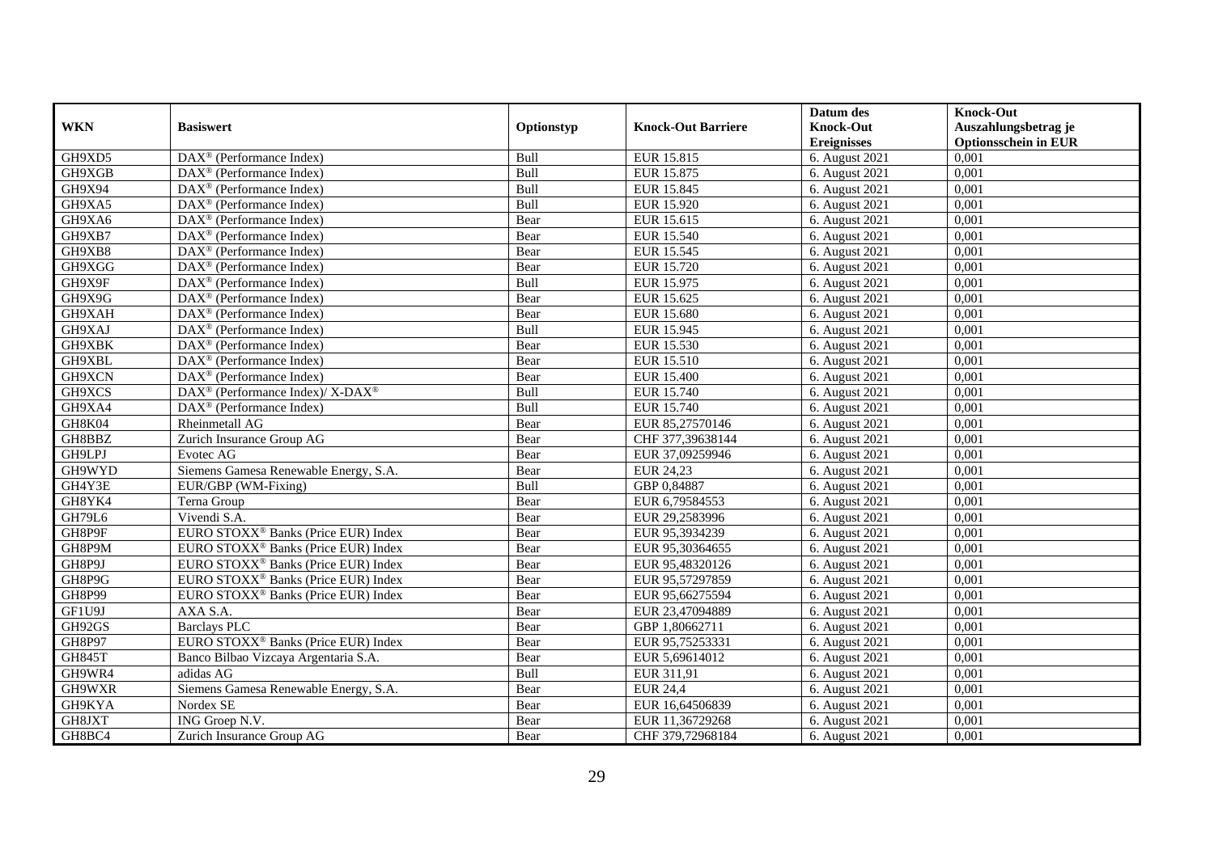| WKN | Basiswert | Optionstyp | Knock-Out Barriere | Datum des Knock-Out Ereignisses | Knock-Out Auszahlungsbetrag je Optionsschein in EUR |
|---|---|---|---|---|---|
| GH9XD5 | DAX® (Performance Index) | Bull | EUR 15.815 | 6. August 2021 | 0,001 |
| GH9XGB | DAX® (Performance Index) | Bull | EUR 15.875 | 6. August 2021 | 0,001 |
| GH9X94 | DAX® (Performance Index) | Bull | EUR 15.845 | 6. August 2021 | 0,001 |
| GH9XA5 | DAX® (Performance Index) | Bull | EUR 15.920 | 6. August 2021 | 0,001 |
| GH9XA6 | DAX® (Performance Index) | Bear | EUR 15.615 | 6. August 2021 | 0,001 |
| GH9XB7 | DAX® (Performance Index) | Bear | EUR 15.540 | 6. August 2021 | 0,001 |
| GH9XB8 | DAX® (Performance Index) | Bear | EUR 15.545 | 6. August 2021 | 0,001 |
| GH9XGG | DAX® (Performance Index) | Bear | EUR 15.720 | 6. August 2021 | 0,001 |
| GH9X9F | DAX® (Performance Index) | Bull | EUR 15.975 | 6. August 2021 | 0,001 |
| GH9X9G | DAX® (Performance Index) | Bear | EUR 15.625 | 6. August 2021 | 0,001 |
| GH9XAH | DAX® (Performance Index) | Bear | EUR 15.680 | 6. August 2021 | 0,001 |
| GH9XAJ | DAX® (Performance Index) | Bull | EUR 15.945 | 6. August 2021 | 0,001 |
| GH9XBK | DAX® (Performance Index) | Bear | EUR 15.530 | 6. August 2021 | 0,001 |
| GH9XBL | DAX® (Performance Index) | Bear | EUR 15.510 | 6. August 2021 | 0,001 |
| GH9XCN | DAX® (Performance Index) | Bear | EUR 15.400 | 6. August 2021 | 0,001 |
| GH9XCS | DAX® (Performance Index)/ X-DAX® | Bull | EUR 15.740 | 6. August 2021 | 0,001 |
| GH9XA4 | DAX® (Performance Index) | Bull | EUR 15.740 | 6. August 2021 | 0,001 |
| GH8K04 | Rheinmetall AG | Bear | EUR 85,27570146 | 6. August 2021 | 0,001 |
| GH8BBZ | Zurich Insurance Group AG | Bear | CHF 377,39638144 | 6. August 2021 | 0,001 |
| GH9LPJ | Evotec AG | Bear | EUR 37,09259946 | 6. August 2021 | 0,001 |
| GH9WYD | Siemens Gamesa Renewable Energy, S.A. | Bear | EUR 24,23 | 6. August 2021 | 0,001 |
| GH4Y3E | EUR/GBP (WM-Fixing) | Bull | GBP 0,84887 | 6. August 2021 | 0,001 |
| GH8YK4 | Terna Group | Bear | EUR 6,79584553 | 6. August 2021 | 0,001 |
| GH79L6 | Vivendi S.A. | Bear | EUR 29,2583996 | 6. August 2021 | 0,001 |
| GH8P9F | EURO STOXX® Banks (Price EUR) Index | Bear | EUR 95,3934239 | 6. August 2021 | 0,001 |
| GH8P9M | EURO STOXX® Banks (Price EUR) Index | Bear | EUR 95,30364655 | 6. August 2021 | 0,001 |
| GH8P9J | EURO STOXX® Banks (Price EUR) Index | Bear | EUR 95,48320126 | 6. August 2021 | 0,001 |
| GH8P9G | EURO STOXX® Banks (Price EUR) Index | Bear | EUR 95,57297859 | 6. August 2021 | 0,001 |
| GH8P99 | EURO STOXX® Banks (Price EUR) Index | Bear | EUR 95,66275594 | 6. August 2021 | 0,001 |
| GF1U9J | AXA S.A. | Bear | EUR 23,47094889 | 6. August 2021 | 0,001 |
| GH92GS | Barclays PLC | Bear | GBP 1,80662711 | 6. August 2021 | 0,001 |
| GH8P97 | EURO STOXX® Banks (Price EUR) Index | Bear | EUR 95,75253331 | 6. August 2021 | 0,001 |
| GH845T | Banco Bilbao Vizcaya Argentaria S.A. | Bear | EUR 5,69614012 | 6. August 2021 | 0,001 |
| GH9WR4 | adidas AG | Bull | EUR 311,91 | 6. August 2021 | 0,001 |
| GH9WXR | Siemens Gamesa Renewable Energy, S.A. | Bear | EUR 24,4 | 6. August 2021 | 0,001 |
| GH9KYA | Nordex SE | Bear | EUR 16,64506839 | 6. August 2021 | 0,001 |
| GH8JXT | ING Groep N.V. | Bear | EUR 11,36729268 | 6. August 2021 | 0,001 |
| GH8BC4 | Zurich Insurance Group AG | Bear | CHF 379,72968184 | 6. August 2021 | 0,001 |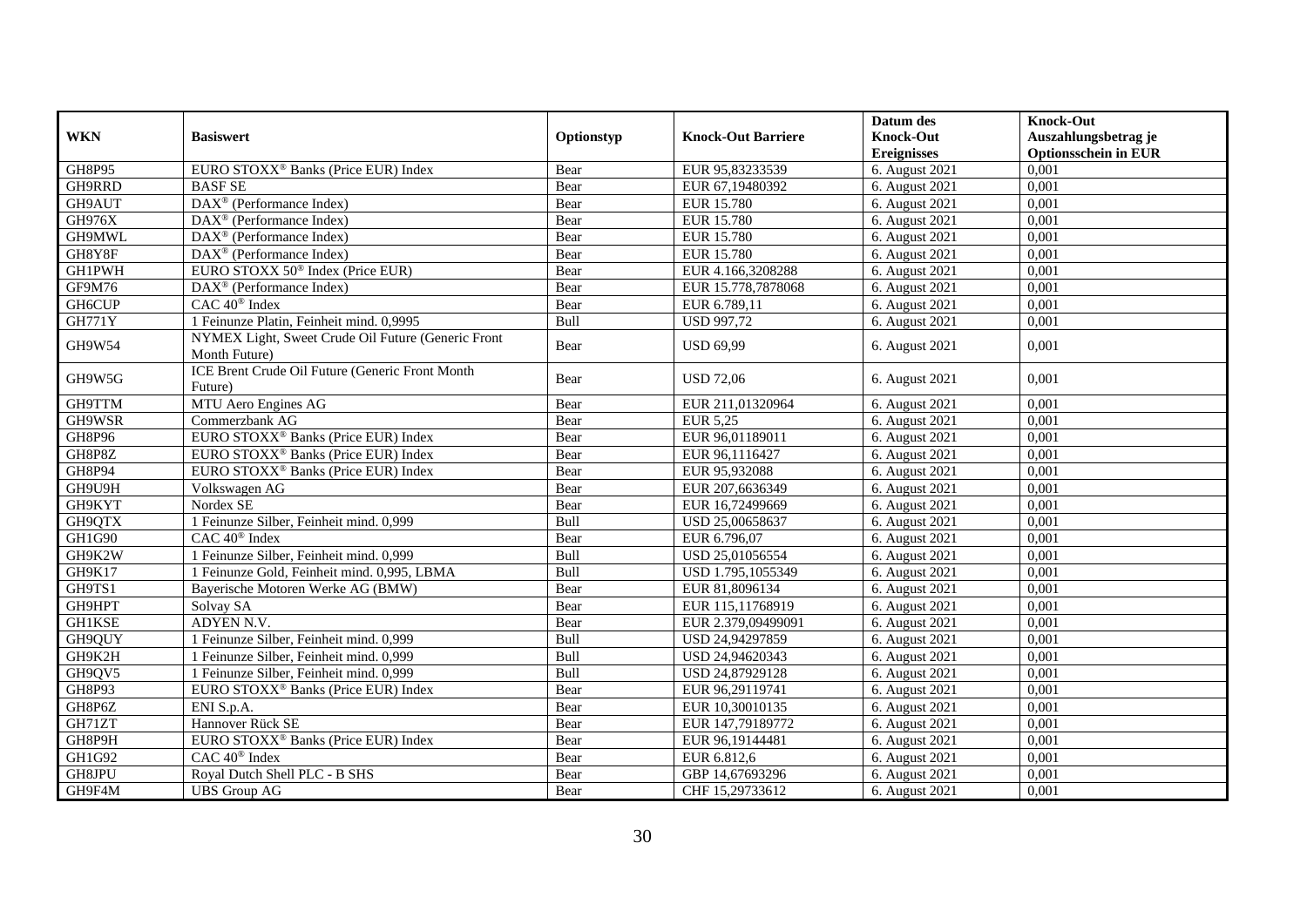| WKN | Basiswert | Optionstyp | Knock-Out Barriere | Datum des Knock-Out Ereignisses | Knock-Out Auszahlungsbetrag je Optionsschein in EUR |
|---|---|---|---|---|---|
| GH8P95 | EURO STOXX® Banks (Price EUR) Index | Bear | EUR 95,83233539 | 6. August 2021 | 0,001 |
| GH9RRD | BASF SE | Bear | EUR 67,19480392 | 6. August 2021 | 0,001 |
| GH9AUT | DAX® (Performance Index) | Bear | EUR 15.780 | 6. August 2021 | 0,001 |
| GH976X | DAX® (Performance Index) | Bear | EUR 15.780 | 6. August 2021 | 0,001 |
| GH9MWL | DAX® (Performance Index) | Bear | EUR 15.780 | 6. August 2021 | 0,001 |
| GH8Y8F | DAX® (Performance Index) | Bear | EUR 15.780 | 6. August 2021 | 0,001 |
| GH1PWH | EURO STOXX 50® Index (Price EUR) | Bear | EUR 4.166,3208288 | 6. August 2021 | 0,001 |
| GF9M76 | DAX® (Performance Index) | Bear | EUR 15.778,7878068 | 6. August 2021 | 0,001 |
| GH6CUP | CAC 40® Index | Bear | EUR 6.789,11 | 6. August 2021 | 0,001 |
| GH771Y | 1 Feinunze Platin, Feinheit mind. 0,9995 | Bull | USD 997,72 | 6. August 2021 | 0,001 |
| GH9W54 | NYMEX Light, Sweet Crude Oil Future (Generic Front Month Future) | Bear | USD 69,99 | 6. August 2021 | 0,001 |
| GH9W5G | ICE Brent Crude Oil Future (Generic Front Month Future) | Bear | USD 72,06 | 6. August 2021 | 0,001 |
| GH9TTM | MTU Aero Engines AG | Bear | EUR 211,01320964 | 6. August 2021 | 0,001 |
| GH9WSR | Commerzbank AG | Bear | EUR 5,25 | 6. August 2021 | 0,001 |
| GH8P96 | EURO STOXX® Banks (Price EUR) Index | Bear | EUR 96,01189011 | 6. August 2021 | 0,001 |
| GH8P8Z | EURO STOXX® Banks (Price EUR) Index | Bear | EUR 96,1116427 | 6. August 2021 | 0,001 |
| GH8P94 | EURO STOXX® Banks (Price EUR) Index | Bear | EUR 95,932088 | 6. August 2021 | 0,001 |
| GH9U9H | Volkswagen AG | Bear | EUR 207,6636349 | 6. August 2021 | 0,001 |
| GH9KYT | Nordex SE | Bear | EUR 16,72499669 | 6. August 2021 | 0,001 |
| GH9QTX | 1 Feinunze Silber, Feinheit mind. 0,999 | Bull | USD 25,00658637 | 6. August 2021 | 0,001 |
| GH1G90 | CAC 40® Index | Bear | EUR 6.796,07 | 6. August 2021 | 0,001 |
| GH9K2W | 1 Feinunze Silber, Feinheit mind. 0,999 | Bull | USD 25,01056554 | 6. August 2021 | 0,001 |
| GH9K17 | 1 Feinunze Gold, Feinheit mind. 0,995, LBMA | Bull | USD 1.795,1055349 | 6. August 2021 | 0,001 |
| GH9TS1 | Bayerische Motoren Werke AG (BMW) | Bear | EUR 81,8096134 | 6. August 2021 | 0,001 |
| GH9HPT | Solvay SA | Bear | EUR 115,11768919 | 6. August 2021 | 0,001 |
| GH1KSE | ADYEN N.V. | Bear | EUR 2.379,09499091 | 6. August 2021 | 0,001 |
| GH9QUY | 1 Feinunze Silber, Feinheit mind. 0,999 | Bull | USD 24,94297859 | 6. August 2021 | 0,001 |
| GH9K2H | 1 Feinunze Silber, Feinheit mind. 0,999 | Bull | USD 24,94620343 | 6. August 2021 | 0,001 |
| GH9QV5 | 1 Feinunze Silber, Feinheit mind. 0,999 | Bull | USD 24,87929128 | 6. August 2021 | 0,001 |
| GH8P93 | EURO STOXX® Banks (Price EUR) Index | Bear | EUR 96,29119741 | 6. August 2021 | 0,001 |
| GH8P6Z | ENI S.p.A. | Bear | EUR 10,30010135 | 6. August 2021 | 0,001 |
| GH71ZT | Hannover Rück SE | Bear | EUR 147,79189772 | 6. August 2021 | 0,001 |
| GH8P9H | EURO STOXX® Banks (Price EUR) Index | Bear | EUR 96,19144481 | 6. August 2021 | 0,001 |
| GH1G92 | CAC 40® Index | Bear | EUR 6.812,6 | 6. August 2021 | 0,001 |
| GH8JPU | Royal Dutch Shell PLC - B SHS | Bear | GBP 14,67693296 | 6. August 2021 | 0,001 |
| GH9F4M | UBS Group AG | Bear | CHF 15,29733612 | 6. August 2021 | 0,001 |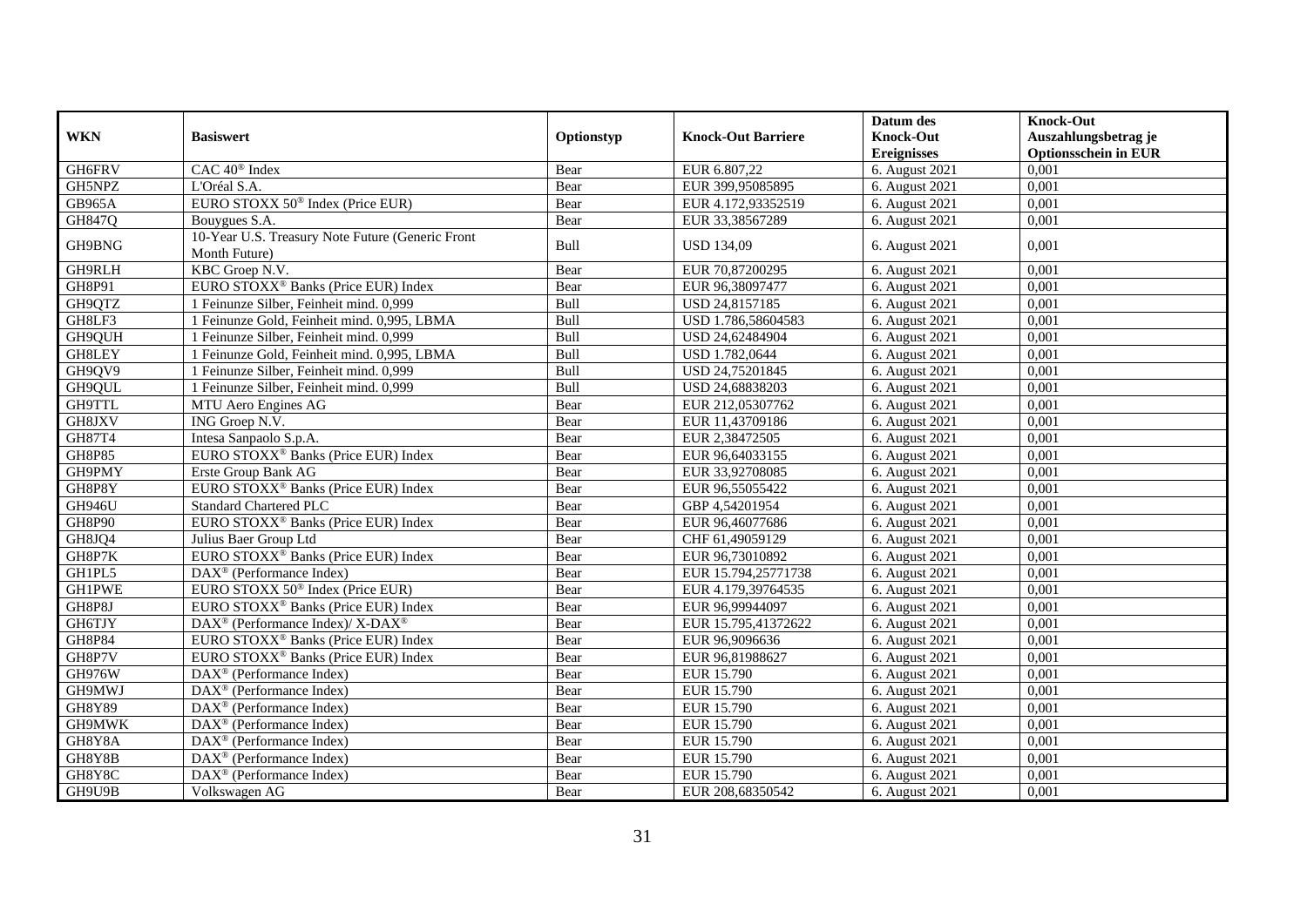| WKN | Basiswert | Optionstyp | Knock-Out Barriere | Datum des Knock-Out Ereignisses | Knock-Out Auszahlungsbetrag je Optionsschein in EUR |
|---|---|---|---|---|---|
| GH6FRV | CAC 40® Index | Bear | EUR 6.807,22 | 6. August 2021 | 0,001 |
| GH5NPZ | L'Oréal S.A. | Bear | EUR 399,95085895 | 6. August 2021 | 0,001 |
| GB965A | EURO STOXX 50® Index (Price EUR) | Bear | EUR 4.172,93352519 | 6. August 2021 | 0,001 |
| GH847Q | Bouygues S.A. | Bear | EUR 33,38567289 | 6. August 2021 | 0,001 |
| GH9BNG | 10-Year U.S. Treasury Note Future (Generic Front Month Future) | Bull | USD 134,09 | 6. August 2021 | 0,001 |
| GH9RLH | KBC Groep N.V. | Bear | EUR 70,87200295 | 6. August 2021 | 0,001 |
| GH8P91 | EURO STOXX® Banks (Price EUR) Index | Bear | EUR 96,38097477 | 6. August 2021 | 0,001 |
| GH9QTZ | 1 Feinunze Silber, Feinheit mind. 0,999 | Bull | USD 24,8157185 | 6. August 2021 | 0,001 |
| GH8LF3 | 1 Feinunze Gold, Feinheit mind. 0,995, LBMA | Bull | USD 1.786,58604583 | 6. August 2021 | 0,001 |
| GH9QUH | 1 Feinunze Silber, Feinheit mind. 0,999 | Bull | USD 24,62484904 | 6. August 2021 | 0,001 |
| GH8LEY | 1 Feinunze Gold, Feinheit mind. 0,995, LBMA | Bull | USD 1.782,0644 | 6. August 2021 | 0,001 |
| GH9QV9 | 1 Feinunze Silber, Feinheit mind. 0,999 | Bull | USD 24,75201845 | 6. August 2021 | 0,001 |
| GH9QUL | 1 Feinunze Silber, Feinheit mind. 0,999 | Bull | USD 24,68838203 | 6. August 2021 | 0,001 |
| GH9TTL | MTU Aero Engines AG | Bear | EUR 212,05307762 | 6. August 2021 | 0,001 |
| GH8JXV | ING Groep N.V. | Bear | EUR 11,43709186 | 6. August 2021 | 0,001 |
| GH87T4 | Intesa Sanpaolo S.p.A. | Bear | EUR 2,38472505 | 6. August 2021 | 0,001 |
| GH8P85 | EURO STOXX® Banks (Price EUR) Index | Bear | EUR 96,64033155 | 6. August 2021 | 0,001 |
| GH9PMY | Erste Group Bank AG | Bear | EUR 33,92708085 | 6. August 2021 | 0,001 |
| GH8P8Y | EURO STOXX® Banks (Price EUR) Index | Bear | EUR 96,55055422 | 6. August 2021 | 0,001 |
| GH946U | Standard Chartered PLC | Bear | GBP 4,54201954 | 6. August 2021 | 0,001 |
| GH8P90 | EURO STOXX® Banks (Price EUR) Index | Bear | EUR 96,46077686 | 6. August 2021 | 0,001 |
| GH8JQ4 | Julius Baer Group Ltd | Bear | CHF 61,49059129 | 6. August 2021 | 0,001 |
| GH8P7K | EURO STOXX® Banks (Price EUR) Index | Bear | EUR 96,73010892 | 6. August 2021 | 0,001 |
| GH1PL5 | DAX® (Performance Index) | Bear | EUR 15.794,25771738 | 6. August 2021 | 0,001 |
| GH1PWE | EURO STOXX 50® Index (Price EUR) | Bear | EUR 4.179,39764535 | 6. August 2021 | 0,001 |
| GH8P8J | EURO STOXX® Banks (Price EUR) Index | Bear | EUR 96,99944097 | 6. August 2021 | 0,001 |
| GH6TJY | DAX® (Performance Index)/ X-DAX® | Bear | EUR 15.795,41372622 | 6. August 2021 | 0,001 |
| GH8P84 | EURO STOXX® Banks (Price EUR) Index | Bear | EUR 96,9096636 | 6. August 2021 | 0,001 |
| GH8P7V | EURO STOXX® Banks (Price EUR) Index | Bear | EUR 96,81988627 | 6. August 2021 | 0,001 |
| GH976W | DAX® (Performance Index) | Bear | EUR 15.790 | 6. August 2021 | 0,001 |
| GH9MWJ | DAX® (Performance Index) | Bear | EUR 15.790 | 6. August 2021 | 0,001 |
| GH8Y89 | DAX® (Performance Index) | Bear | EUR 15.790 | 6. August 2021 | 0,001 |
| GH9MWK | DAX® (Performance Index) | Bear | EUR 15.790 | 6. August 2021 | 0,001 |
| GH8Y8A | DAX® (Performance Index) | Bear | EUR 15.790 | 6. August 2021 | 0,001 |
| GH8Y8B | DAX® (Performance Index) | Bear | EUR 15.790 | 6. August 2021 | 0,001 |
| GH8Y8C | DAX® (Performance Index) | Bear | EUR 15.790 | 6. August 2021 | 0,001 |
| GH9U9B | Volkswagen AG | Bear | EUR 208,68350542 | 6. August 2021 | 0,001 |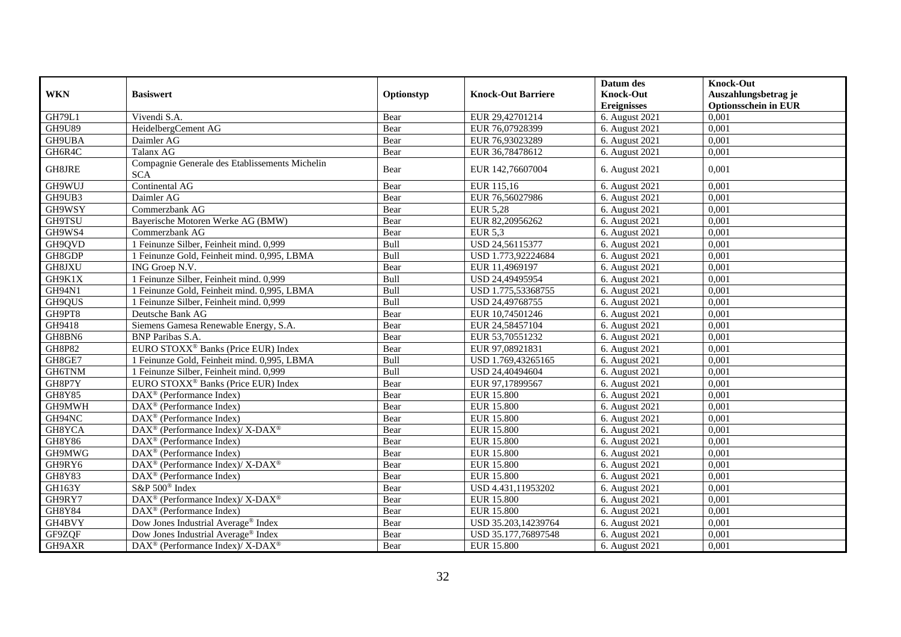| WKN | Basiswert | Optionstyp | Knock-Out Barriere | Datum des Knock-Out Ereignisses | Knock-Out Auszahlungsbetrag je Optionsschein in EUR |
|---|---|---|---|---|---|
| GH79L1 | Vivendi S.A. | Bear | EUR 29,42701214 | 6. August 2021 | 0,001 |
| GH9U89 | HeidelbergCement AG | Bear | EUR 76,07928399 | 6. August 2021 | 0,001 |
| GH9UBA | Daimler AG | Bear | EUR 76,93023289 | 6. August 2021 | 0,001 |
| GH6R4C | Talanx AG | Bear | EUR 36,78478612 | 6. August 2021 | 0,001 |
| GH8JRE | Compagnie Generale des Etablissements Michelin SCA | Bear | EUR 142,76607004 | 6. August 2021 | 0,001 |
| GH9WUJ | Continental AG | Bear | EUR 115,16 | 6. August 2021 | 0,001 |
| GH9UB3 | Daimler AG | Bear | EUR 76,56027986 | 6. August 2021 | 0,001 |
| GH9WSY | Commerzbank AG | Bear | EUR 5,28 | 6. August 2021 | 0,001 |
| GH9TSU | Bayerische Motoren Werke AG (BMW) | Bear | EUR 82,20956262 | 6. August 2021 | 0,001 |
| GH9WS4 | Commerzbank AG | Bear | EUR 5,3 | 6. August 2021 | 0,001 |
| GH9QVD | 1 Feinunze Silber, Feinheit mind. 0,999 | Bull | USD 24,56115377 | 6. August 2021 | 0,001 |
| GH8GDP | 1 Feinunze Gold, Feinheit mind. 0,995, LBMA | Bull | USD 1.773,92224684 | 6. August 2021 | 0,001 |
| GH8JXU | ING Groep N.V. | Bear | EUR 11,4969197 | 6. August 2021 | 0,001 |
| GH9K1X | 1 Feinunze Silber, Feinheit mind. 0,999 | Bull | USD 24,49495954 | 6. August 2021 | 0,001 |
| GH94N1 | 1 Feinunze Gold, Feinheit mind. 0,995, LBMA | Bull | USD 1.775,53368755 | 6. August 2021 | 0,001 |
| GH9QUS | 1 Feinunze Silber, Feinheit mind. 0,999 | Bull | USD 24,49768755 | 6. August 2021 | 0,001 |
| GH9PT8 | Deutsche Bank AG | Bear | EUR 10,74501246 | 6. August 2021 | 0,001 |
| GH9418 | Siemens Gamesa Renewable Energy, S.A. | Bear | EUR 24,58457104 | 6. August 2021 | 0,001 |
| GH8BN6 | BNP Paribas S.A. | Bear | EUR 53,70551232 | 6. August 2021 | 0,001 |
| GH8P82 | EURO STOXX® Banks (Price EUR) Index | Bear | EUR 97,08921831 | 6. August 2021 | 0,001 |
| GH8GE7 | 1 Feinunze Gold, Feinheit mind. 0,995, LBMA | Bull | USD 1.769,43265165 | 6. August 2021 | 0,001 |
| GH6TNM | 1 Feinunze Silber, Feinheit mind. 0,999 | Bull | USD 24,40494604 | 6. August 2021 | 0,001 |
| GH8P7Y | EURO STOXX® Banks (Price EUR) Index | Bear | EUR 97,17899567 | 6. August 2021 | 0,001 |
| GH8Y85 | DAX® (Performance Index) | Bear | EUR 15.800 | 6. August 2021 | 0,001 |
| GH9MWH | DAX® (Performance Index) | Bear | EUR 15.800 | 6. August 2021 | 0,001 |
| GH94NC | DAX® (Performance Index) | Bear | EUR 15.800 | 6. August 2021 | 0,001 |
| GH8YCA | DAX® (Performance Index)/ X-DAX® | Bear | EUR 15.800 | 6. August 2021 | 0,001 |
| GH8Y86 | DAX® (Performance Index) | Bear | EUR 15.800 | 6. August 2021 | 0,001 |
| GH9MWG | DAX® (Performance Index) | Bear | EUR 15.800 | 6. August 2021 | 0,001 |
| GH9RY6 | DAX® (Performance Index)/ X-DAX® | Bear | EUR 15.800 | 6. August 2021 | 0,001 |
| GH8Y83 | DAX® (Performance Index) | Bear | EUR 15.800 | 6. August 2021 | 0,001 |
| GH163Y | S&P 500® Index | Bear | USD 4.431,11953202 | 6. August 2021 | 0,001 |
| GH9RY7 | DAX® (Performance Index)/ X-DAX® | Bear | EUR 15.800 | 6. August 2021 | 0,001 |
| GH8Y84 | DAX® (Performance Index) | Bear | EUR 15.800 | 6. August 2021 | 0,001 |
| GH4BVY | Dow Jones Industrial Average® Index | Bear | USD 35.203,14239764 | 6. August 2021 | 0,001 |
| GF9ZQF | Dow Jones Industrial Average® Index | Bear | USD 35.177,76897548 | 6. August 2021 | 0,001 |
| GH9AXR | DAX® (Performance Index)/ X-DAX® | Bear | EUR 15.800 | 6. August 2021 | 0,001 |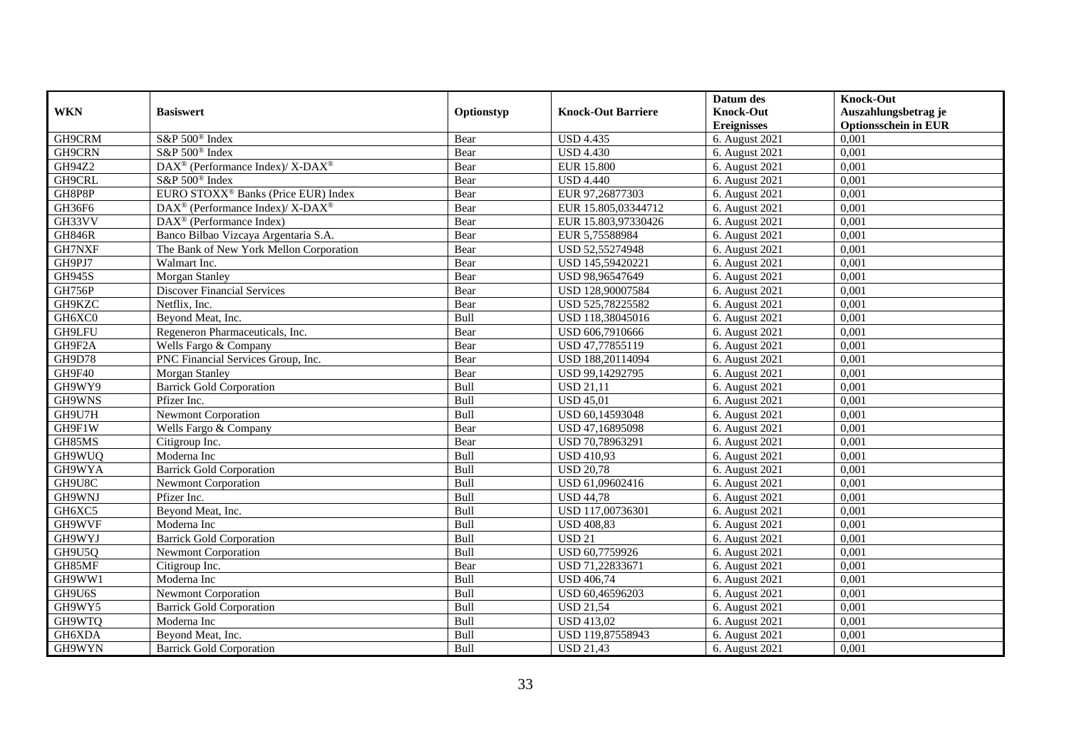| WKN | Basiswert | Optionstyp | Knock-Out Barriere | Datum des Knock-Out Ereignisses | Knock-Out Auszahlungsbetrag je Optionsschein in EUR |
|---|---|---|---|---|---|
| GH9CRM | S&P 500® Index | Bear | USD 4.435 | 6. August 2021 | 0,001 |
| GH9CRN | S&P 500® Index | Bear | USD 4.430 | 6. August 2021 | 0,001 |
| GH94Z2 | DAX® (Performance Index)/ X-DAX® | Bear | EUR 15.800 | 6. August 2021 | 0,001 |
| GH9CRL | S&P 500® Index | Bear | USD 4.440 | 6. August 2021 | 0,001 |
| GH8P8P | EURO STOXX® Banks (Price EUR) Index | Bear | EUR 97,26877303 | 6. August 2021 | 0,001 |
| GH36F6 | DAX® (Performance Index)/ X-DAX® | Bear | EUR 15.805,03344712 | 6. August 2021 | 0,001 |
| GH33VV | DAX® (Performance Index) | Bear | EUR 15.803,97330426 | 6. August 2021 | 0,001 |
| GH846R | Banco Bilbao Vizcaya Argentaria S.A. | Bear | EUR 5,75588984 | 6. August 2021 | 0,001 |
| GH7NXF | The Bank of New York Mellon Corporation | Bear | USD 52,55274948 | 6. August 2021 | 0,001 |
| GH9PJ7 | Walmart Inc. | Bear | USD 145,59420221 | 6. August 2021 | 0,001 |
| GH945S | Morgan Stanley | Bear | USD 98,96547649 | 6. August 2021 | 0,001 |
| GH756P | Discover Financial Services | Bear | USD 128,90007584 | 6. August 2021 | 0,001 |
| GH9KZC | Netflix, Inc. | Bear | USD 525,78225582 | 6. August 2021 | 0,001 |
| GH6XC0 | Beyond Meat, Inc. | Bull | USD 118,38045016 | 6. August 2021 | 0,001 |
| GH9LFU | Regeneron Pharmaceuticals, Inc. | Bear | USD 606,7910666 | 6. August 2021 | 0,001 |
| GH9F2A | Wells Fargo & Company | Bear | USD 47,77855119 | 6. August 2021 | 0,001 |
| GH9D78 | PNC Financial Services Group, Inc. | Bear | USD 188,20114094 | 6. August 2021 | 0,001 |
| GH9F40 | Morgan Stanley | Bear | USD 99,14292795 | 6. August 2021 | 0,001 |
| GH9WY9 | Barrick Gold Corporation | Bull | USD 21,11 | 6. August 2021 | 0,001 |
| GH9WNS | Pfizer Inc. | Bull | USD 45,01 | 6. August 2021 | 0,001 |
| GH9U7H | Newmont Corporation | Bull | USD 60,14593048 | 6. August 2021 | 0,001 |
| GH9F1W | Wells Fargo & Company | Bear | USD 47,16895098 | 6. August 2021 | 0,001 |
| GH85MS | Citigroup Inc. | Bear | USD 70,78963291 | 6. August 2021 | 0,001 |
| GH9WUQ | Moderna Inc | Bull | USD 410,93 | 6. August 2021 | 0,001 |
| GH9WYA | Barrick Gold Corporation | Bull | USD 20,78 | 6. August 2021 | 0,001 |
| GH9U8C | Newmont Corporation | Bull | USD 61,09602416 | 6. August 2021 | 0,001 |
| GH9WNJ | Pfizer Inc. | Bull | USD 44,78 | 6. August 2021 | 0,001 |
| GH6XC5 | Beyond Meat, Inc. | Bull | USD 117,00736301 | 6. August 2021 | 0,001 |
| GH9WVF | Moderna Inc | Bull | USD 408,83 | 6. August 2021 | 0,001 |
| GH9WYJ | Barrick Gold Corporation | Bull | USD 21 | 6. August 2021 | 0,001 |
| GH9U5Q | Newmont Corporation | Bull | USD 60,7759926 | 6. August 2021 | 0,001 |
| GH85MF | Citigroup Inc. | Bear | USD 71,22833671 | 6. August 2021 | 0,001 |
| GH9WW1 | Moderna Inc | Bull | USD 406,74 | 6. August 2021 | 0,001 |
| GH9U6S | Newmont Corporation | Bull | USD 60,46596203 | 6. August 2021 | 0,001 |
| GH9WY5 | Barrick Gold Corporation | Bull | USD 21,54 | 6. August 2021 | 0,001 |
| GH9WTQ | Moderna Inc | Bull | USD 413,02 | 6. August 2021 | 0,001 |
| GH6XDA | Beyond Meat, Inc. | Bull | USD 119,87558943 | 6. August 2021 | 0,001 |
| GH9WYN | Barrick Gold Corporation | Bull | USD 21,43 | 6. August 2021 | 0,001 |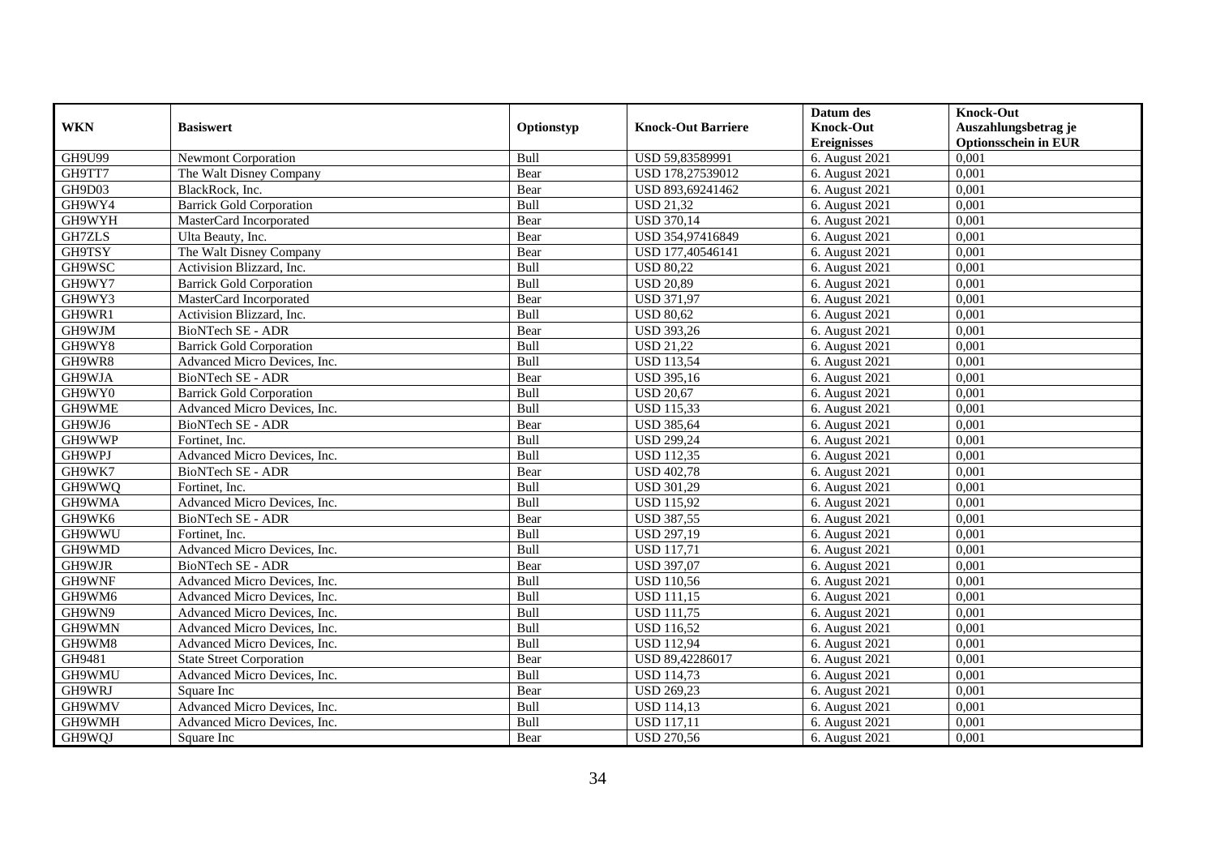| WKN | Basiswert | Optionstyp | Knock-Out Barriere | Datum des Knock-Out Ereignisses | Knock-Out Auszahlungsbetrag je Optionsschein in EUR |
|---|---|---|---|---|---|
| GH9U99 | Newmont Corporation | Bull | USD 59,83589991 | 6. August 2021 | 0,001 |
| GH9TT7 | The Walt Disney Company | Bear | USD 178,27539012 | 6. August 2021 | 0,001 |
| GH9D03 | BlackRock, Inc. | Bear | USD 893,69241462 | 6. August 2021 | 0,001 |
| GH9WY4 | Barrick Gold Corporation | Bull | USD 21,32 | 6. August 2021 | 0,001 |
| GH9WYH | MasterCard Incorporated | Bear | USD 370,14 | 6. August 2021 | 0,001 |
| GH7ZLS | Ulta Beauty, Inc. | Bear | USD 354,97416849 | 6. August 2021 | 0,001 |
| GH9TSY | The Walt Disney Company | Bear | USD 177,40546141 | 6. August 2021 | 0,001 |
| GH9WSC | Activision Blizzard, Inc. | Bull | USD 80,22 | 6. August 2021 | 0,001 |
| GH9WY7 | Barrick Gold Corporation | Bull | USD 20,89 | 6. August 2021 | 0,001 |
| GH9WY3 | MasterCard Incorporated | Bear | USD 371,97 | 6. August 2021 | 0,001 |
| GH9WR1 | Activision Blizzard, Inc. | Bull | USD 80,62 | 6. August 2021 | 0,001 |
| GH9WJM | BioNTech SE - ADR | Bear | USD 393,26 | 6. August 2021 | 0,001 |
| GH9WY8 | Barrick Gold Corporation | Bull | USD 21,22 | 6. August 2021 | 0,001 |
| GH9WR8 | Advanced Micro Devices, Inc. | Bull | USD 113,54 | 6. August 2021 | 0,001 |
| GH9WJA | BioNTech SE - ADR | Bear | USD 395,16 | 6. August 2021 | 0,001 |
| GH9WY0 | Barrick Gold Corporation | Bull | USD 20,67 | 6. August 2021 | 0,001 |
| GH9WME | Advanced Micro Devices, Inc. | Bull | USD 115,33 | 6. August 2021 | 0,001 |
| GH9WJ6 | BioNTech SE - ADR | Bear | USD 385,64 | 6. August 2021 | 0,001 |
| GH9WWP | Fortinet, Inc. | Bull | USD 299,24 | 6. August 2021 | 0,001 |
| GH9WPJ | Advanced Micro Devices, Inc. | Bull | USD 112,35 | 6. August 2021 | 0,001 |
| GH9WK7 | BioNTech SE - ADR | Bear | USD 402,78 | 6. August 2021 | 0,001 |
| GH9WWQ | Fortinet, Inc. | Bull | USD 301,29 | 6. August 2021 | 0,001 |
| GH9WMA | Advanced Micro Devices, Inc. | Bull | USD 115,92 | 6. August 2021 | 0,001 |
| GH9WK6 | BioNTech SE - ADR | Bear | USD 387,55 | 6. August 2021 | 0,001 |
| GH9WWU | Fortinet, Inc. | Bull | USD 297,19 | 6. August 2021 | 0,001 |
| GH9WMD | Advanced Micro Devices, Inc. | Bull | USD 117,71 | 6. August 2021 | 0,001 |
| GH9WJR | BioNTech SE - ADR | Bear | USD 397,07 | 6. August 2021 | 0,001 |
| GH9WNF | Advanced Micro Devices, Inc. | Bull | USD 110,56 | 6. August 2021 | 0,001 |
| GH9WM6 | Advanced Micro Devices, Inc. | Bull | USD 111,15 | 6. August 2021 | 0,001 |
| GH9WN9 | Advanced Micro Devices, Inc. | Bull | USD 111,75 | 6. August 2021 | 0,001 |
| GH9WMN | Advanced Micro Devices, Inc. | Bull | USD 116,52 | 6. August 2021 | 0,001 |
| GH9WM8 | Advanced Micro Devices, Inc. | Bull | USD 112,94 | 6. August 2021 | 0,001 |
| GH9481 | State Street Corporation | Bear | USD 89,42286017 | 6. August 2021 | 0,001 |
| GH9WMU | Advanced Micro Devices, Inc. | Bull | USD 114,73 | 6. August 2021 | 0,001 |
| GH9WRJ | Square Inc | Bear | USD 269,23 | 6. August 2021 | 0,001 |
| GH9WMV | Advanced Micro Devices, Inc. | Bull | USD 114,13 | 6. August 2021 | 0,001 |
| GH9WMH | Advanced Micro Devices, Inc. | Bull | USD 117,11 | 6. August 2021 | 0,001 |
| GH9WQJ | Square Inc | Bear | USD 270,56 | 6. August 2021 | 0,001 |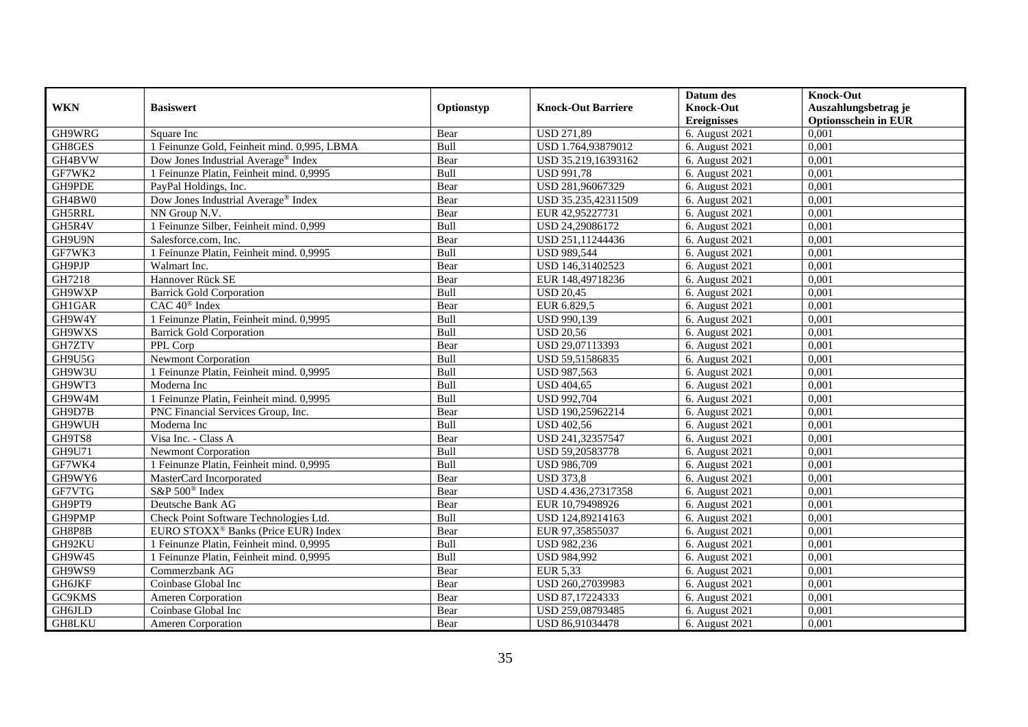| WKN | Basiswert | Optionstyp | Knock-Out Barriere | Datum des Knock-Out Ereignisses | Knock-Out Auszahlungsbetrag je Optionsschein in EUR |
|---|---|---|---|---|---|
| GH9WRG | Square Inc | Bear | USD 271,89 | 6. August 2021 | 0,001 |
| GH8GES | 1 Feinunze Gold, Feinheit mind. 0,995, LBMA | Bull | USD 1.764,93879012 | 6. August 2021 | 0,001 |
| GH4BVW | Dow Jones Industrial Average® Index | Bear | USD 35.219,16393162 | 6. August 2021 | 0,001 |
| GF7WK2 | 1 Feinunze Platin, Feinheit mind. 0,9995 | Bull | USD 991,78 | 6. August 2021 | 0,001 |
| GH9PDE | PayPal Holdings, Inc. | Bear | USD 281,96067329 | 6. August 2021 | 0,001 |
| GH4BW0 | Dow Jones Industrial Average® Index | Bear | USD 35.235,42311509 | 6. August 2021 | 0,001 |
| GH5RRL | NN Group N.V. | Bear | EUR 42,95227731 | 6. August 2021 | 0,001 |
| GH5R4V | 1 Feinunze Silber, Feinheit mind. 0,999 | Bull | USD 24,29086172 | 6. August 2021 | 0,001 |
| GH9U9N | Salesforce.com, Inc. | Bear | USD 251,11244436 | 6. August 2021 | 0,001 |
| GF7WK3 | 1 Feinunze Platin, Feinheit mind. 0,9995 | Bull | USD 989,544 | 6. August 2021 | 0,001 |
| GH9PJP | Walmart Inc. | Bear | USD 146,31402523 | 6. August 2021 | 0,001 |
| GH7218 | Hannover Rück SE | Bear | EUR 148,49718236 | 6. August 2021 | 0,001 |
| GH9WXP | Barrick Gold Corporation | Bull | USD 20,45 | 6. August 2021 | 0,001 |
| GH1GAR | CAC 40® Index | Bear | EUR 6.829,5 | 6. August 2021 | 0,001 |
| GH9W4Y | 1 Feinunze Platin, Feinheit mind. 0,9995 | Bull | USD 990,139 | 6. August 2021 | 0,001 |
| GH9WXS | Barrick Gold Corporation | Bull | USD 20,56 | 6. August 2021 | 0,001 |
| GH7ZTV | PPL Corp | Bear | USD 29,07113393 | 6. August 2021 | 0,001 |
| GH9U5G | Newmont Corporation | Bull | USD 59,51586835 | 6. August 2021 | 0,001 |
| GH9W3U | 1 Feinunze Platin, Feinheit mind. 0,9995 | Bull | USD 987,563 | 6. August 2021 | 0,001 |
| GH9WT3 | Moderna Inc | Bull | USD 404,65 | 6. August 2021 | 0,001 |
| GH9W4M | 1 Feinunze Platin, Feinheit mind. 0,9995 | Bull | USD 992,704 | 6. August 2021 | 0,001 |
| GH9D7B | PNC Financial Services Group, Inc. | Bear | USD 190,25962214 | 6. August 2021 | 0,001 |
| GH9WUH | Moderna Inc | Bull | USD 402,56 | 6. August 2021 | 0,001 |
| GH9TS8 | Visa Inc. - Class A | Bear | USD 241,32357547 | 6. August 2021 | 0,001 |
| GH9U71 | Newmont Corporation | Bull | USD 59,20583778 | 6. August 2021 | 0,001 |
| GF7WK4 | 1 Feinunze Platin, Feinheit mind. 0,9995 | Bull | USD 986,709 | 6. August 2021 | 0,001 |
| GH9WY6 | MasterCard Incorporated | Bear | USD 373,8 | 6. August 2021 | 0,001 |
| GF7VTG | S&P 500® Index | Bear | USD 4.436,27317358 | 6. August 2021 | 0,001 |
| GH9PT9 | Deutsche Bank AG | Bear | EUR 10,79498926 | 6. August 2021 | 0,001 |
| GH9PMP | Check Point Software Technologies Ltd. | Bull | USD 124,89214163 | 6. August 2021 | 0,001 |
| GH8P8B | EURO STOXX® Banks (Price EUR) Index | Bear | EUR 97,35855037 | 6. August 2021 | 0,001 |
| GH92KU | 1 Feinunze Platin, Feinheit mind. 0,9995 | Bull | USD 982,236 | 6. August 2021 | 0,001 |
| GH9W45 | 1 Feinunze Platin, Feinheit mind. 0,9995 | Bull | USD 984,992 | 6. August 2021 | 0,001 |
| GH9WS9 | Commerzbank AG | Bear | EUR 5,33 | 6. August 2021 | 0,001 |
| GH6JKF | Coinbase Global Inc | Bear | USD 260,27039983 | 6. August 2021 | 0,001 |
| GC9KMS | Ameren Corporation | Bear | USD 87,17224333 | 6. August 2021 | 0,001 |
| GH6JLD | Coinbase Global Inc | Bear | USD 259,08793485 | 6. August 2021 | 0,001 |
| GH8LKU | Ameren Corporation | Bear | USD 86,91034478 | 6. August 2021 | 0,001 |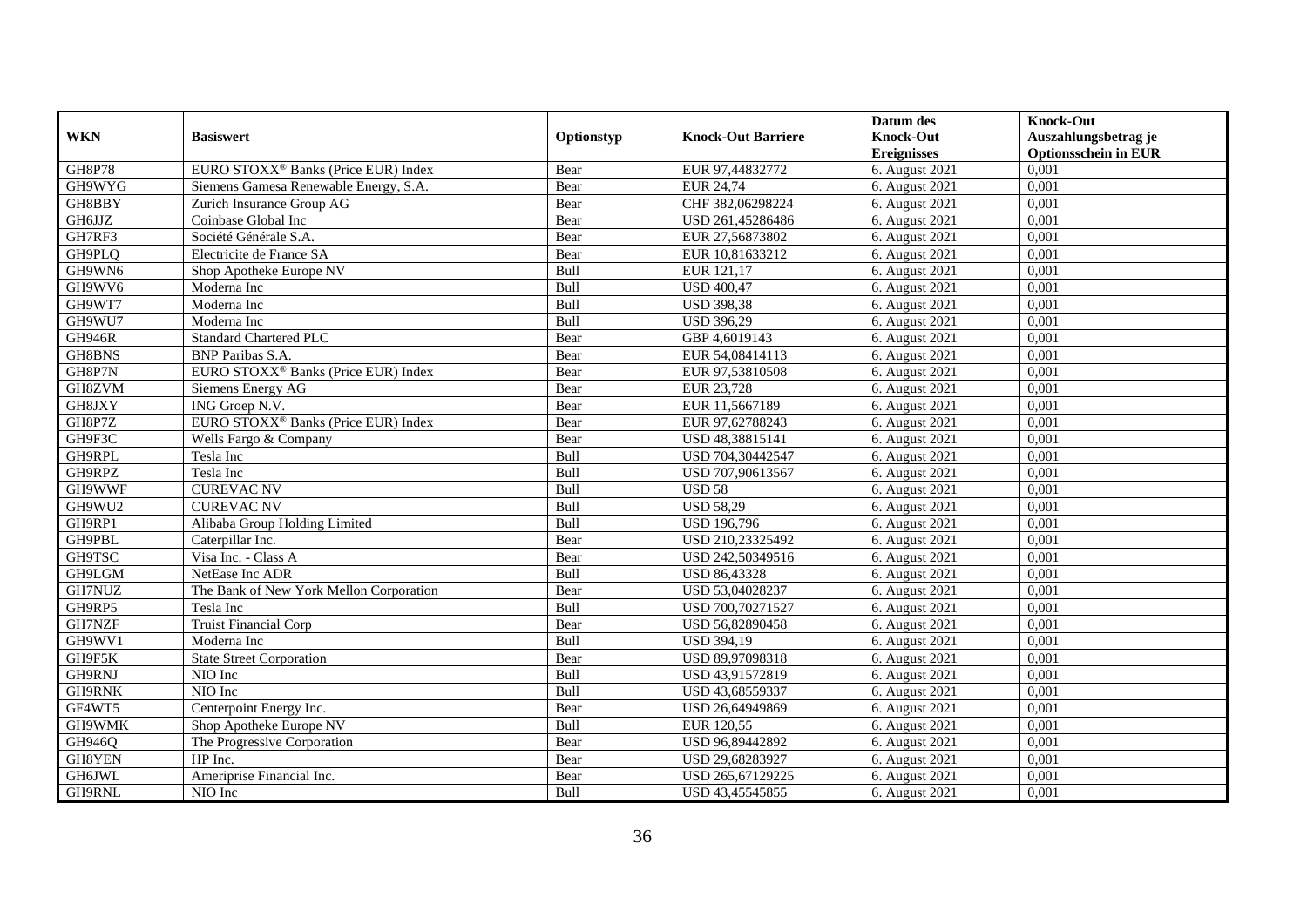| WKN | Basiswert | Optionstyp | Knock-Out Barriere | Datum des Knock-Out Ereignisses | Knock-Out Auszahlungsbetrag je Optionsschein in EUR |
|---|---|---|---|---|---|
| GH8P78 | EURO STOXX® Banks (Price EUR) Index | Bear | EUR 97,44832772 | 6. August 2021 | 0,001 |
| GH9WYG | Siemens Gamesa Renewable Energy, S.A. | Bear | EUR 24,74 | 6. August 2021 | 0,001 |
| GH8BBY | Zurich Insurance Group AG | Bear | CHF 382,06298224 | 6. August 2021 | 0,001 |
| GH6JJZ | Coinbase Global Inc | Bear | USD 261,45286486 | 6. August 2021 | 0,001 |
| GH7RF3 | Société Générale S.A. | Bear | EUR 27,56873802 | 6. August 2021 | 0,001 |
| GH9PLQ | Electricite de France SA | Bear | EUR 10,81633212 | 6. August 2021 | 0,001 |
| GH9WN6 | Shop Apotheke Europe NV | Bull | EUR 121,17 | 6. August 2021 | 0,001 |
| GH9WV6 | Moderna Inc | Bull | USD 400,47 | 6. August 2021 | 0,001 |
| GH9WT7 | Moderna Inc | Bull | USD 398,38 | 6. August 2021 | 0,001 |
| GH9WU7 | Moderna Inc | Bull | USD 396,29 | 6. August 2021 | 0,001 |
| GH946R | Standard Chartered PLC | Bear | GBP 4,6019143 | 6. August 2021 | 0,001 |
| GH8BNS | BNP Paribas S.A. | Bear | EUR 54,08414113 | 6. August 2021 | 0,001 |
| GH8P7N | EURO STOXX® Banks (Price EUR) Index | Bear | EUR 97,53810508 | 6. August 2021 | 0,001 |
| GH8ZVM | Siemens Energy AG | Bear | EUR 23,728 | 6. August 2021 | 0,001 |
| GH8JXY | ING Groep N.V. | Bear | EUR 11,5667189 | 6. August 2021 | 0,001 |
| GH8P7Z | EURO STOXX® Banks (Price EUR) Index | Bear | EUR 97,62788243 | 6. August 2021 | 0,001 |
| GH9F3C | Wells Fargo & Company | Bear | USD 48,38815141 | 6. August 2021 | 0,001 |
| GH9RPL | Tesla Inc | Bull | USD 704,30442547 | 6. August 2021 | 0,001 |
| GH9RPZ | Tesla Inc | Bull | USD 707,90613567 | 6. August 2021 | 0,001 |
| GH9WWF | CUREVAC NV | Bull | USD 58 | 6. August 2021 | 0,001 |
| GH9WU2 | CUREVAC NV | Bull | USD 58,29 | 6. August 2021 | 0,001 |
| GH9RP1 | Alibaba Group Holding Limited | Bull | USD 196,796 | 6. August 2021 | 0,001 |
| GH9PBL | Caterpillar Inc. | Bear | USD 210,23325492 | 6. August 2021 | 0,001 |
| GH9TSC | Visa Inc. - Class A | Bear | USD 242,50349516 | 6. August 2021 | 0,001 |
| GH9LGM | NetEase Inc ADR | Bull | USD 86,43328 | 6. August 2021 | 0,001 |
| GH7NUZ | The Bank of New York Mellon Corporation | Bear | USD 53,04028237 | 6. August 2021 | 0,001 |
| GH9RP5 | Tesla Inc | Bull | USD 700,70271527 | 6. August 2021 | 0,001 |
| GH7NZF | Truist Financial Corp | Bear | USD 56,82890458 | 6. August 2021 | 0,001 |
| GH9WV1 | Moderna Inc | Bull | USD 394,19 | 6. August 2021 | 0,001 |
| GH9F5K | State Street Corporation | Bear | USD 89,97098318 | 6. August 2021 | 0,001 |
| GH9RNJ | NIO Inc | Bull | USD 43,91572819 | 6. August 2021 | 0,001 |
| GH9RNK | NIO Inc | Bull | USD 43,68559337 | 6. August 2021 | 0,001 |
| GF4WT5 | Centerpoint Energy Inc. | Bear | USD 26,64949869 | 6. August 2021 | 0,001 |
| GH9WMK | Shop Apotheke Europe NV | Bull | EUR 120,55 | 6. August 2021 | 0,001 |
| GH946Q | The Progressive Corporation | Bear | USD 96,89442892 | 6. August 2021 | 0,001 |
| GH8YEN | HP Inc. | Bear | USD 29,68283927 | 6. August 2021 | 0,001 |
| GH6JWL | Ameriprise Financial Inc. | Bear | USD 265,67129225 | 6. August 2021 | 0,001 |
| GH9RNL | NIO Inc | Bull | USD 43,45545855 | 6. August 2021 | 0,001 |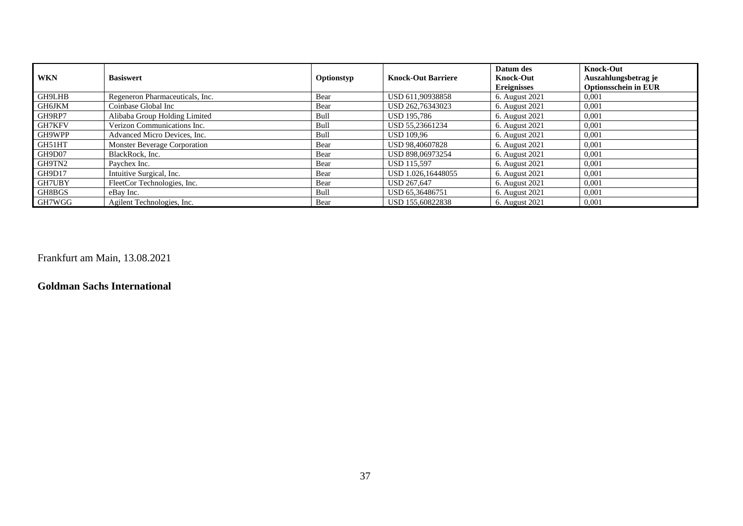| WKN | Basiswert | Optionstyp | Knock-Out Barriere | Datum des Knock-Out Ereignisses | Knock-Out Auszahlungsbetrag je Optionsschein in EUR |
|---|---|---|---|---|---|
| GH9LHB | Regeneron Pharmaceuticals, Inc. | Bear | USD 611,90938858 | 6. August 2021 | 0,001 |
| GH6JKM | Coinbase Global Inc | Bear | USD 262,76343023 | 6. August 2021 | 0,001 |
| GH9RP7 | Alibaba Group Holding Limited | Bull | USD 195,786 | 6. August 2021 | 0,001 |
| GH7KFV | Verizon Communications Inc. | Bull | USD 55,23661234 | 6. August 2021 | 0,001 |
| GH9WPP | Advanced Micro Devices, Inc. | Bull | USD 109,96 | 6. August 2021 | 0,001 |
| GH51HT | Monster Beverage Corporation | Bear | USD 98,40607828 | 6. August 2021 | 0,001 |
| GH9D07 | BlackRock, Inc. | Bear | USD 898,06973254 | 6. August 2021 | 0,001 |
| GH9TN2 | Paychex Inc. | Bear | USD 115,597 | 6. August 2021 | 0,001 |
| GH9D17 | Intuitive Surgical, Inc. | Bear | USD 1.026,16448055 | 6. August 2021 | 0,001 |
| GH7UBY | FleetCor Technologies, Inc. | Bear | USD 267,647 | 6. August 2021 | 0,001 |
| GH8BGS | eBay Inc. | Bull | USD 65,36486751 | 6. August 2021 | 0,001 |
| GH7WGG | Agilent Technologies, Inc. | Bear | USD 155,60822838 | 6. August 2021 | 0,001 |

Frankfurt am Main, 13.08.2021

**Goldman Sachs International**